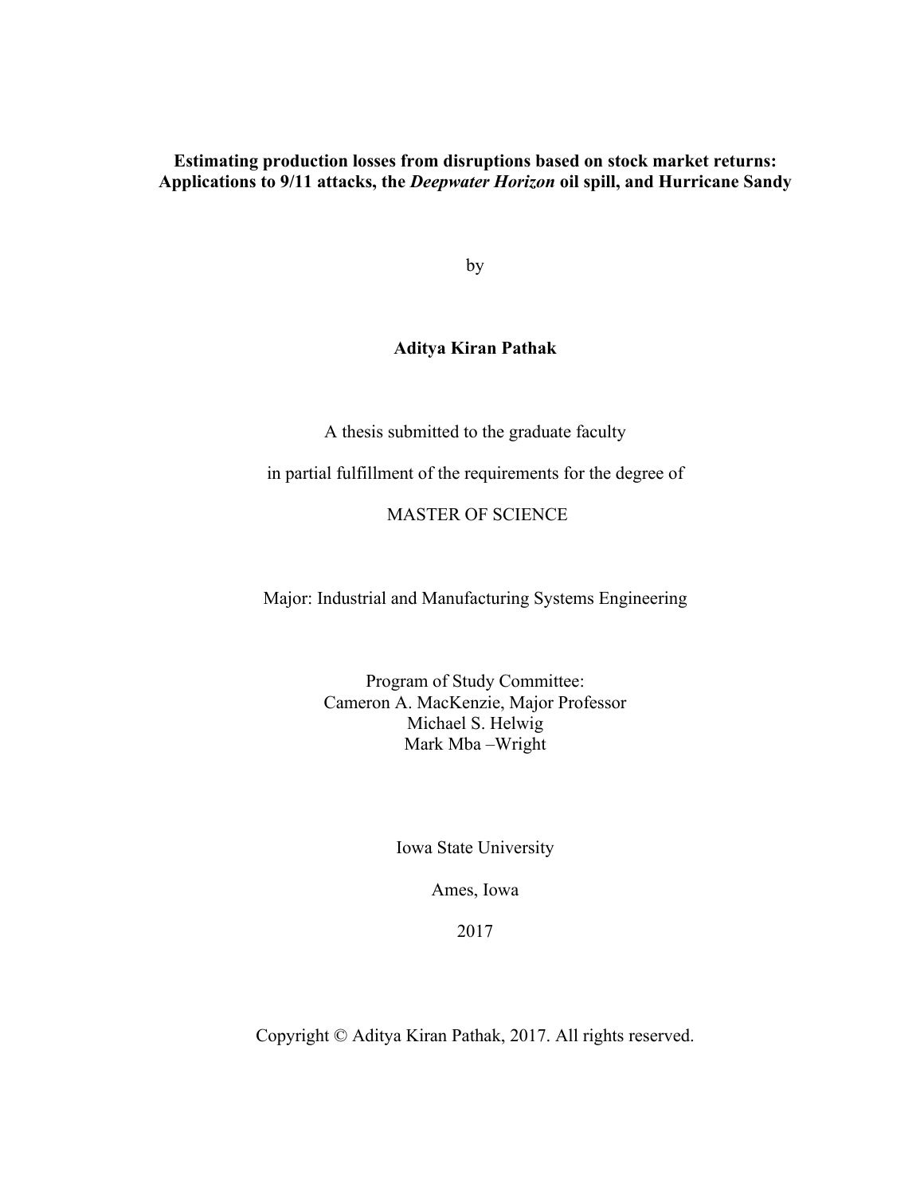**Estimating production losses from disruptions based on stock market returns: Applications to 9/11 attacks, the *Deepwater Horizon* oil spill, and Hurricane Sandy**

by

**Aditya Kiran Pathak**

A thesis submitted to the graduate faculty

in partial fulfillment of the requirements for the degree of

MASTER OF SCIENCE

Major: Industrial and Manufacturing Systems Engineering

Program of Study Committee:
Cameron A. MacKenzie, Major Professor
Michael S. Helwig
Mark Mba –Wright

Iowa State University

Ames, Iowa

2017

Copyright © Aditya Kiran Pathak, 2017. All rights reserved.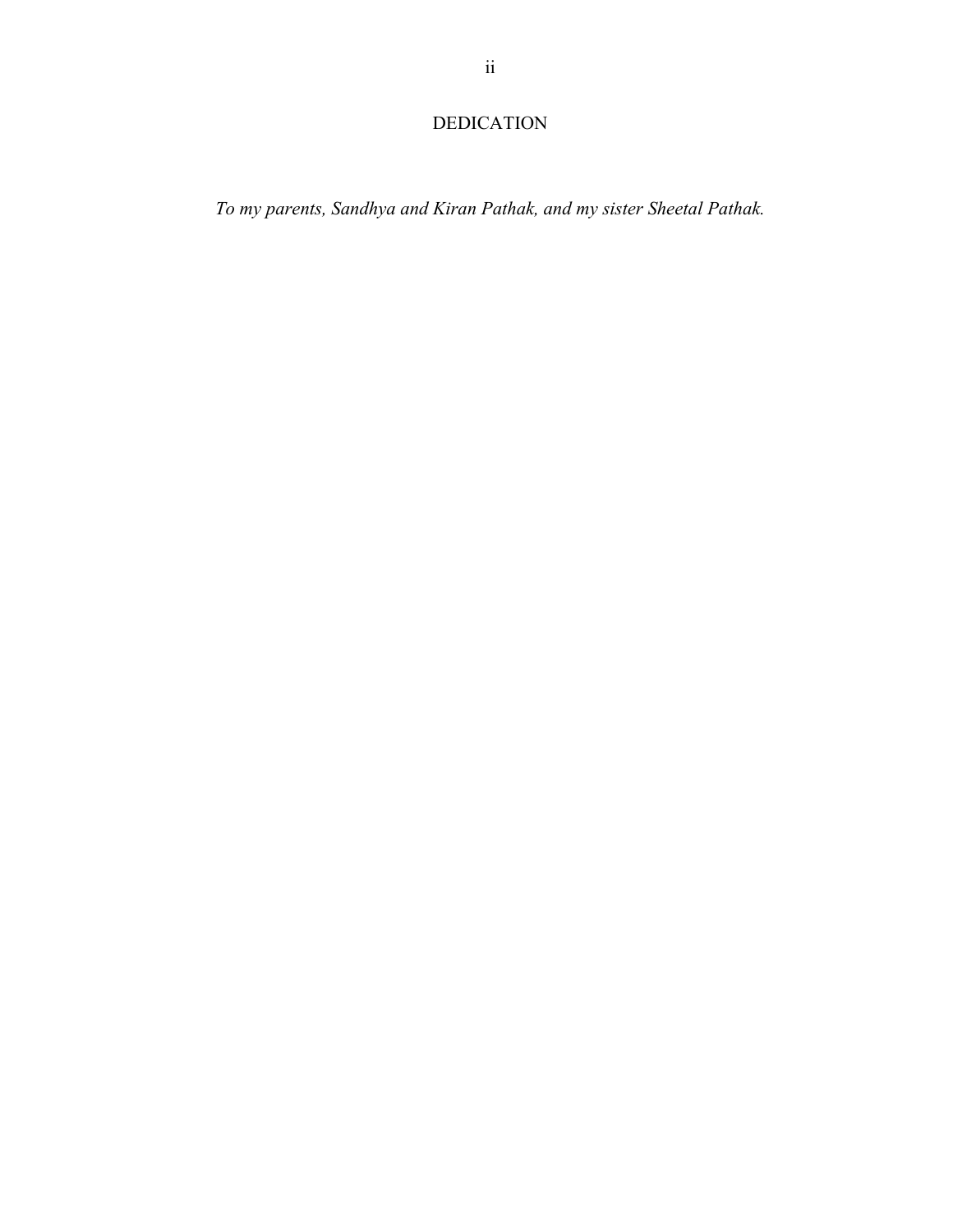# DEDICATION

*To my parents, Sandhya and Kiran Pathak, and my sister Sheetal Pathak.*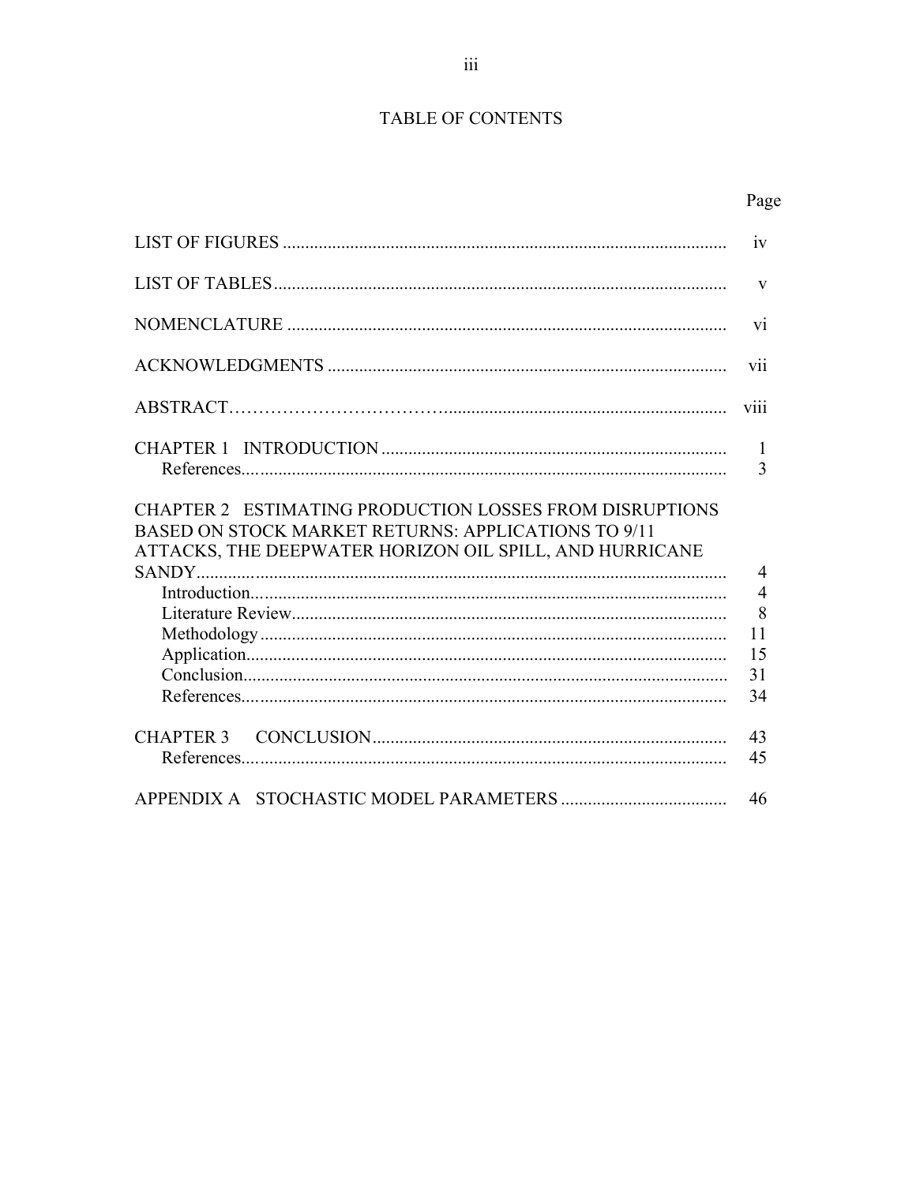# TABLE OF CONTENTS

| | Page |
|---|---|
| LIST OF FIGURES | iv |
| LIST OF TABLES | v |
| NOMENCLATURE | vi |
| ACKNOWLEDGMENTS | vii |
| ABSTRACT | viii |
| CHAPTER 1 INTRODUCTION | 1 |
| References | 3 |
| CHAPTER 2 ESTIMATING PRODUCTION LOSSES FROM DISRUPTIONS BASED ON STOCK MARKET RETURNS: APPLICATIONS TO 9/11 ATTACKS, THE DEEPWATER HORIZON OIL SPILL, AND HURRICANE SANDY | 4 |
| Introduction | 4 |
| Literature Review | 8 |
| Methodology | 11 |
| Application | 15 |
| Conclusion | 31 |
| References | 34 |
| CHAPTER 3 CONCLUSION | 43 |
| References | 45 |
| APPENDIX A STOCHASTIC MODEL PARAMETERS | 46 |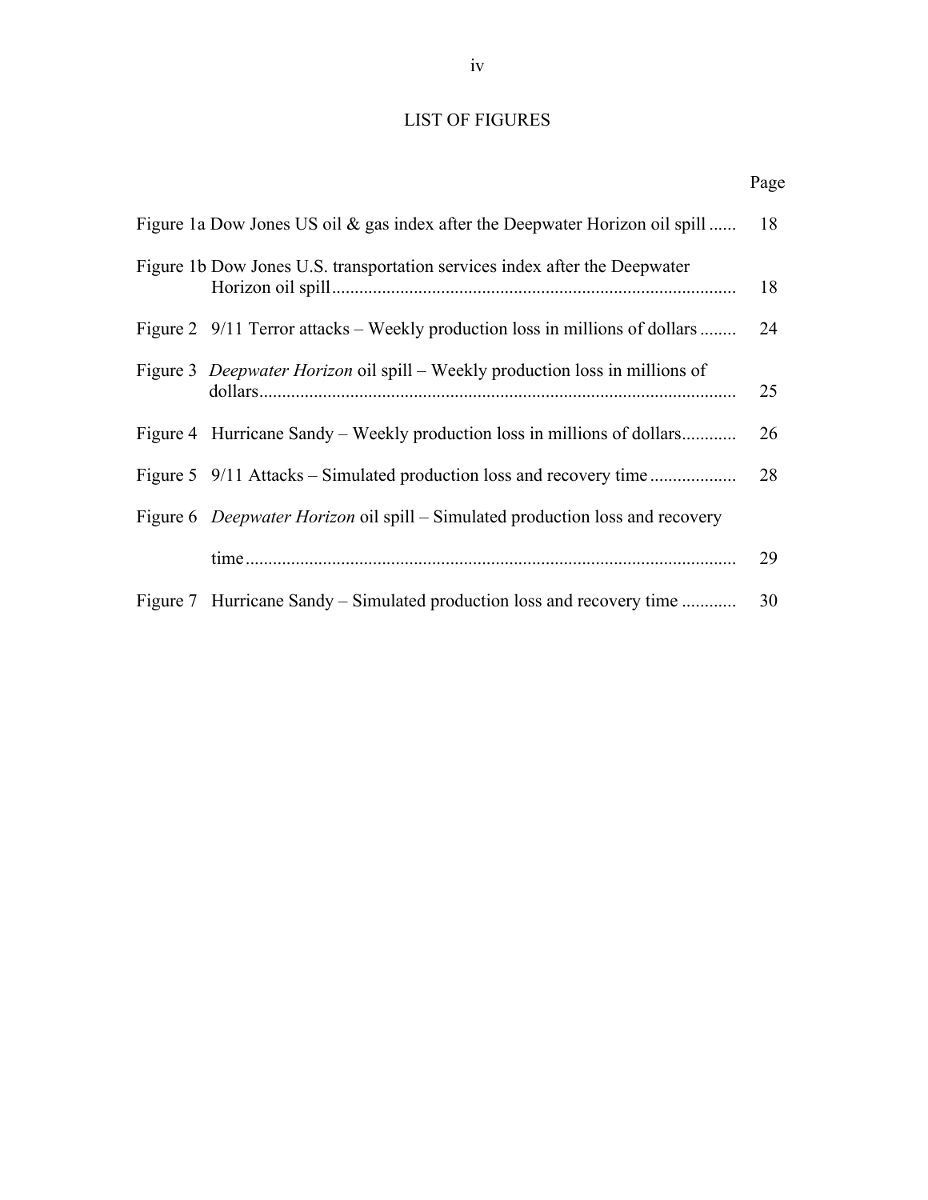# LIST OF FIGURES

| | Page |
|---|---|
| Figure 1a Dow Jones US oil & gas index after the Deepwater Horizon oil spill | 18 |
| Figure 1b Dow Jones U.S. transportation services index after the Deepwater Horizon oil spill | 18 |
| Figure 2 9/11 Terror attacks – Weekly production loss in millions of dollars | 24 |
| Figure 3 *Deepwater Horizon* oil spill – Weekly production loss in millions of dollars | 25 |
| Figure 4 Hurricane Sandy – Weekly production loss in millions of dollars | 26 |
| Figure 5 9/11 Attacks – Simulated production loss and recovery time | 28 |
| Figure 6 *Deepwater Horizon* oil spill – Simulated production loss and recovery time | 29 |
| Figure 7 Hurricane Sandy – Simulated production loss and recovery time | 30 |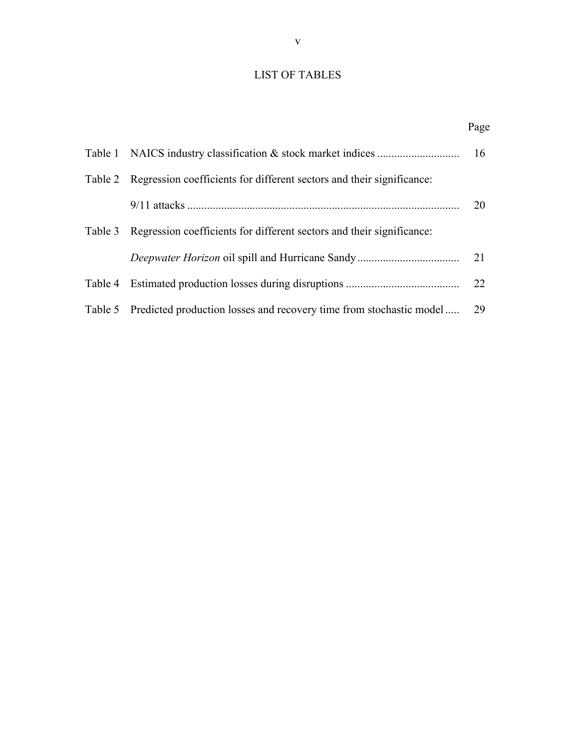# LIST OF TABLES

| | | Page |
|---|---|---|
| Table 1 | NAICS industry classification & stock market indices | 16 |
| Table 2 | Regression coefficients for different sectors and their significance: 9/11 attacks | 20 |
| Table 3 | Regression coefficients for different sectors and their significance: *Deepwater Horizon* oil spill and Hurricane Sandy | 21 |
| Table 4 | Estimated production losses during disruptions | 22 |
| Table 5 | Predicted production losses and recovery time from stochastic model | 29 |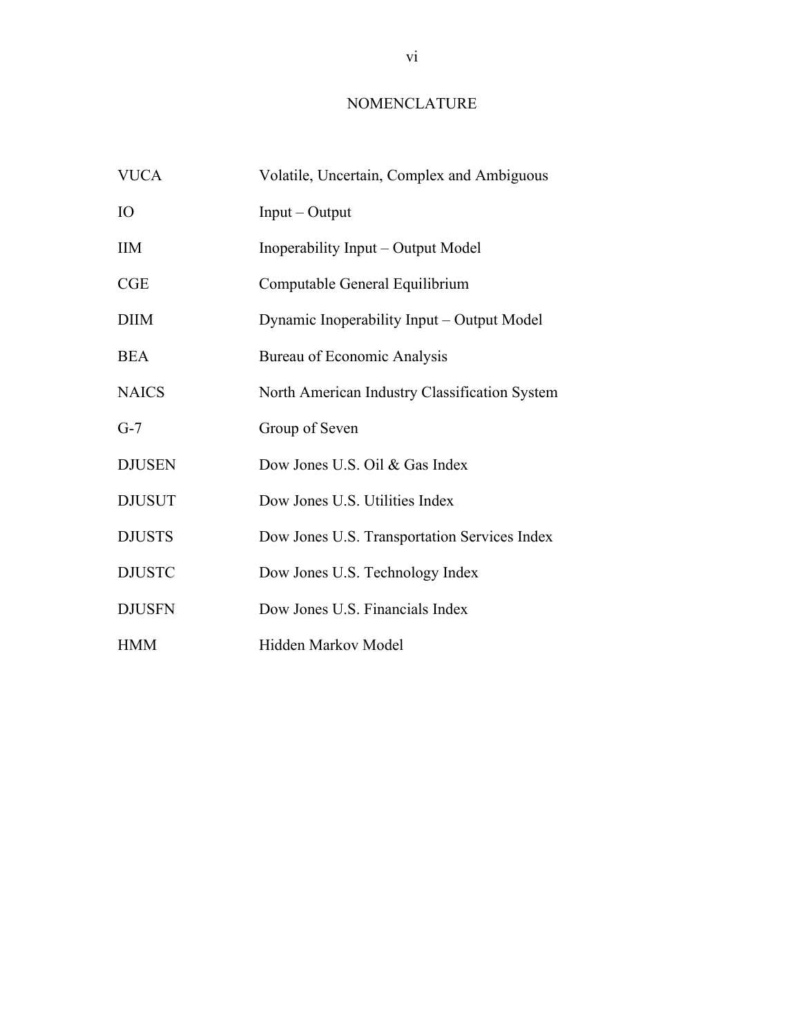# NOMENCLATURE

| | |
|---|---|
| VUCA | Volatile, Uncertain, Complex and Ambiguous |
| IO | Input – Output |
| IIM | Inoperability Input – Output Model |
| CGE | Computable General Equilibrium |
| DIIM | Dynamic Inoperability Input – Output Model |
| BEA | Bureau of Economic Analysis |
| NAICS | North American Industry Classification System |
| G-7 | Group of Seven |
| DJUSEN | Dow Jones U.S. Oil & Gas Index |
| DJUSUT | Dow Jones U.S. Utilities Index |
| DJUSTS | Dow Jones U.S. Transportation Services Index |
| DJUSTC | Dow Jones U.S. Technology Index |
| DJUSFN | Dow Jones U.S. Financials Index |
| HMM | Hidden Markov Model |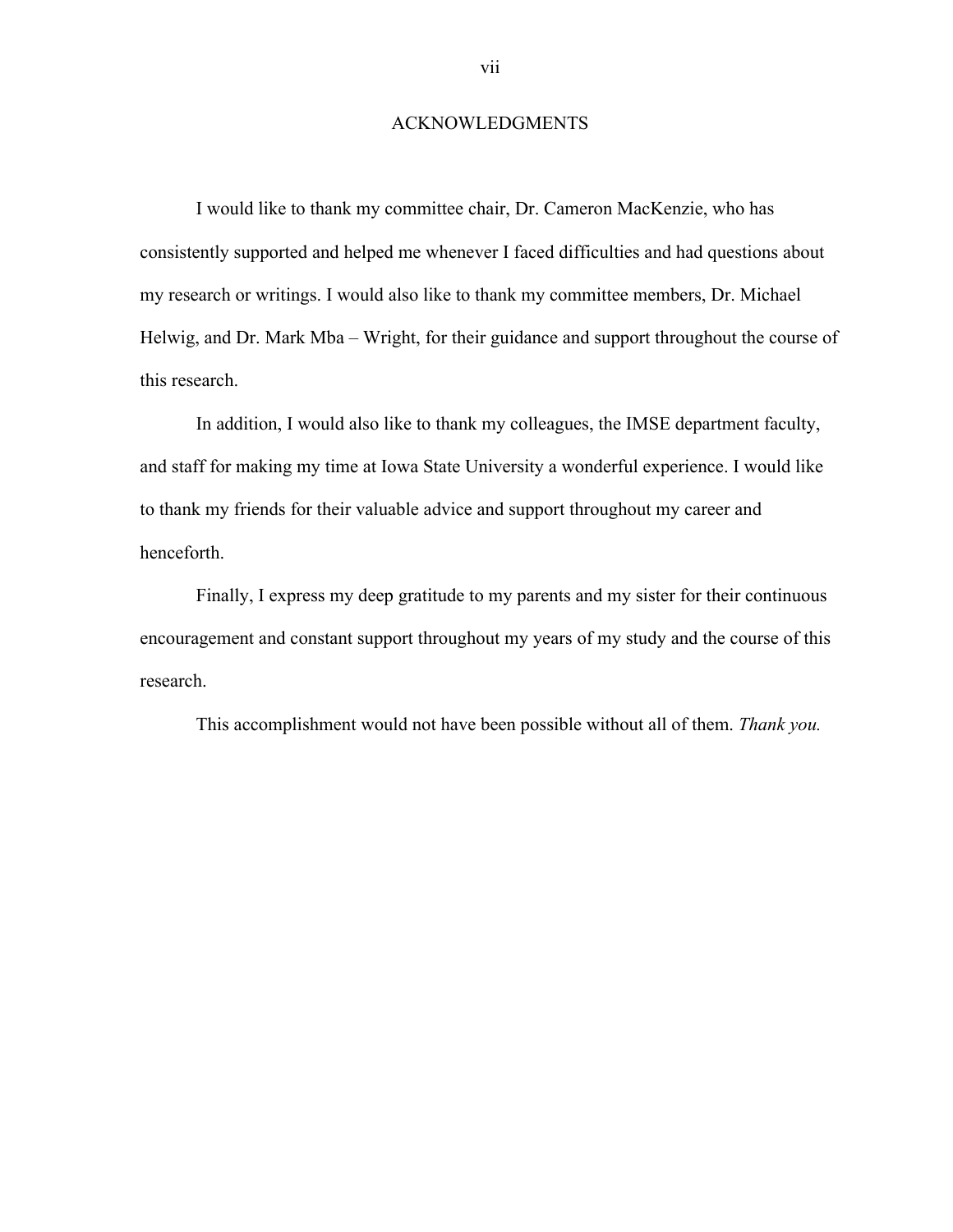# ACKNOWLEDGMENTS

I would like to thank my committee chair, Dr. Cameron MacKenzie, who has consistently supported and helped me whenever I faced difficulties and had questions about my research or writings. I would also like to thank my committee members, Dr. Michael Helwig, and Dr. Mark Mba – Wright, for their guidance and support throughout the course of this research.

In addition, I would also like to thank my colleagues, the IMSE department faculty, and staff for making my time at Iowa State University a wonderful experience. I would like to thank my friends for their valuable advice and support throughout my career and henceforth.

Finally, I express my deep gratitude to my parents and my sister for their continuous encouragement and constant support throughout my years of my study and the course of this research.

This accomplishment would not have been possible without all of them. *Thank you.*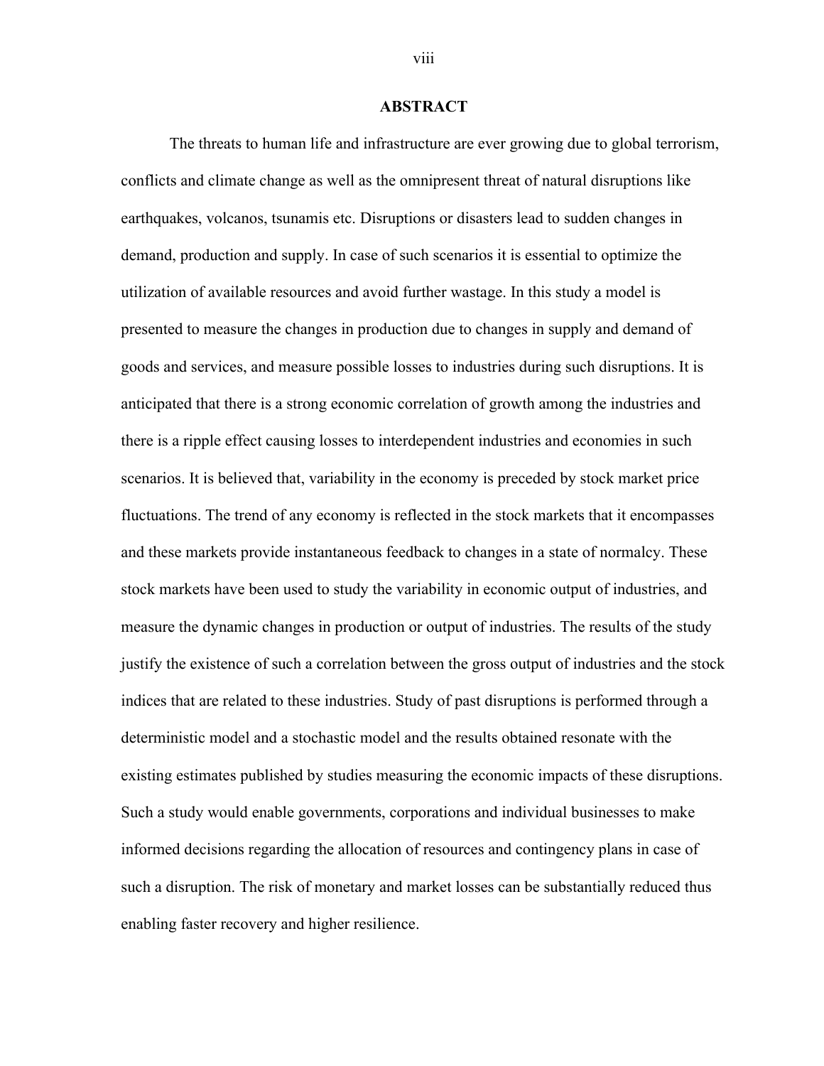# ABSTRACT

The threats to human life and infrastructure are ever growing due to global terrorism, conflicts and climate change as well as the omnipresent threat of natural disruptions like earthquakes, volcanos, tsunamis etc. Disruptions or disasters lead to sudden changes in demand, production and supply. In case of such scenarios it is essential to optimize the utilization of available resources and avoid further wastage. In this study a model is presented to measure the changes in production due to changes in supply and demand of goods and services, and measure possible losses to industries during such disruptions. It is anticipated that there is a strong economic correlation of growth among the industries and there is a ripple effect causing losses to interdependent industries and economies in such scenarios. It is believed that, variability in the economy is preceded by stock market price fluctuations. The trend of any economy is reflected in the stock markets that it encompasses and these markets provide instantaneous feedback to changes in a state of normalcy. These stock markets have been used to study the variability in economic output of industries, and measure the dynamic changes in production or output of industries. The results of the study justify the existence of such a correlation between the gross output of industries and the stock indices that are related to these industries. Study of past disruptions is performed through a deterministic model and a stochastic model and the results obtained resonate with the existing estimates published by studies measuring the economic impacts of these disruptions. Such a study would enable governments, corporations and individual businesses to make informed decisions regarding the allocation of resources and contingency plans in case of such a disruption. The risk of monetary and market losses can be substantially reduced thus enabling faster recovery and higher resilience.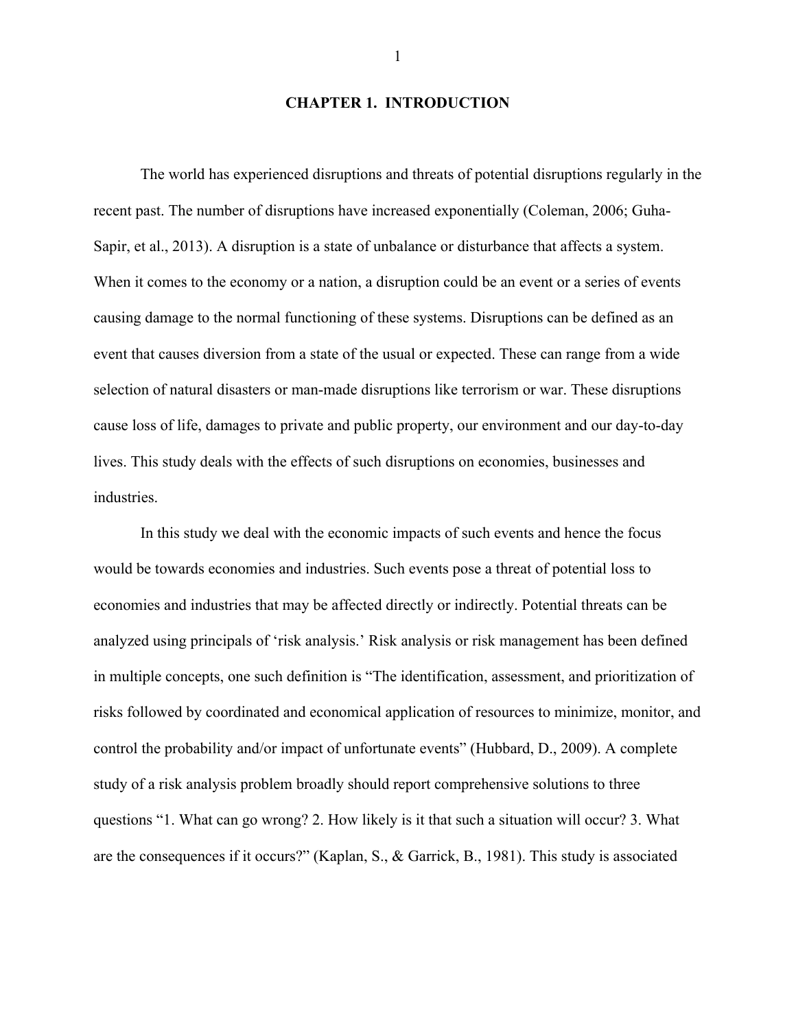# CHAPTER 1. INTRODUCTION

The world has experienced disruptions and threats of potential disruptions regularly in the recent past. The number of disruptions have increased exponentially (Coleman, 2006; Guha-Sapir, et al., 2013). A disruption is a state of unbalance or disturbance that affects a system. When it comes to the economy or a nation, a disruption could be an event or a series of events causing damage to the normal functioning of these systems. Disruptions can be defined as an event that causes diversion from a state of the usual or expected. These can range from a wide selection of natural disasters or man-made disruptions like terrorism or war. These disruptions cause loss of life, damages to private and public property, our environment and our day-to-day lives. This study deals with the effects of such disruptions on economies, businesses and industries.

In this study we deal with the economic impacts of such events and hence the focus would be towards economies and industries. Such events pose a threat of potential loss to economies and industries that may be affected directly or indirectly. Potential threats can be analyzed using principals of 'risk analysis.' Risk analysis or risk management has been defined in multiple concepts, one such definition is "The identification, assessment, and prioritization of risks followed by coordinated and economical application of resources to minimize, monitor, and control the probability and/or impact of unfortunate events" (Hubbard, D., 2009). A complete study of a risk analysis problem broadly should report comprehensive solutions to three questions "1. What can go wrong? 2. How likely is it that such a situation will occur? 3. What are the consequences if it occurs?" (Kaplan, S., & Garrick, B., 1981). This study is associated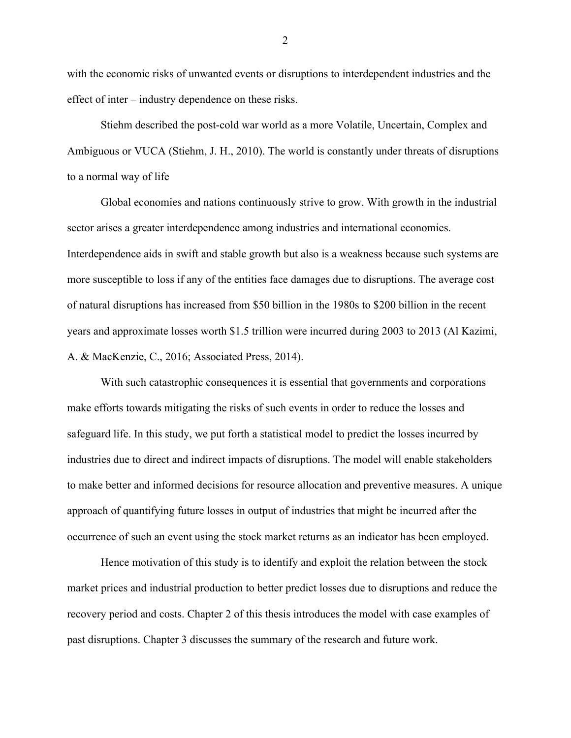with the economic risks of unwanted events or disruptions to interdependent industries and the effect of inter – industry dependence on these risks.

Stiehm described the post-cold war world as a more Volatile, Uncertain, Complex and Ambiguous or VUCA (Stiehm, J. H., 2010). The world is constantly under threats of disruptions to a normal way of life

Global economies and nations continuously strive to grow. With growth in the industrial sector arises a greater interdependence among industries and international economies. Interdependence aids in swift and stable growth but also is a weakness because such systems are more susceptible to loss if any of the entities face damages due to disruptions. The average cost of natural disruptions has increased from $50 billion in the 1980s to $200 billion in the recent years and approximate losses worth $1.5 trillion were incurred during 2003 to 2013 (Al Kazimi, A. & MacKenzie, C., 2016; Associated Press, 2014).

With such catastrophic consequences it is essential that governments and corporations make efforts towards mitigating the risks of such events in order to reduce the losses and safeguard life. In this study, we put forth a statistical model to predict the losses incurred by industries due to direct and indirect impacts of disruptions. The model will enable stakeholders to make better and informed decisions for resource allocation and preventive measures. A unique approach of quantifying future losses in output of industries that might be incurred after the occurrence of such an event using the stock market returns as an indicator has been employed.

Hence motivation of this study is to identify and exploit the relation between the stock market prices and industrial production to better predict losses due to disruptions and reduce the recovery period and costs. Chapter 2 of this thesis introduces the model with case examples of past disruptions. Chapter 3 discusses the summary of the research and future work.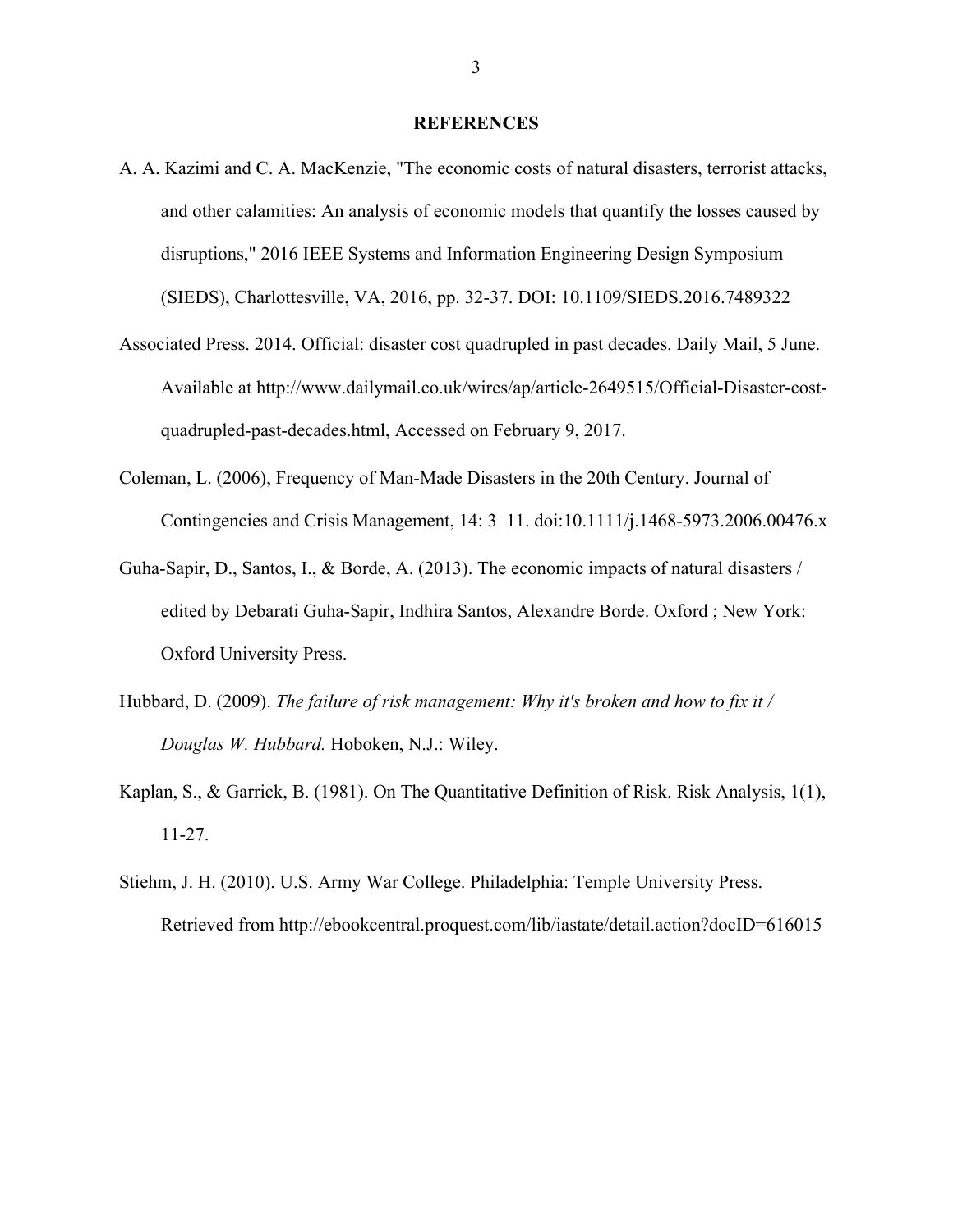## REFERENCES

A. A. Kazimi and C. A. MacKenzie, "The economic costs of natural disasters, terrorist attacks, and other calamities: An analysis of economic models that quantify the losses caused by disruptions," 2016 IEEE Systems and Information Engineering Design Symposium (SIEDS), Charlottesville, VA, 2016, pp. 32-37. DOI: 10.1109/SIEDS.2016.7489322

Associated Press. 2014. Official: disaster cost quadrupled in past decades. Daily Mail, 5 June. Available at http://www.dailymail.co.uk/wires/ap/article-2649515/Official-Disaster-cost-quadrupled-past-decades.html, Accessed on February 9, 2017.

Coleman, L. (2006), Frequency of Man-Made Disasters in the 20th Century. Journal of Contingencies and Crisis Management, 14: 3–11. doi:10.1111/j.1468-5973.2006.00476.x

Guha-Sapir, D., Santos, I., & Borde, A. (2013). The economic impacts of natural disasters / edited by Debarati Guha-Sapir, Indhira Santos, Alexandre Borde. Oxford ; New York: Oxford University Press.

Hubbard, D. (2009). *The failure of risk management: Why it's broken and how to fix it / Douglas W. Hubbard.* Hoboken, N.J.: Wiley.

Kaplan, S., & Garrick, B. (1981). On The Quantitative Definition of Risk. Risk Analysis, 1(1), 11-27.

Stiehm, J. H. (2010). U.S. Army War College. Philadelphia: Temple University Press. Retrieved from http://ebookcentral.proquest.com/lib/iastate/detail.action?docID=616015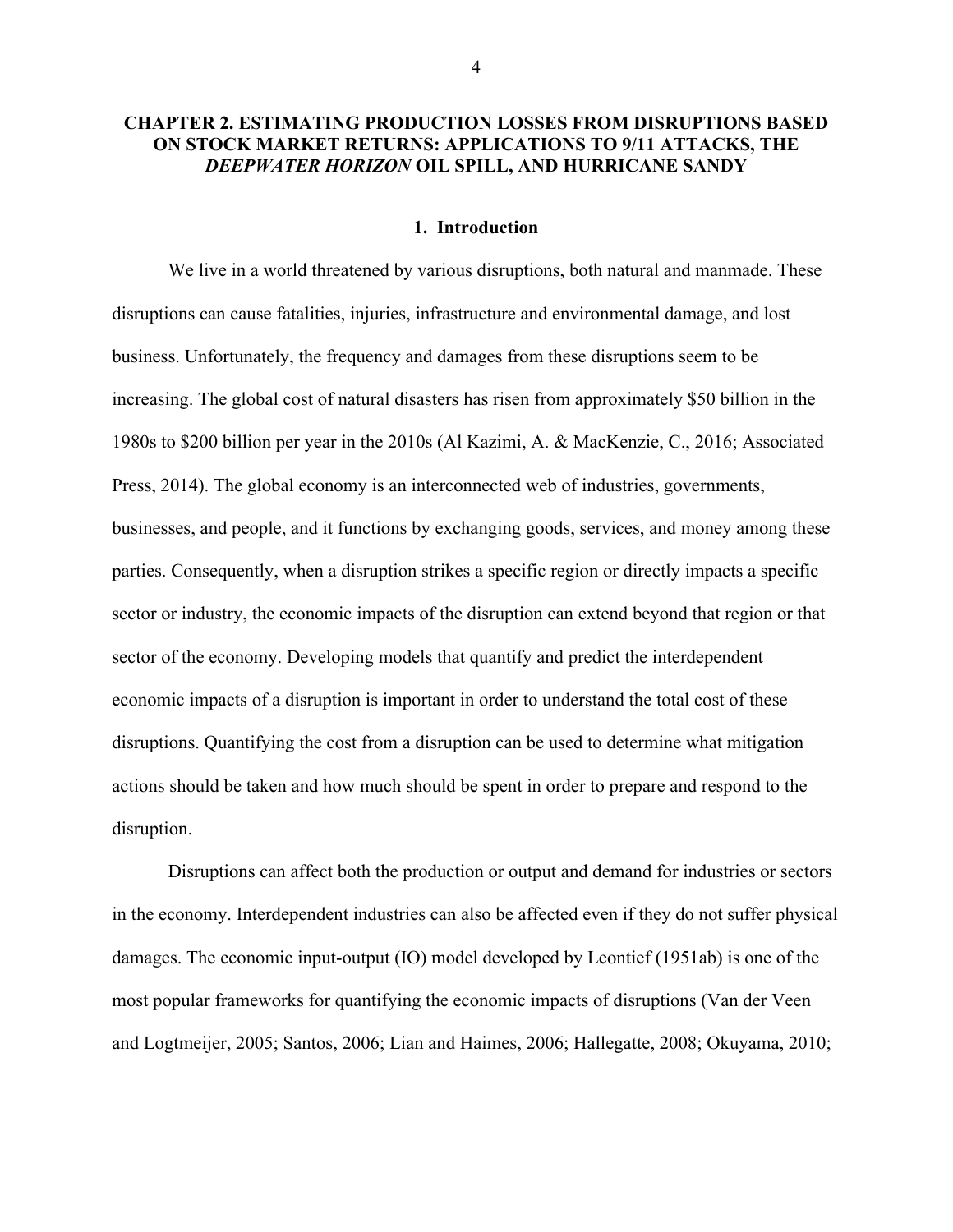# CHAPTER 2. ESTIMATING PRODUCTION LOSSES FROM DISRUPTIONS BASED ON STOCK MARKET RETURNS: APPLICATIONS TO 9/11 ATTACKS, THE *DEEPWATER HORIZON* OIL SPILL, AND HURRICANE SANDY

## 1. Introduction

We live in a world threatened by various disruptions, both natural and manmade. These disruptions can cause fatalities, injuries, infrastructure and environmental damage, and lost business. Unfortunately, the frequency and damages from these disruptions seem to be increasing. The global cost of natural disasters has risen from approximately $50 billion in the 1980s to $200 billion per year in the 2010s (Al Kazimi, A. & MacKenzie, C., 2016; Associated Press, 2014). The global economy is an interconnected web of industries, governments, businesses, and people, and it functions by exchanging goods, services, and money among these parties. Consequently, when a disruption strikes a specific region or directly impacts a specific sector or industry, the economic impacts of the disruption can extend beyond that region or that sector of the economy. Developing models that quantify and predict the interdependent economic impacts of a disruption is important in order to understand the total cost of these disruptions. Quantifying the cost from a disruption can be used to determine what mitigation actions should be taken and how much should be spent in order to prepare and respond to the disruption.

Disruptions can affect both the production or output and demand for industries or sectors in the economy. Interdependent industries can also be affected even if they do not suffer physical damages. The economic input-output (IO) model developed by Leontief (1951ab) is one of the most popular frameworks for quantifying the economic impacts of disruptions (Van der Veen and Logtmeijer, 2005; Santos, 2006; Lian and Haimes, 2006; Hallegatte, 2008; Okuyama, 2010;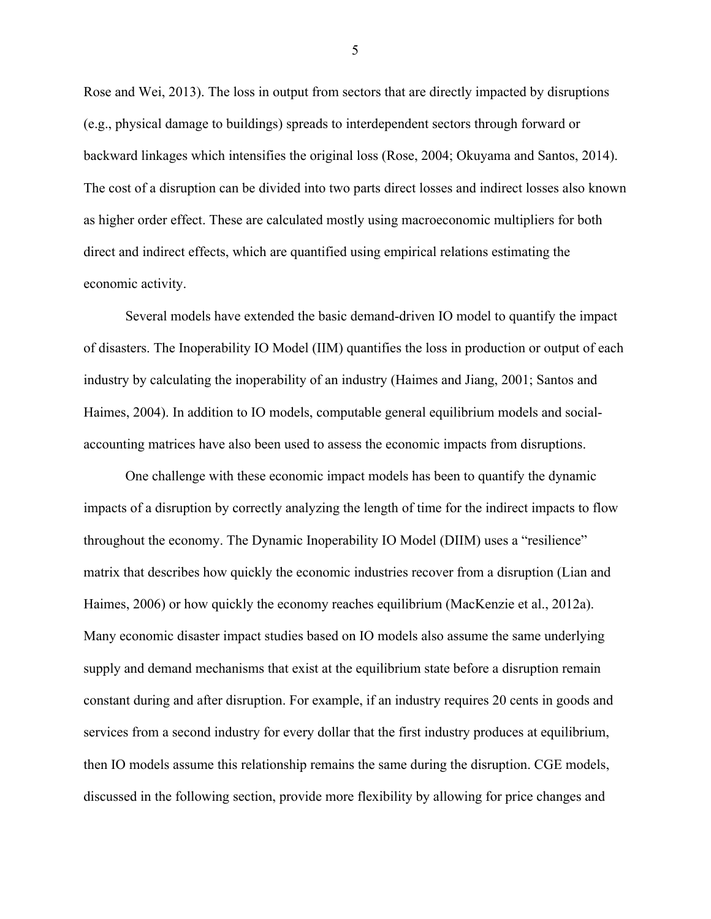Rose and Wei, 2013). The loss in output from sectors that are directly impacted by disruptions (e.g., physical damage to buildings) spreads to interdependent sectors through forward or backward linkages which intensifies the original loss (Rose, 2004; Okuyama and Santos, 2014). The cost of a disruption can be divided into two parts direct losses and indirect losses also known as higher order effect. These are calculated mostly using macroeconomic multipliers for both direct and indirect effects, which are quantified using empirical relations estimating the economic activity.

Several models have extended the basic demand-driven IO model to quantify the impact of disasters. The Inoperability IO Model (IIM) quantifies the loss in production or output of each industry by calculating the inoperability of an industry (Haimes and Jiang, 2001; Santos and Haimes, 2004). In addition to IO models, computable general equilibrium models and social-accounting matrices have also been used to assess the economic impacts from disruptions.

One challenge with these economic impact models has been to quantify the dynamic impacts of a disruption by correctly analyzing the length of time for the indirect impacts to flow throughout the economy. The Dynamic Inoperability IO Model (DIIM) uses a "resilience" matrix that describes how quickly the economic industries recover from a disruption (Lian and Haimes, 2006) or how quickly the economy reaches equilibrium (MacKenzie et al., 2012a). Many economic disaster impact studies based on IO models also assume the same underlying supply and demand mechanisms that exist at the equilibrium state before a disruption remain constant during and after disruption. For example, if an industry requires 20 cents in goods and services from a second industry for every dollar that the first industry produces at equilibrium, then IO models assume this relationship remains the same during the disruption. CGE models, discussed in the following section, provide more flexibility by allowing for price changes and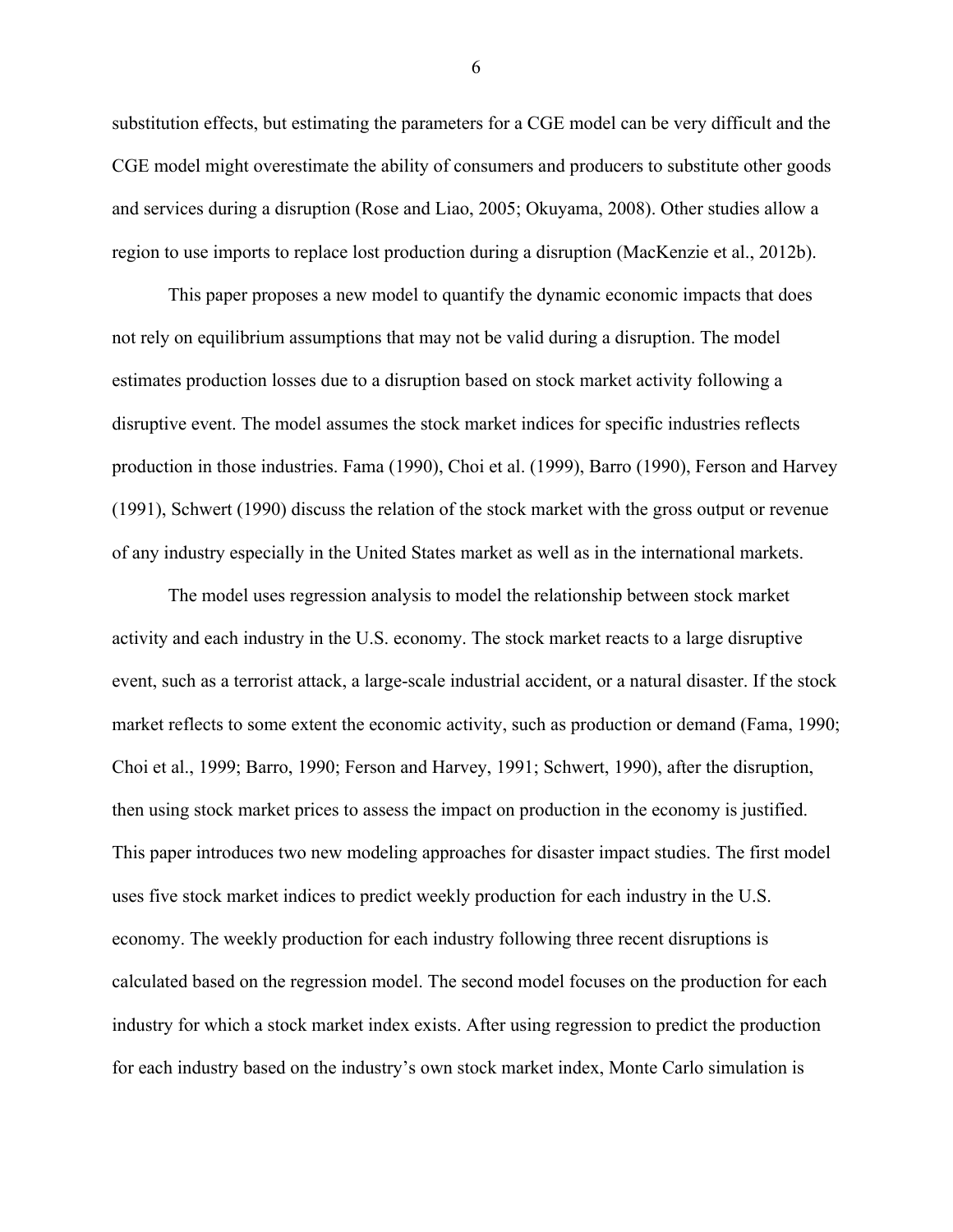substitution effects, but estimating the parameters for a CGE model can be very difficult and the CGE model might overestimate the ability of consumers and producers to substitute other goods and services during a disruption (Rose and Liao, 2005; Okuyama, 2008). Other studies allow a region to use imports to replace lost production during a disruption (MacKenzie et al., 2012b).

This paper proposes a new model to quantify the dynamic economic impacts that does not rely on equilibrium assumptions that may not be valid during a disruption. The model estimates production losses due to a disruption based on stock market activity following a disruptive event. The model assumes the stock market indices for specific industries reflects production in those industries. Fama (1990), Choi et al. (1999), Barro (1990), Ferson and Harvey (1991), Schwert (1990) discuss the relation of the stock market with the gross output or revenue of any industry especially in the United States market as well as in the international markets.

The model uses regression analysis to model the relationship between stock market activity and each industry in the U.S. economy. The stock market reacts to a large disruptive event, such as a terrorist attack, a large-scale industrial accident, or a natural disaster. If the stock market reflects to some extent the economic activity, such as production or demand (Fama, 1990; Choi et al., 1999; Barro, 1990; Ferson and Harvey, 1991; Schwert, 1990), after the disruption, then using stock market prices to assess the impact on production in the economy is justified. This paper introduces two new modeling approaches for disaster impact studies. The first model uses five stock market indices to predict weekly production for each industry in the U.S. economy. The weekly production for each industry following three recent disruptions is calculated based on the regression model. The second model focuses on the production for each industry for which a stock market index exists. After using regression to predict the production for each industry based on the industry's own stock market index, Monte Carlo simulation is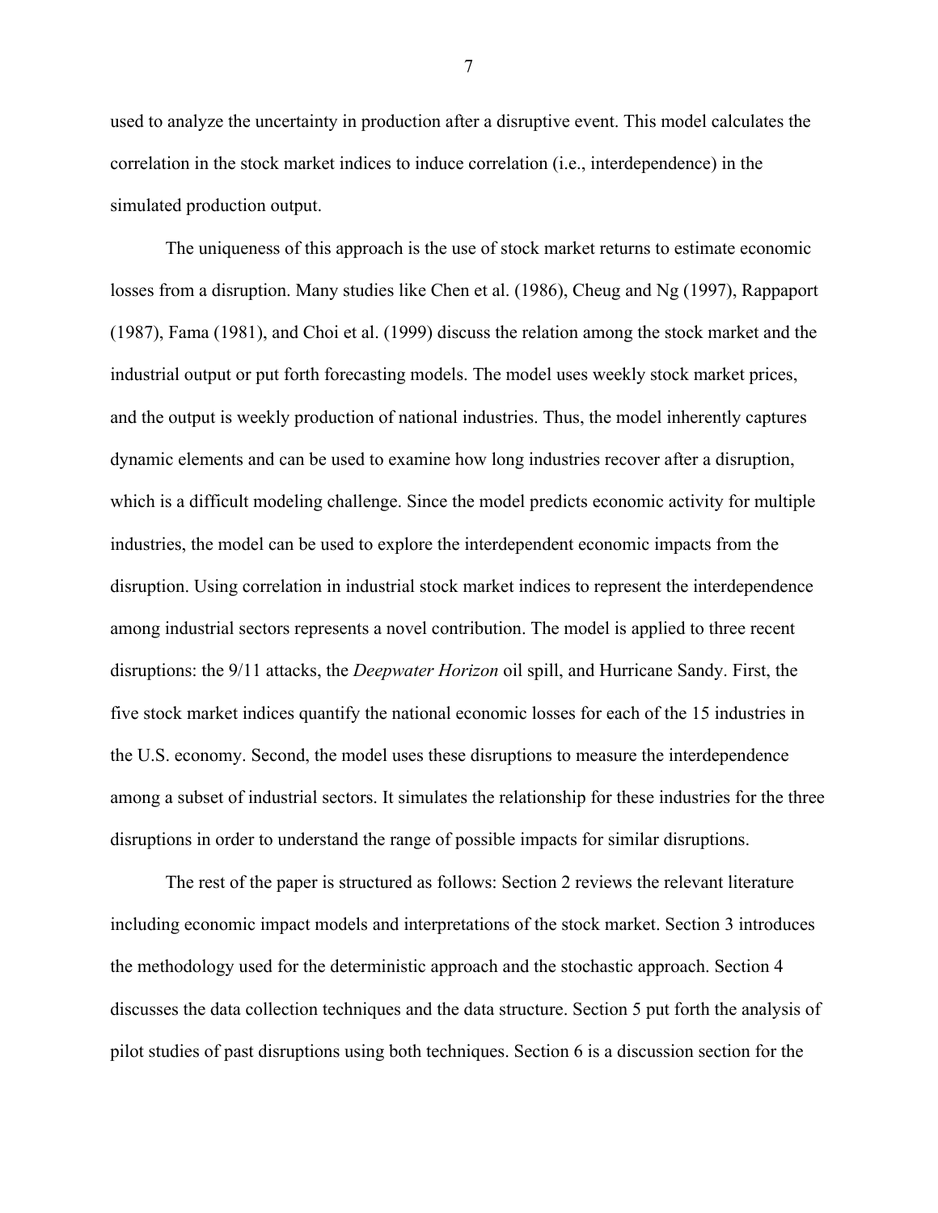used to analyze the uncertainty in production after a disruptive event. This model calculates the correlation in the stock market indices to induce correlation (i.e., interdependence) in the simulated production output.

The uniqueness of this approach is the use of stock market returns to estimate economic losses from a disruption. Many studies like Chen et al. (1986), Cheug and Ng (1997), Rappaport (1987), Fama (1981), and Choi et al. (1999) discuss the relation among the stock market and the industrial output or put forth forecasting models. The model uses weekly stock market prices, and the output is weekly production of national industries. Thus, the model inherently captures dynamic elements and can be used to examine how long industries recover after a disruption, which is a difficult modeling challenge. Since the model predicts economic activity for multiple industries, the model can be used to explore the interdependent economic impacts from the disruption. Using correlation in industrial stock market indices to represent the interdependence among industrial sectors represents a novel contribution. The model is applied to three recent disruptions: the 9/11 attacks, the *Deepwater Horizon* oil spill, and Hurricane Sandy. First, the five stock market indices quantify the national economic losses for each of the 15 industries in the U.S. economy. Second, the model uses these disruptions to measure the interdependence among a subset of industrial sectors. It simulates the relationship for these industries for the three disruptions in order to understand the range of possible impacts for similar disruptions.

The rest of the paper is structured as follows: Section 2 reviews the relevant literature including economic impact models and interpretations of the stock market. Section 3 introduces the methodology used for the deterministic approach and the stochastic approach. Section 4 discusses the data collection techniques and the data structure. Section 5 put forth the analysis of pilot studies of past disruptions using both techniques. Section 6 is a discussion section for the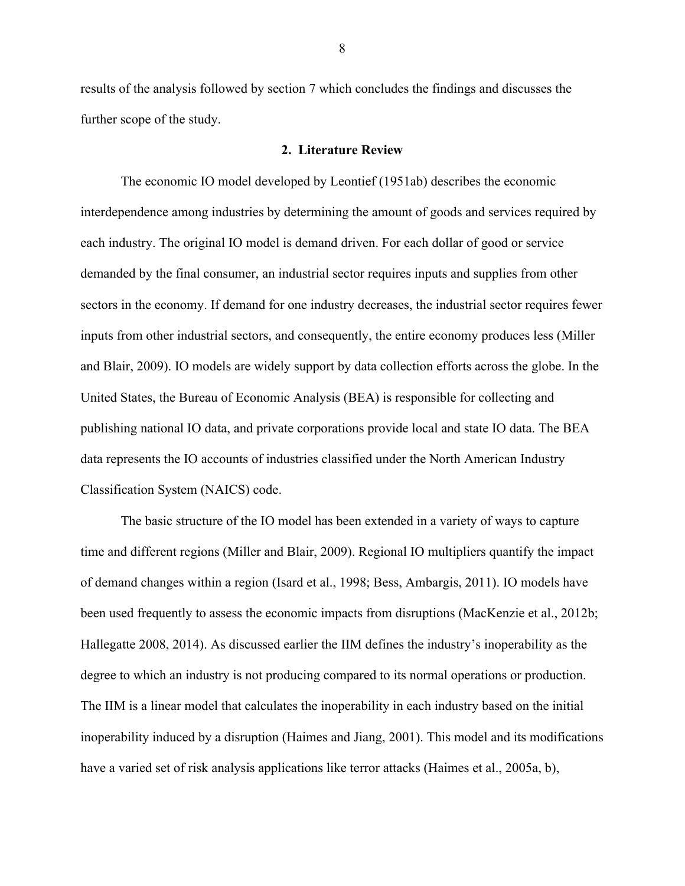results of the analysis followed by section 7 which concludes the findings and discusses the further scope of the study.

## 2. Literature Review

The economic IO model developed by Leontief (1951ab) describes the economic interdependence among industries by determining the amount of goods and services required by each industry. The original IO model is demand driven. For each dollar of good or service demanded by the final consumer, an industrial sector requires inputs and supplies from other sectors in the economy. If demand for one industry decreases, the industrial sector requires fewer inputs from other industrial sectors, and consequently, the entire economy produces less (Miller and Blair, 2009). IO models are widely support by data collection efforts across the globe. In the United States, the Bureau of Economic Analysis (BEA) is responsible for collecting and publishing national IO data, and private corporations provide local and state IO data. The BEA data represents the IO accounts of industries classified under the North American Industry Classification System (NAICS) code.

The basic structure of the IO model has been extended in a variety of ways to capture time and different regions (Miller and Blair, 2009). Regional IO multipliers quantify the impact of demand changes within a region (Isard et al., 1998; Bess, Ambargis, 2011). IO models have been used frequently to assess the economic impacts from disruptions (MacKenzie et al., 2012b; Hallegatte 2008, 2014). As discussed earlier the IIM defines the industry's inoperability as the degree to which an industry is not producing compared to its normal operations or production. The IIM is a linear model that calculates the inoperability in each industry based on the initial inoperability induced by a disruption (Haimes and Jiang, 2001). This model and its modifications have a varied set of risk analysis applications like terror attacks (Haimes et al., 2005a, b),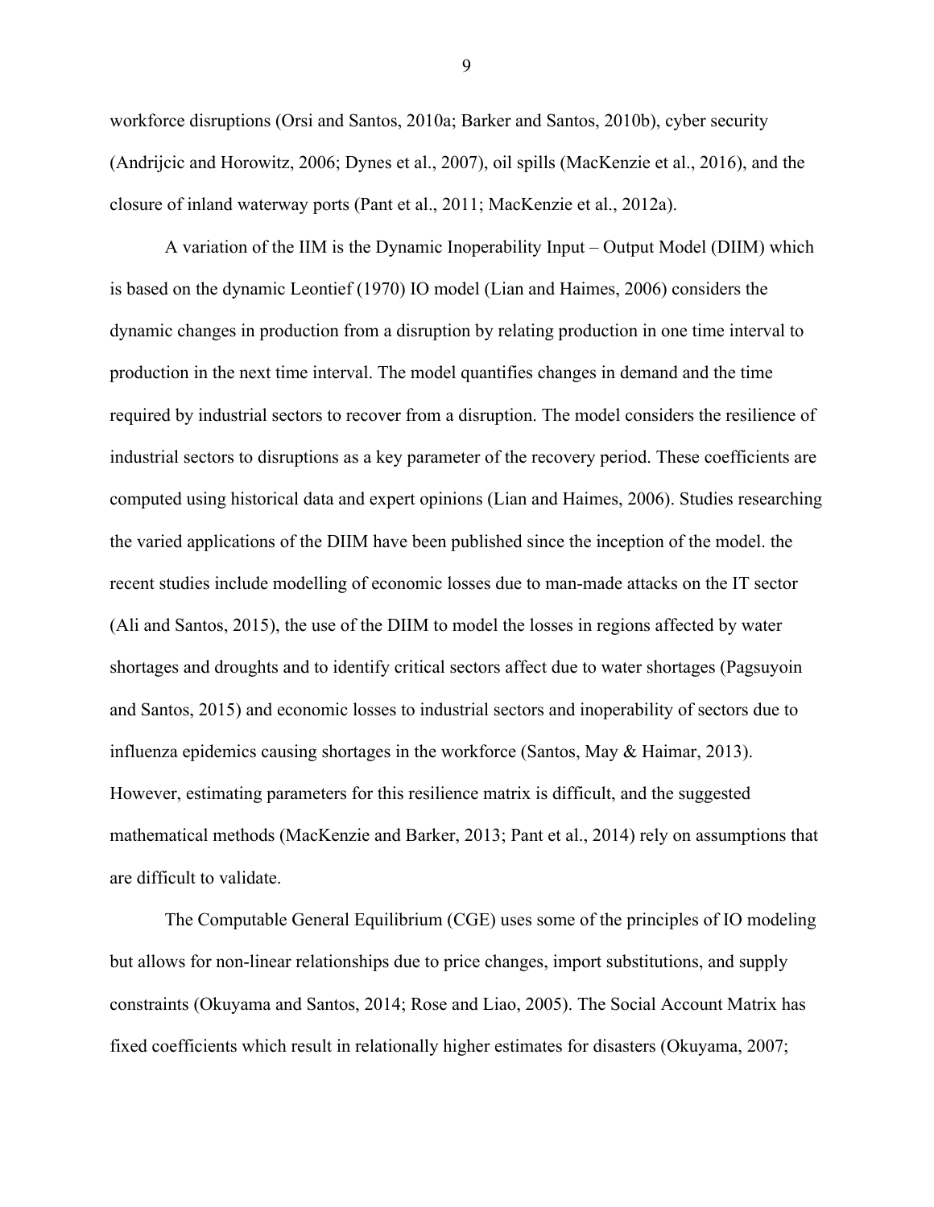workforce disruptions (Orsi and Santos, 2010a; Barker and Santos, 2010b), cyber security (Andrijcic and Horowitz, 2006; Dynes et al., 2007), oil spills (MacKenzie et al., 2016), and the closure of inland waterway ports (Pant et al., 2011; MacKenzie et al., 2012a).

A variation of the IIM is the Dynamic Inoperability Input – Output Model (DIIM) which is based on the dynamic Leontief (1970) IO model (Lian and Haimes, 2006) considers the dynamic changes in production from a disruption by relating production in one time interval to production in the next time interval. The model quantifies changes in demand and the time required by industrial sectors to recover from a disruption. The model considers the resilience of industrial sectors to disruptions as a key parameter of the recovery period. These coefficients are computed using historical data and expert opinions (Lian and Haimes, 2006). Studies researching the varied applications of the DIIM have been published since the inception of the model. the recent studies include modelling of economic losses due to man-made attacks on the IT sector (Ali and Santos, 2015), the use of the DIIM to model the losses in regions affected by water shortages and droughts and to identify critical sectors affect due to water shortages (Pagsuyoin and Santos, 2015) and economic losses to industrial sectors and inoperability of sectors due to influenza epidemics causing shortages in the workforce (Santos, May & Haimar, 2013). However, estimating parameters for this resilience matrix is difficult, and the suggested mathematical methods (MacKenzie and Barker, 2013; Pant et al., 2014) rely on assumptions that are difficult to validate.

The Computable General Equilibrium (CGE) uses some of the principles of IO modeling but allows for non-linear relationships due to price changes, import substitutions, and supply constraints (Okuyama and Santos, 2014; Rose and Liao, 2005). The Social Account Matrix has fixed coefficients which result in relationally higher estimates for disasters (Okuyama, 2007;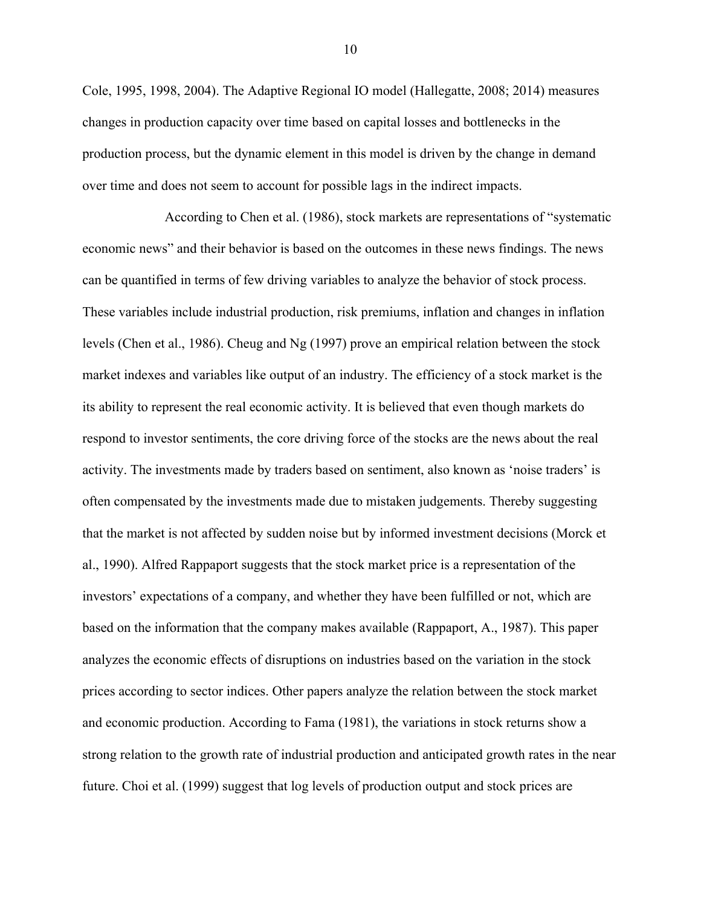Cole, 1995, 1998, 2004). The Adaptive Regional IO model (Hallegatte, 2008; 2014) measures changes in production capacity over time based on capital losses and bottlenecks in the production process, but the dynamic element in this model is driven by the change in demand over time and does not seem to account for possible lags in the indirect impacts.

According to Chen et al. (1986), stock markets are representations of "systematic economic news" and their behavior is based on the outcomes in these news findings. The news can be quantified in terms of few driving variables to analyze the behavior of stock process. These variables include industrial production, risk premiums, inflation and changes in inflation levels (Chen et al., 1986). Cheug and Ng (1997) prove an empirical relation between the stock market indexes and variables like output of an industry. The efficiency of a stock market is the its ability to represent the real economic activity. It is believed that even though markets do respond to investor sentiments, the core driving force of the stocks are the news about the real activity. The investments made by traders based on sentiment, also known as 'noise traders' is often compensated by the investments made due to mistaken judgements. Thereby suggesting that the market is not affected by sudden noise but by informed investment decisions (Morck et al., 1990). Alfred Rappaport suggests that the stock market price is a representation of the investors' expectations of a company, and whether they have been fulfilled or not, which are based on the information that the company makes available (Rappaport, A., 1987). This paper analyzes the economic effects of disruptions on industries based on the variation in the stock prices according to sector indices. Other papers analyze the relation between the stock market and economic production. According to Fama (1981), the variations in stock returns show a strong relation to the growth rate of industrial production and anticipated growth rates in the near future. Choi et al. (1999) suggest that log levels of production output and stock prices are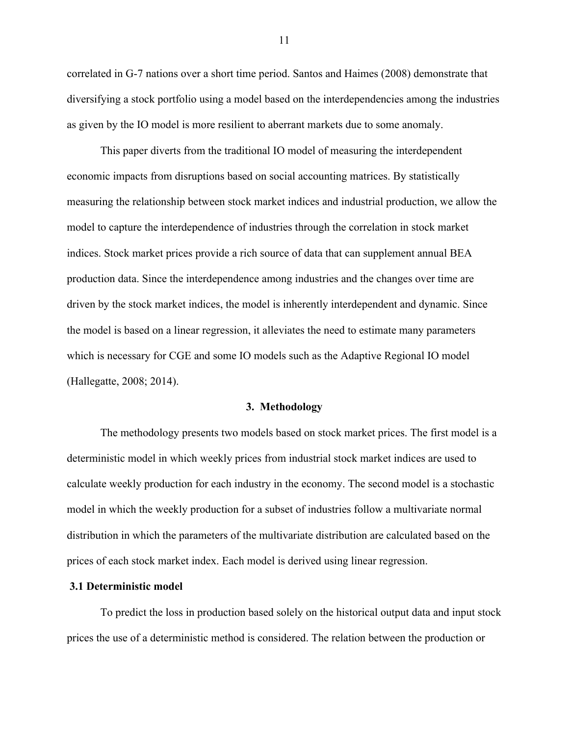correlated in G-7 nations over a short time period. Santos and Haimes (2008) demonstrate that diversifying a stock portfolio using a model based on the interdependencies among the industries as given by the IO model is more resilient to aberrant markets due to some anomaly.

This paper diverts from the traditional IO model of measuring the interdependent economic impacts from disruptions based on social accounting matrices. By statistically measuring the relationship between stock market indices and industrial production, we allow the model to capture the interdependence of industries through the correlation in stock market indices. Stock market prices provide a rich source of data that can supplement annual BEA production data. Since the interdependence among industries and the changes over time are driven by the stock market indices, the model is inherently interdependent and dynamic. Since the model is based on a linear regression, it alleviates the need to estimate many parameters which is necessary for CGE and some IO models such as the Adaptive Regional IO model (Hallegatte, 2008; 2014).

## 3. Methodology

The methodology presents two models based on stock market prices. The first model is a deterministic model in which weekly prices from industrial stock market indices are used to calculate weekly production for each industry in the economy. The second model is a stochastic model in which the weekly production for a subset of industries follow a multivariate normal distribution in which the parameters of the multivariate distribution are calculated based on the prices of each stock market index. Each model is derived using linear regression.

### 3.1 Deterministic model

To predict the loss in production based solely on the historical output data and input stock prices the use of a deterministic method is considered. The relation between the production or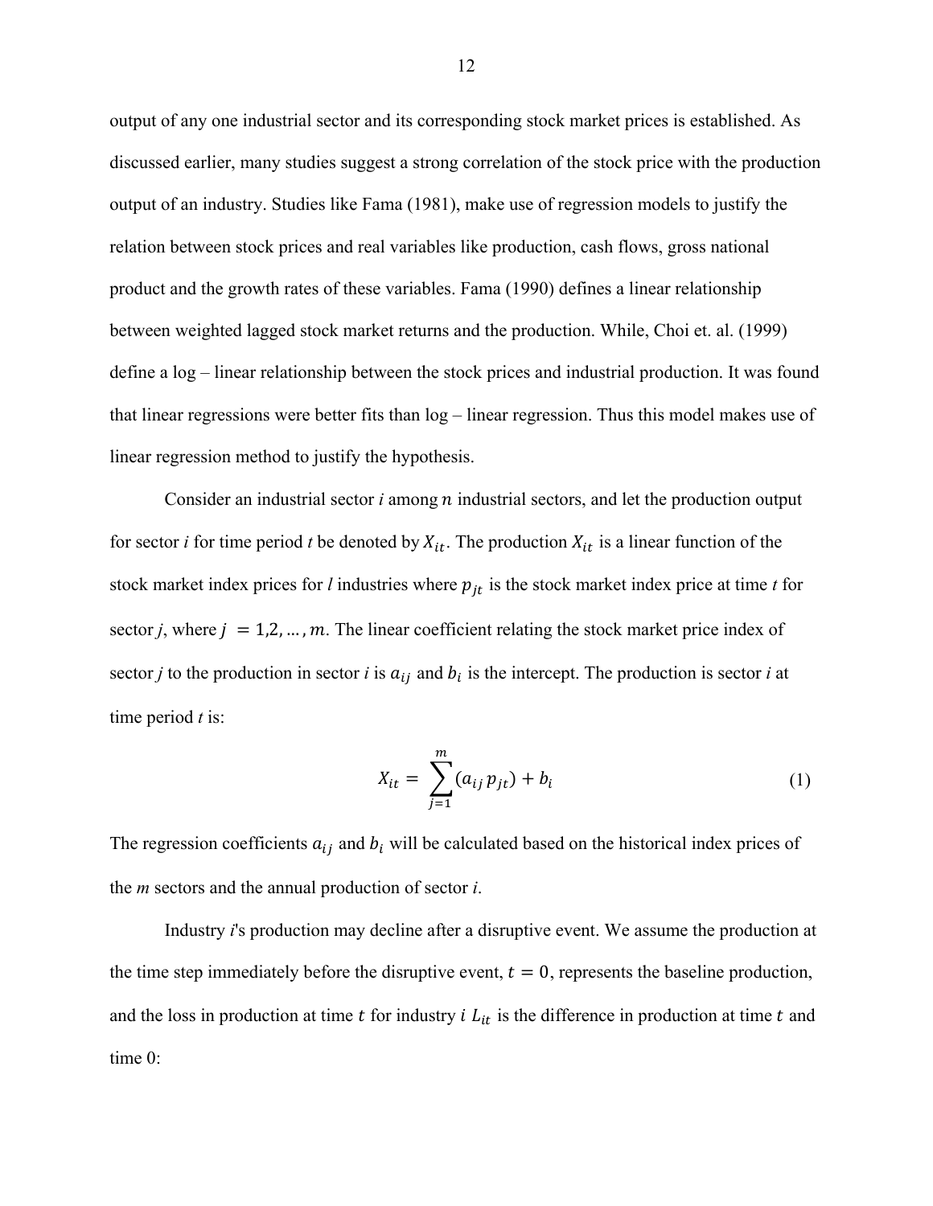output of any one industrial sector and its corresponding stock market prices is established. As discussed earlier, many studies suggest a strong correlation of the stock price with the production output of an industry. Studies like Fama (1981), make use of regression models to justify the relation between stock prices and real variables like production, cash flows, gross national product and the growth rates of these variables. Fama (1990) defines a linear relationship between weighted lagged stock market returns and the production. While, Choi et. al. (1999) define a log – linear relationship between the stock prices and industrial production. It was found that linear regressions were better fits than log – linear regression. Thus this model makes use of linear regression method to justify the hypothesis.

Consider an industrial sector *i* among $n$ industrial sectors, and let the production output for sector *i* for time period *t* be denoted by $X_{it}$. The production $X_{it}$ is a linear function of the stock market index prices for *l* industries where $p_{jt}$ is the stock market index price at time *t* for sector *j*, where $j = 1, 2, \ldots, m$. The linear coefficient relating the stock market price index of sector *j* to the production in sector *i* is $a_{ij}$ and $b_i$ is the intercept. The production is sector *i* at time period *t* is:

$$X_{it} = \sum_{j=1}^{m} (a_{ij} p_{jt}) + b_i \tag{1}$$

The regression coefficients $a_{ij}$ and $b_i$ will be calculated based on the historical index prices of the *m* sectors and the annual production of sector *i*.

Industry *i*'s production may decline after a disruptive event. We assume the production at the time step immediately before the disruptive event, $t = 0$, represents the baseline production, and the loss in production at time $t$ for industry $i$ $L_{it}$ is the difference in production at time $t$ and time 0: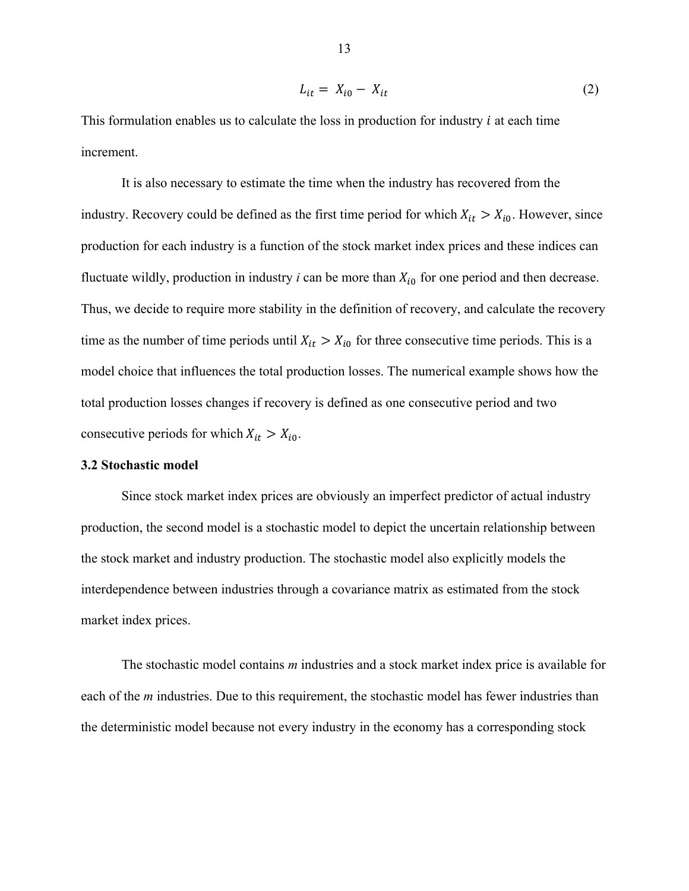$$L_{it} = X_{i0} - X_{it} \tag{2}$$

This formulation enables us to calculate the loss in production for industry $i$ at each time increment.

It is also necessary to estimate the time when the industry has recovered from the industry. Recovery could be defined as the first time period for which $X_{it} > X_{i0}$. However, since production for each industry is a function of the stock market index prices and these indices can fluctuate wildly, production in industry *i* can be more than $X_{i0}$ for one period and then decrease. Thus, we decide to require more stability in the definition of recovery, and calculate the recovery time as the number of time periods until $X_{it} > X_{i0}$ for three consecutive time periods. This is a model choice that influences the total production losses. The numerical example shows how the total production losses changes if recovery is defined as one consecutive period and two consecutive periods for which $X_{it} > X_{i0}$.

**3.2 Stochastic model**

Since stock market index prices are obviously an imperfect predictor of actual industry production, the second model is a stochastic model to depict the uncertain relationship between the stock market and industry production. The stochastic model also explicitly models the interdependence between industries through a covariance matrix as estimated from the stock market index prices.

The stochastic model contains *m* industries and a stock market index price is available for each of the *m* industries. Due to this requirement, the stochastic model has fewer industries than the deterministic model because not every industry in the economy has a corresponding stock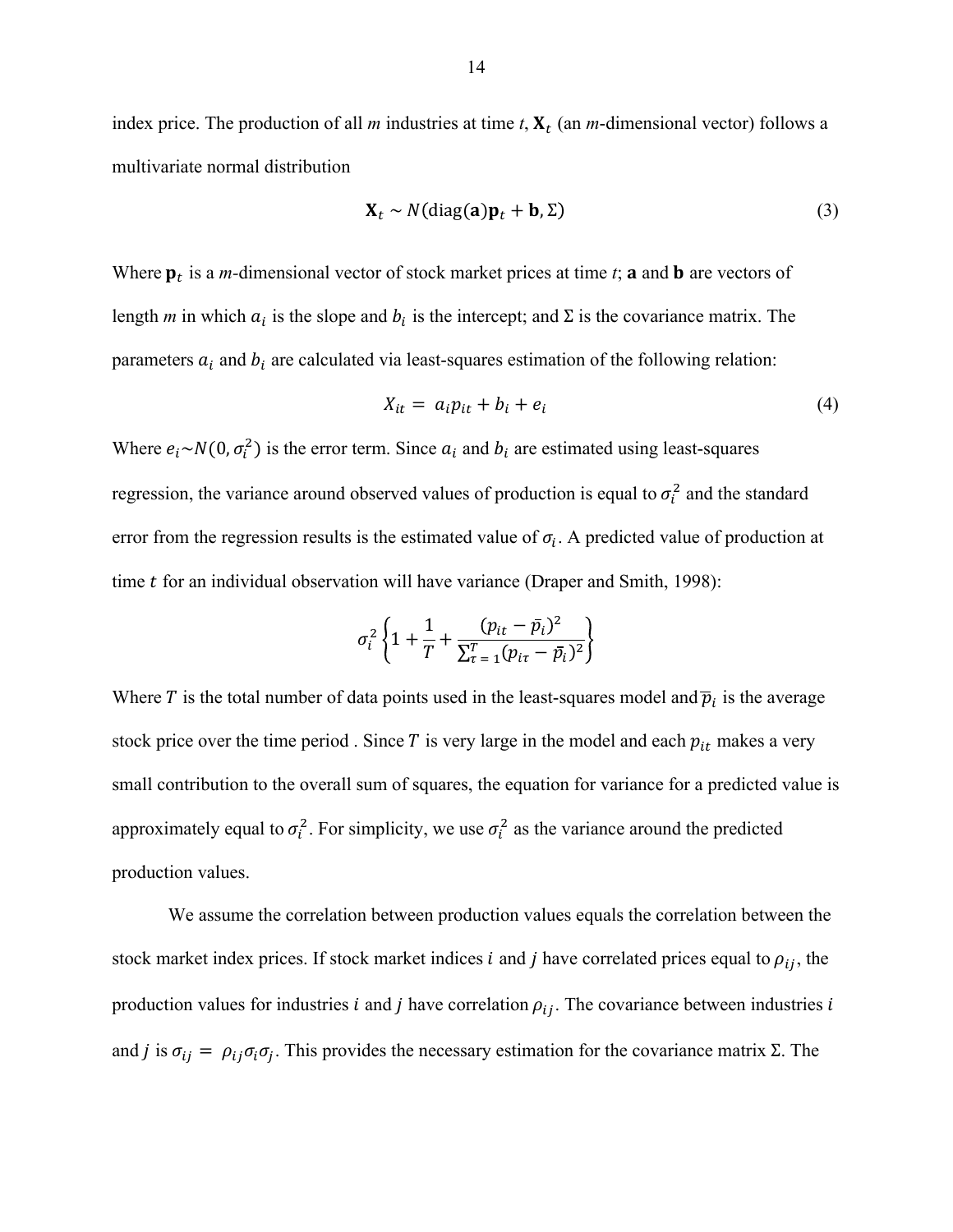index price. The production of all *m* industries at time *t*, $\mathbf{X}_t$ (an *m*-dimensional vector) follows a multivariate normal distribution

$$\mathbf{X}_t \sim N(\text{diag}(\mathbf{a})\mathbf{p}_t + \mathbf{b}, \Sigma) \tag{3}$$

Where $\mathbf{p}_t$ is a *m*-dimensional vector of stock market prices at time *t*; **a** and **b** are vectors of length *m* in which $a_i$ is the slope and $b_i$ is the intercept; and $\Sigma$ is the covariance matrix. The parameters $a_i$ and $b_i$ are calculated via least-squares estimation of the following relation:

$$X_{it} = a_i p_{it} + b_i + e_i \tag{4}$$

Where $e_i \sim N(0, \sigma_i^2)$ is the error term. Since $a_i$ and $b_i$ are estimated using least-squares regression, the variance around observed values of production is equal to $\sigma_i^2$ and the standard error from the regression results is the estimated value of $\sigma_i$. A predicted value of production at time $t$ for an individual observation will have variance (Draper and Smith, 1998):

$$\sigma_i^2 \left\{ 1 + \frac{1}{T} + \frac{(p_{it} - \bar{p}_i)^2}{\sum_{\tau=1}^{T} (p_{i\tau} - \bar{p}_i)^2} \right\}$$

Where $T$ is the total number of data points used in the least-squares model and $\bar{p}_i$ is the average stock price over the time period . Since $T$ is very large in the model and each $p_{it}$ makes a very small contribution to the overall sum of squares, the equation for variance for a predicted value is approximately equal to $\sigma_i^2$. For simplicity, we use $\sigma_i^2$ as the variance around the predicted production values.

We assume the correlation between production values equals the correlation between the stock market index prices. If stock market indices $i$ and $j$ have correlated prices equal to $\rho_{ij}$, the production values for industries $i$ and $j$ have correlation $\rho_{ij}$. The covariance between industries $i$ and $j$ is $\sigma_{ij} = \rho_{ij}\sigma_i\sigma_j$. This provides the necessary estimation for the covariance matrix $\Sigma$. The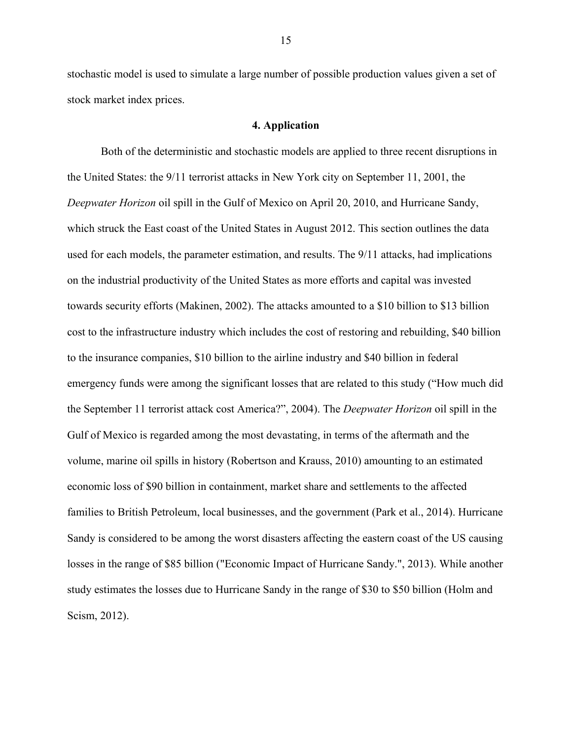stochastic model is used to simulate a large number of possible production values given a set of stock market index prices.

## 4. Application

Both of the deterministic and stochastic models are applied to three recent disruptions in the United States: the 9/11 terrorist attacks in New York city on September 11, 2001, the *Deepwater Horizon* oil spill in the Gulf of Mexico on April 20, 2010, and Hurricane Sandy, which struck the East coast of the United States in August 2012. This section outlines the data used for each models, the parameter estimation, and results. The 9/11 attacks, had implications on the industrial productivity of the United States as more efforts and capital was invested towards security efforts (Makinen, 2002). The attacks amounted to a $10 billion to $13 billion cost to the infrastructure industry which includes the cost of restoring and rebuilding, $40 billion to the insurance companies, $10 billion to the airline industry and $40 billion in federal emergency funds were among the significant losses that are related to this study ("How much did the September 11 terrorist attack cost America?", 2004). The *Deepwater Horizon* oil spill in the Gulf of Mexico is regarded among the most devastating, in terms of the aftermath and the volume, marine oil spills in history (Robertson and Krauss, 2010) amounting to an estimated economic loss of $90 billion in containment, market share and settlements to the affected families to British Petroleum, local businesses, and the government (Park et al., 2014). Hurricane Sandy is considered to be among the worst disasters affecting the eastern coast of the US causing losses in the range of $85 billion ("Economic Impact of Hurricane Sandy.", 2013). While another study estimates the losses due to Hurricane Sandy in the range of $30 to $50 billion (Holm and Scism, 2012).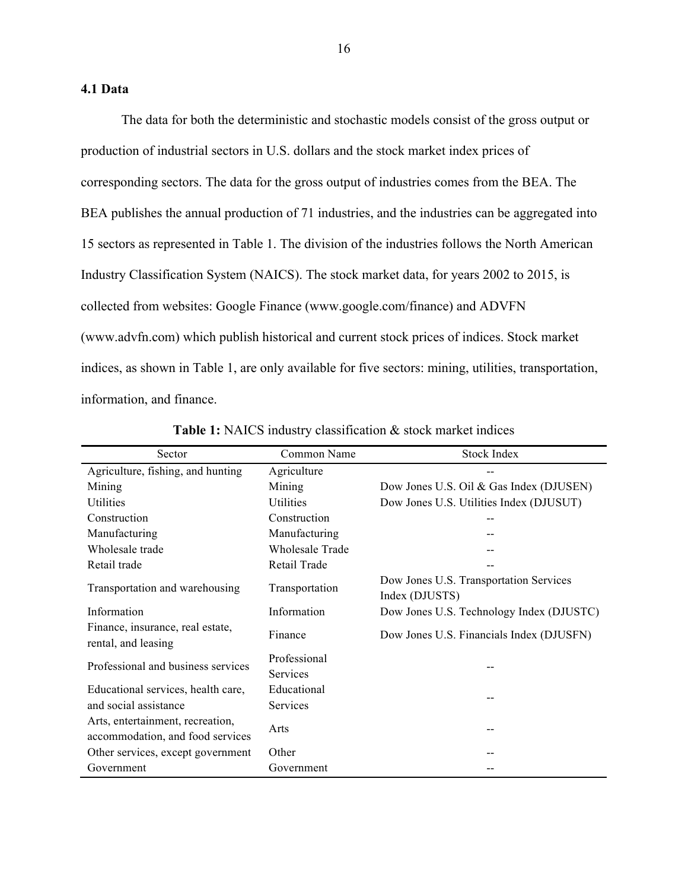### 4.1 Data

The data for both the deterministic and stochastic models consist of the gross output or production of industrial sectors in U.S. dollars and the stock market index prices of corresponding sectors. The data for the gross output of industries comes from the BEA. The BEA publishes the annual production of 71 industries, and the industries can be aggregated into 15 sectors as represented in Table 1. The division of the industries follows the North American Industry Classification System (NAICS). The stock market data, for years 2002 to 2015, is collected from websites: Google Finance (www.google.com/finance) and ADVFN (www.advfn.com) which publish historical and current stock prices of indices. Stock market indices, as shown in Table 1, are only available for five sectors: mining, utilities, transportation, information, and finance.

**Table 1:** NAICS industry classification & stock market indices

| Sector | Common Name | Stock Index |
|---|---|---|
| Agriculture, fishing, and hunting | Agriculture | -- |
| Mining | Mining | Dow Jones U.S. Oil & Gas Index (DJUSEN) |
| Utilities | Utilities | Dow Jones U.S. Utilities Index (DJUSUT) |
| Construction | Construction | -- |
| Manufacturing | Manufacturing | -- |
| Wholesale trade | Wholesale Trade | -- |
| Retail trade | Retail Trade | -- |
| Transportation and warehousing | Transportation | Dow Jones U.S. Transportation Services Index (DJUSTS) |
| Information | Information | Dow Jones U.S. Technology Index (DJUSTC) |
| Finance, insurance, real estate, rental, and leasing | Finance | Dow Jones U.S. Financials Index (DJUSFN) |
| Professional and business services | Professional Services | -- |
| Educational services, health care, and social assistance | Educational Services | -- |
| Arts, entertainment, recreation, accommodation, and food services | Arts | -- |
| Other services, except government | Other | -- |
| Government | Government | -- |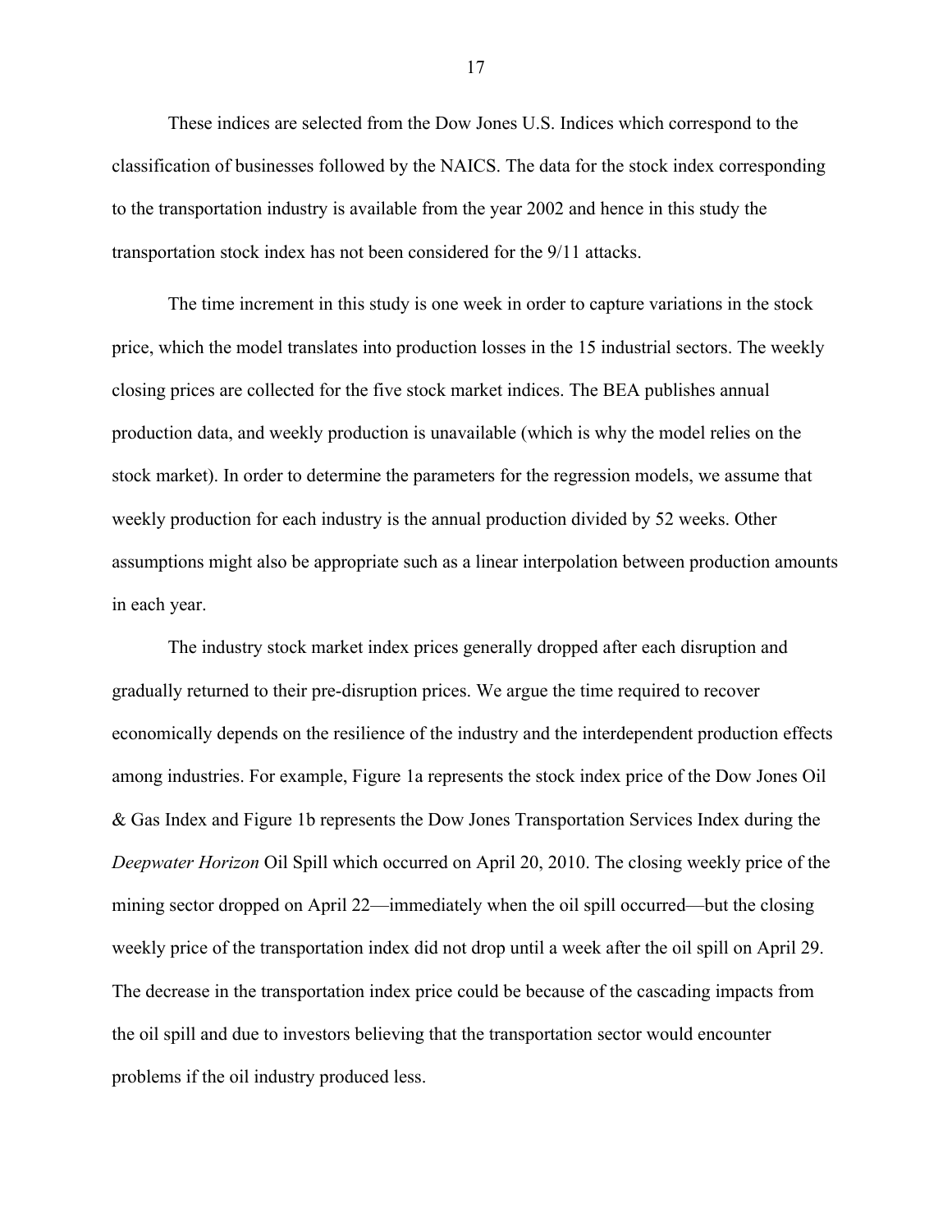These indices are selected from the Dow Jones U.S. Indices which correspond to the classification of businesses followed by the NAICS. The data for the stock index corresponding to the transportation industry is available from the year 2002 and hence in this study the transportation stock index has not been considered for the 9/11 attacks.

The time increment in this study is one week in order to capture variations in the stock price, which the model translates into production losses in the 15 industrial sectors. The weekly closing prices are collected for the five stock market indices. The BEA publishes annual production data, and weekly production is unavailable (which is why the model relies on the stock market). In order to determine the parameters for the regression models, we assume that weekly production for each industry is the annual production divided by 52 weeks. Other assumptions might also be appropriate such as a linear interpolation between production amounts in each year.

The industry stock market index prices generally dropped after each disruption and gradually returned to their pre-disruption prices. We argue the time required to recover economically depends on the resilience of the industry and the interdependent production effects among industries. For example, Figure 1a represents the stock index price of the Dow Jones Oil & Gas Index and Figure 1b represents the Dow Jones Transportation Services Index during the *Deepwater Horizon* Oil Spill which occurred on April 20, 2010. The closing weekly price of the mining sector dropped on April 22—immediately when the oil spill occurred—but the closing weekly price of the transportation index did not drop until a week after the oil spill on April 29. The decrease in the transportation index price could be because of the cascading impacts from the oil spill and due to investors believing that the transportation sector would encounter problems if the oil industry produced less.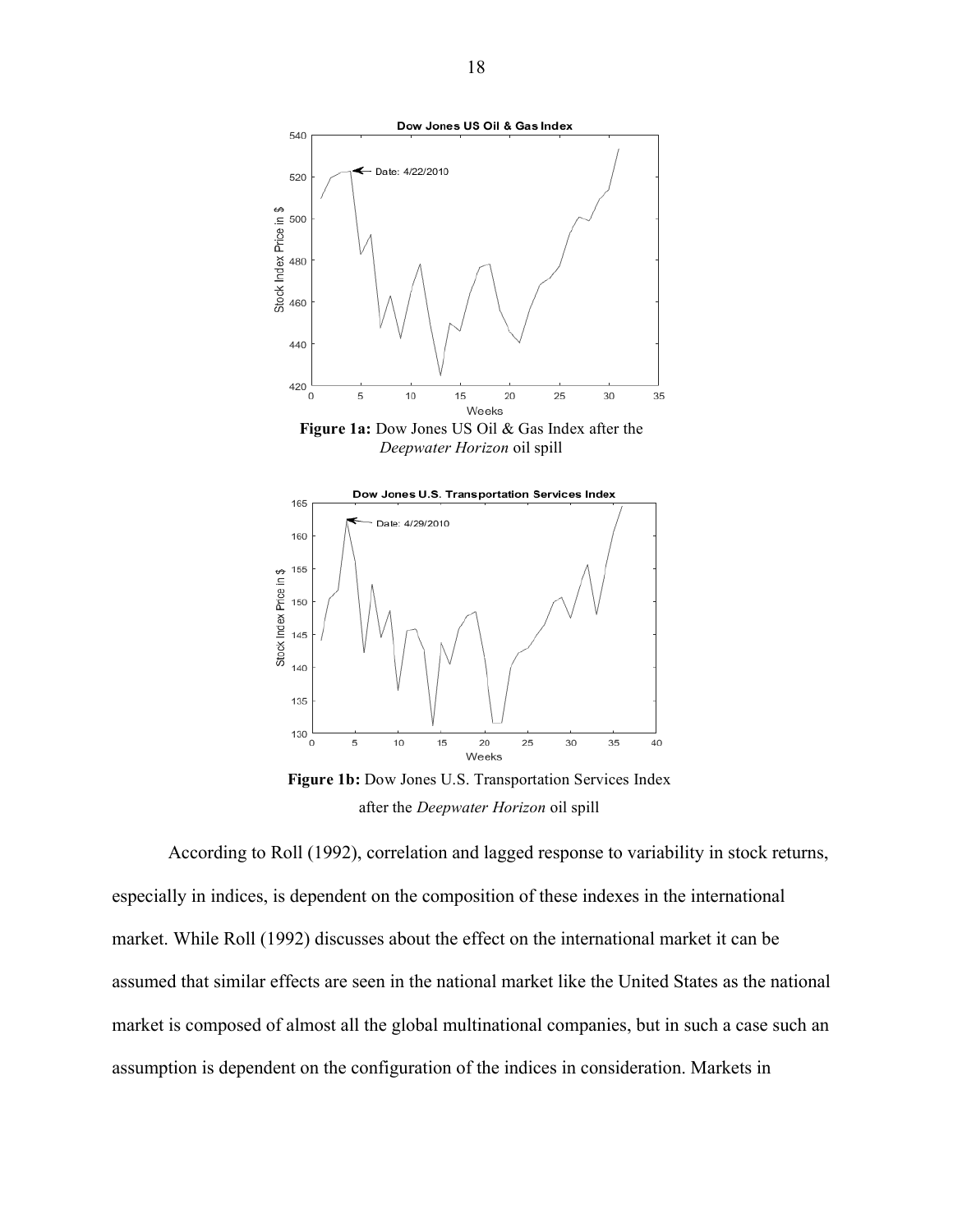**Figure 1a:** Dow Jones US Oil & Gas Index after the *Deepwater Horizon* oil spill

**Figure 1b:** Dow Jones U.S. Transportation Services Index after the *Deepwater Horizon* oil spill

According to Roll (1992), correlation and lagged response to variability in stock returns, especially in indices, is dependent on the composition of these indexes in the international market. While Roll (1992) discusses about the effect on the international market it can be assumed that similar effects are seen in the national market like the United States as the national market is composed of almost all the global multinational companies, but in such a case such an assumption is dependent on the configuration of the indices in consideration. Markets in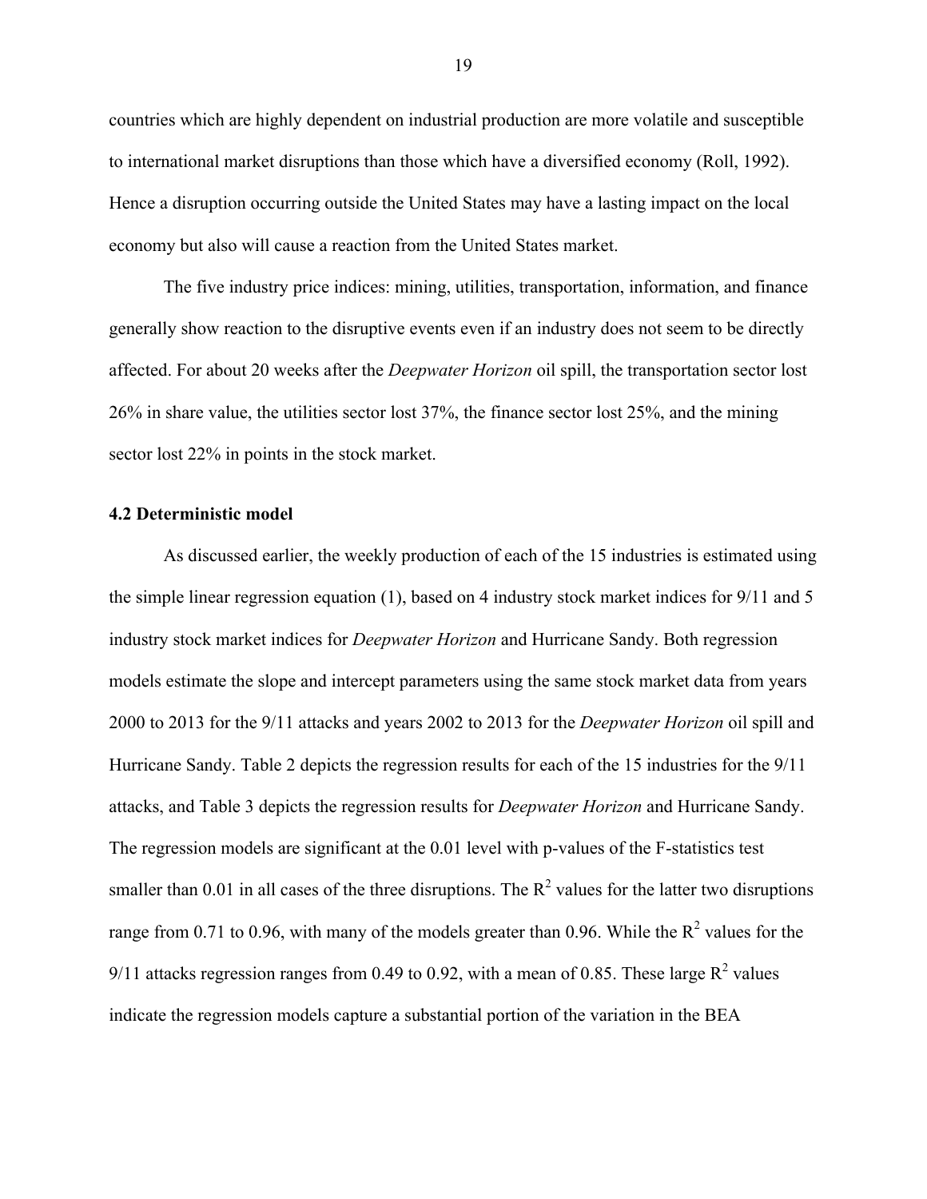countries which are highly dependent on industrial production are more volatile and susceptible to international market disruptions than those which have a diversified economy (Roll, 1992). Hence a disruption occurring outside the United States may have a lasting impact on the local economy but also will cause a reaction from the United States market.

The five industry price indices: mining, utilities, transportation, information, and finance generally show reaction to the disruptive events even if an industry does not seem to be directly affected. For about 20 weeks after the *Deepwater Horizon* oil spill, the transportation sector lost 26% in share value, the utilities sector lost 37%, the finance sector lost 25%, and the mining sector lost 22% in points in the stock market.

### 4.2 Deterministic model

As discussed earlier, the weekly production of each of the 15 industries is estimated using the simple linear regression equation (1), based on 4 industry stock market indices for 9/11 and 5 industry stock market indices for *Deepwater Horizon* and Hurricane Sandy. Both regression models estimate the slope and intercept parameters using the same stock market data from years 2000 to 2013 for the 9/11 attacks and years 2002 to 2013 for the *Deepwater Horizon* oil spill and Hurricane Sandy. Table 2 depicts the regression results for each of the 15 industries for the 9/11 attacks, and Table 3 depicts the regression results for *Deepwater Horizon* and Hurricane Sandy. The regression models are significant at the 0.01 level with p-values of the F-statistics test smaller than 0.01 in all cases of the three disruptions. The $R^2$ values for the latter two disruptions range from 0.71 to 0.96, with many of the models greater than 0.96. While the $R^2$ values for the 9/11 attacks regression ranges from 0.49 to 0.92, with a mean of 0.85. These large $R^2$ values indicate the regression models capture a substantial portion of the variation in the BEA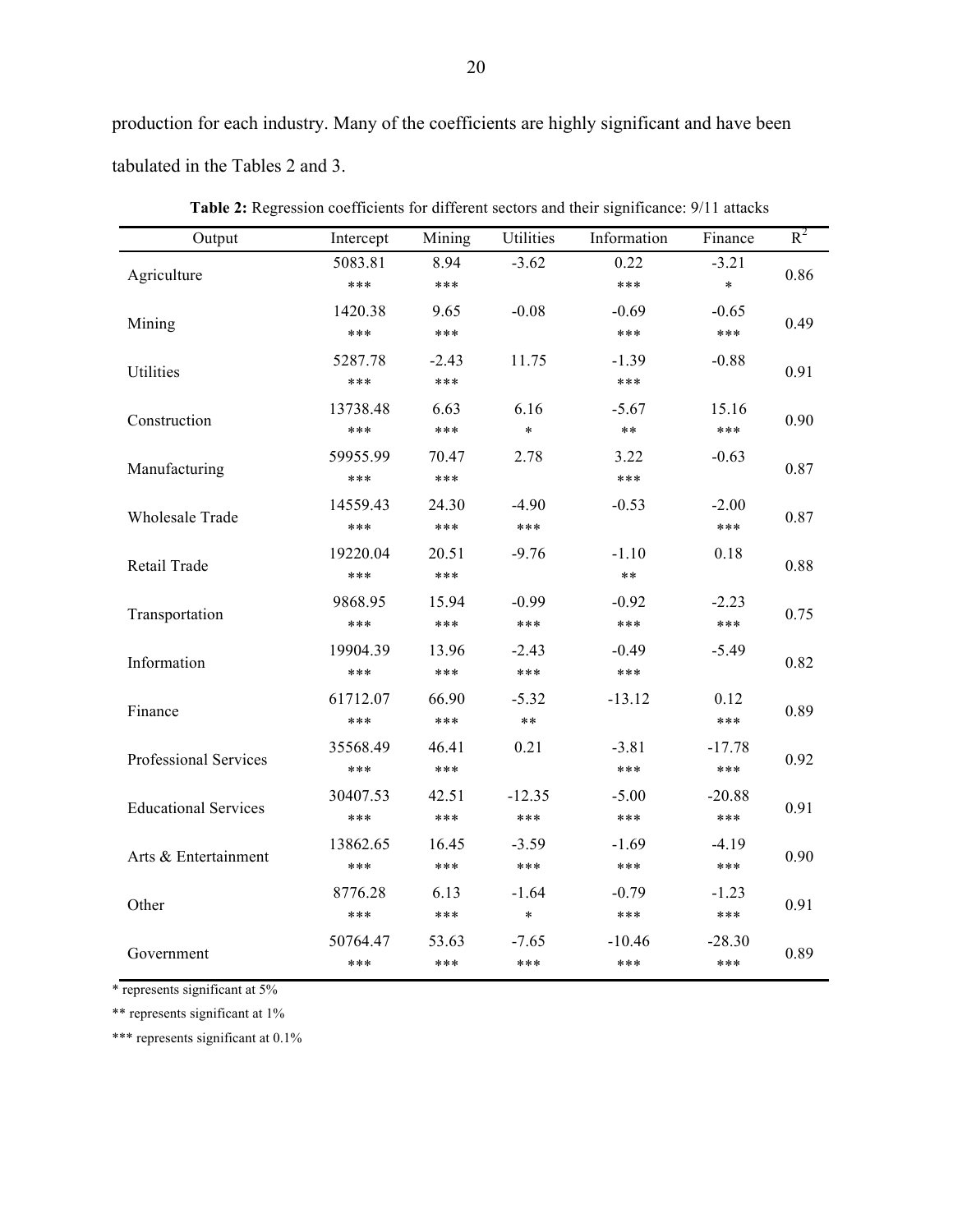production for each industry. Many of the coefficients are highly significant and have been tabulated in the Tables 2 and 3.

**Table 2:** Regression coefficients for different sectors and their significance: 9/11 attacks

| Output | Intercept | Mining | Utilities | Information | Finance | $R^2$ |
|---|---|---|---|---|---|---|
| Agriculture | 5083.81 *** | 8.94 *** | -3.62 | 0.22 *** | -3.21 * | 0.86 |
| Mining | 1420.38 *** | 9.65 *** | -0.08 | -0.69 *** | -0.65 *** | 0.49 |
| Utilities | 5287.78 *** | -2.43 *** | 11.75 | -1.39 *** | -0.88 | 0.91 |
| Construction | 13738.48 *** | 6.63 *** | 6.16 * | -5.67 ** | 15.16 *** | 0.90 |
| Manufacturing | 59955.99 *** | 70.47 *** | 2.78 | 3.22 *** | -0.63 | 0.87 |
| Wholesale Trade | 14559.43 *** | 24.30 *** | -4.90 *** | -0.53 | -2.00 *** | 0.87 |
| Retail Trade | 19220.04 *** | 20.51 *** | -9.76 | -1.10 ** | 0.18 | 0.88 |
| Transportation | 9868.95 *** | 15.94 *** | -0.99 *** | -0.92 *** | -2.23 *** | 0.75 |
| Information | 19904.39 *** | 13.96 *** | -2.43 *** | -0.49 *** | -5.49 | 0.82 |
| Finance | 61712.07 *** | 66.90 *** | -5.32 ** | -13.12 | 0.12 *** | 0.89 |
| Professional Services | 35568.49 *** | 46.41 *** | 0.21 | -3.81 *** | -17.78 *** | 0.92 |
| Educational Services | 30407.53 *** | 42.51 *** | -12.35 *** | -5.00 *** | -20.88 *** | 0.91 |
| Arts & Entertainment | 13862.65 *** | 16.45 *** | -3.59 *** | -1.69 *** | -4.19 *** | 0.90 |
| Other | 8776.28 *** | 6.13 *** | -1.64 * | -0.79 *** | -1.23 *** | 0.91 |
| Government | 50764.47 *** | 53.63 *** | -7.65 *** | -10.46 *** | -28.30 *** | 0.89 |

\* represents significant at 5%

** represents significant at 1%

*** represents significant at 0.1%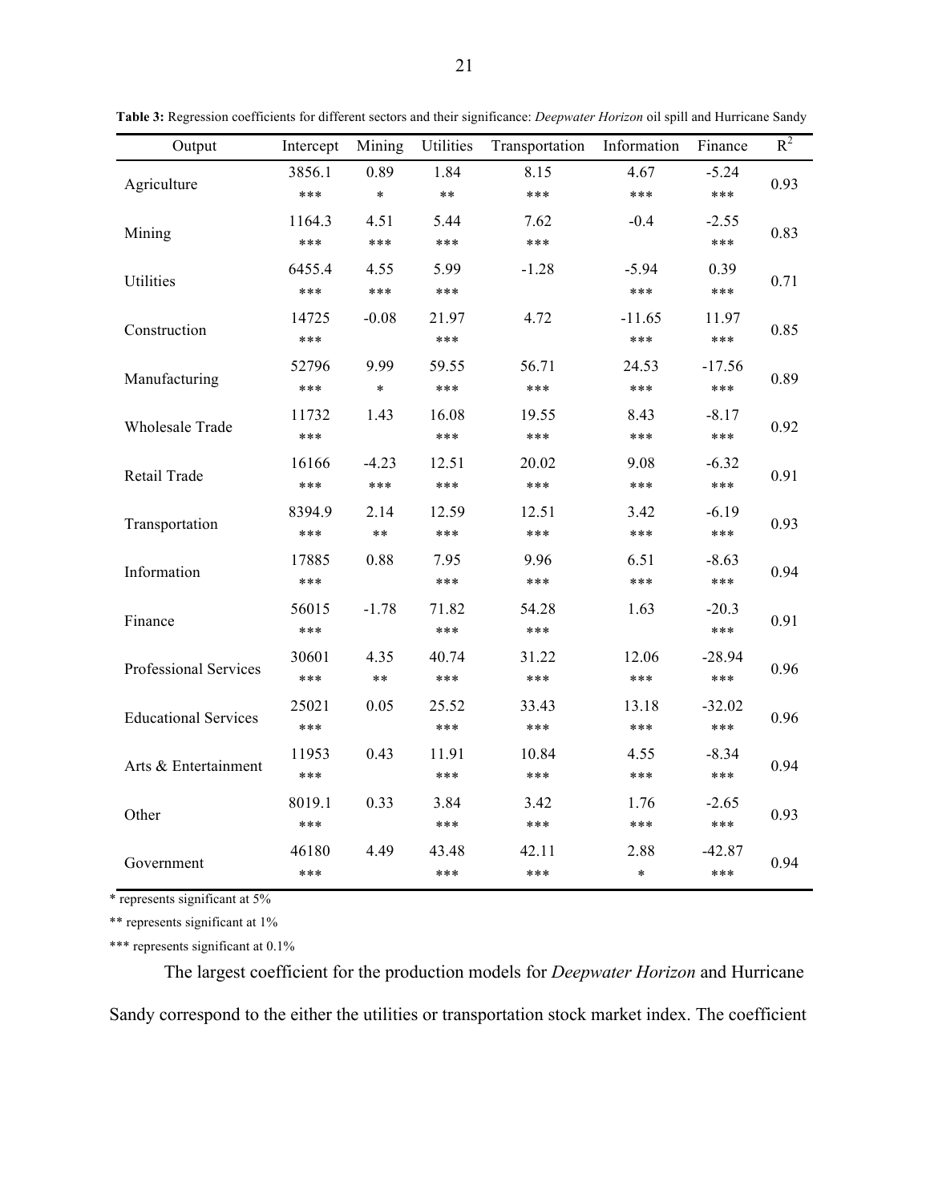**Table 3:** Regression coefficients for different sectors and their significance: *Deepwater Horizon* oil spill and Hurricane Sandy

| Output | Intercept | Mining | Utilities | Transportation | Information | Finance | $R^2$ |
|---|---|---|---|---|---|---|---|
| Agriculture | 3856.1<br>*** | 0.89<br>* | 1.84<br>** | 8.15<br>*** | 4.67<br>*** | -5.24<br>*** | 0.93 |
| Mining | 1164.3<br>*** | 4.51<br>*** | 5.44<br>*** | 7.62<br>*** | -0.4 | -2.55<br>*** | 0.83 |
| Utilities | 6455.4<br>*** | 4.55<br>*** | 5.99<br>*** | -1.28 | -5.94<br>*** | 0.39<br>*** | 0.71 |
| Construction | 14725<br>*** | -0.08 | 21.97<br>*** | 4.72 | -11.65<br>*** | 11.97<br>*** | 0.85 |
| Manufacturing | 52796<br>*** | 9.99<br>* | 59.55<br>*** | 56.71<br>*** | 24.53<br>*** | -17.56<br>*** | 0.89 |
| Wholesale Trade | 11732<br>*** | 1.43 | 16.08<br>*** | 19.55<br>*** | 8.43<br>*** | -8.17<br>*** | 0.92 |
| Retail Trade | 16166<br>*** | -4.23<br>*** | 12.51<br>*** | 20.02<br>*** | 9.08<br>*** | -6.32<br>*** | 0.91 |
| Transportation | 8394.9<br>*** | 2.14<br>** | 12.59<br>*** | 12.51<br>*** | 3.42<br>*** | -6.19<br>*** | 0.93 |
| Information | 17885<br>*** | 0.88 | 7.95<br>*** | 9.96<br>*** | 6.51<br>*** | -8.63<br>*** | 0.94 |
| Finance | 56015<br>*** | -1.78 | 71.82<br>*** | 54.28<br>*** | 1.63 | -20.3<br>*** | 0.91 |
| Professional Services | 30601<br>*** | 4.35<br>** | 40.74<br>*** | 31.22<br>*** | 12.06<br>*** | -28.94<br>*** | 0.96 |
| Educational Services | 25021<br>*** | 0.05 | 25.52<br>*** | 33.43<br>*** | 13.18<br>*** | -32.02<br>*** | 0.96 |
| Arts & Entertainment | 11953<br>*** | 0.43 | 11.91<br>*** | 10.84<br>*** | 4.55<br>*** | -8.34<br>*** | 0.94 |
| Other | 8019.1<br>*** | 0.33 | 3.84<br>*** | 3.42<br>*** | 1.76<br>*** | -2.65<br>*** | 0.93 |
| Government | 46180<br>*** | 4.49 | 43.48<br>*** | 42.11<br>*** | 2.88<br>* | -42.87<br>*** | 0.94 |

* represents significant at 5%

** represents significant at 1%

*** represents significant at 0.1%

The largest coefficient for the production models for *Deepwater Horizon* and Hurricane Sandy correspond to the either the utilities or transportation stock market index. The coefficient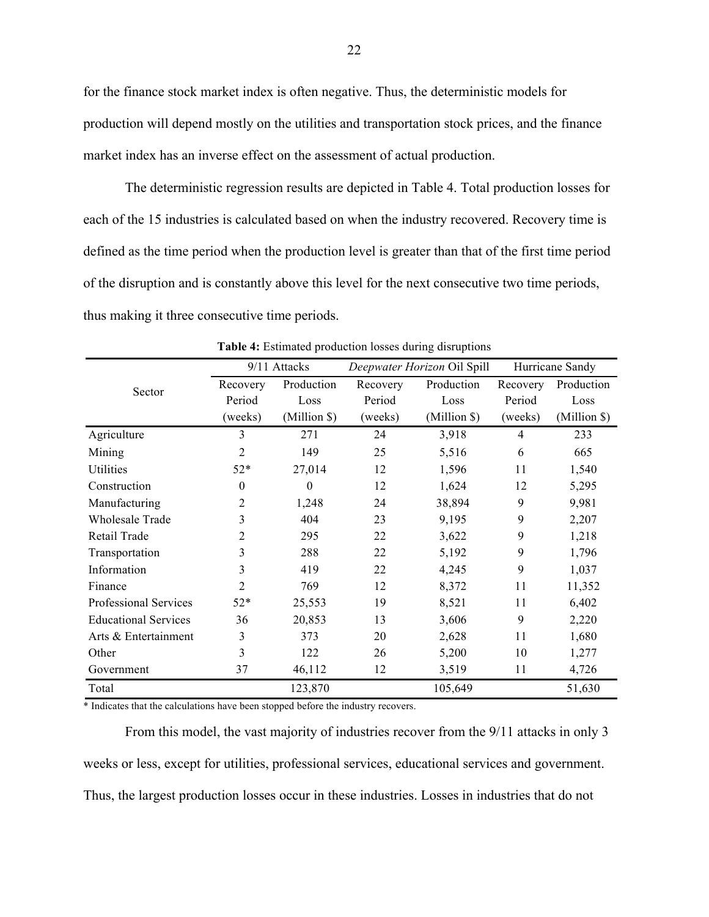for the finance stock market index is often negative. Thus, the deterministic models for production will depend mostly on the utilities and transportation stock prices, and the finance market index has an inverse effect on the assessment of actual production.

The deterministic regression results are depicted in Table 4. Total production losses for each of the 15 industries is calculated based on when the industry recovered. Recovery time is defined as the time period when the production level is greater than that of the first time period of the disruption and is constantly above this level for the next consecutive two time periods, thus making it three consecutive time periods.

**Table 4:** Estimated production losses during disruptions

| Sector | 9/11 Attacks | | *Deepwater Horizon* Oil Spill | | Hurricane Sandy | |
|---|---|---|---|---|---|---|
| | Recovery Period (weeks) | Production Loss (Million $) | Recovery Period (weeks) | Production Loss (Million $) | Recovery Period (weeks) | Production Loss (Million $) |
| Agriculture | 3 | 271 | 24 | 3,918 | 4 | 233 |
| Mining | 2 | 149 | 25 | 5,516 | 6 | 665 |
| Utilities | 52* | 27,014 | 12 | 1,596 | 11 | 1,540 |
| Construction | 0 | 0 | 12 | 1,624 | 12 | 5,295 |
| Manufacturing | 2 | 1,248 | 24 | 38,894 | 9 | 9,981 |
| Wholesale Trade | 3 | 404 | 23 | 9,195 | 9 | 2,207 |
| Retail Trade | 2 | 295 | 22 | 3,622 | 9 | 1,218 |
| Transportation | 3 | 288 | 22 | 5,192 | 9 | 1,796 |
| Information | 3 | 419 | 22 | 4,245 | 9 | 1,037 |
| Finance | 2 | 769 | 12 | 8,372 | 11 | 11,352 |
| Professional Services | 52* | 25,553 | 19 | 8,521 | 11 | 6,402 |
| Educational Services | 36 | 20,853 | 13 | 3,606 | 9 | 2,220 |
| Arts & Entertainment | 3 | 373 | 20 | 2,628 | 11 | 1,680 |
| Other | 3 | 122 | 26 | 5,200 | 10 | 1,277 |
| Government | 37 | 46,112 | 12 | 3,519 | 11 | 4,726 |
| Total | | 123,870 | | 105,649 | | 51,630 |

\* Indicates that the calculations have been stopped before the industry recovers.

From this model, the vast majority of industries recover from the 9/11 attacks in only 3 weeks or less, except for utilities, professional services, educational services and government. Thus, the largest production losses occur in these industries. Losses in industries that do not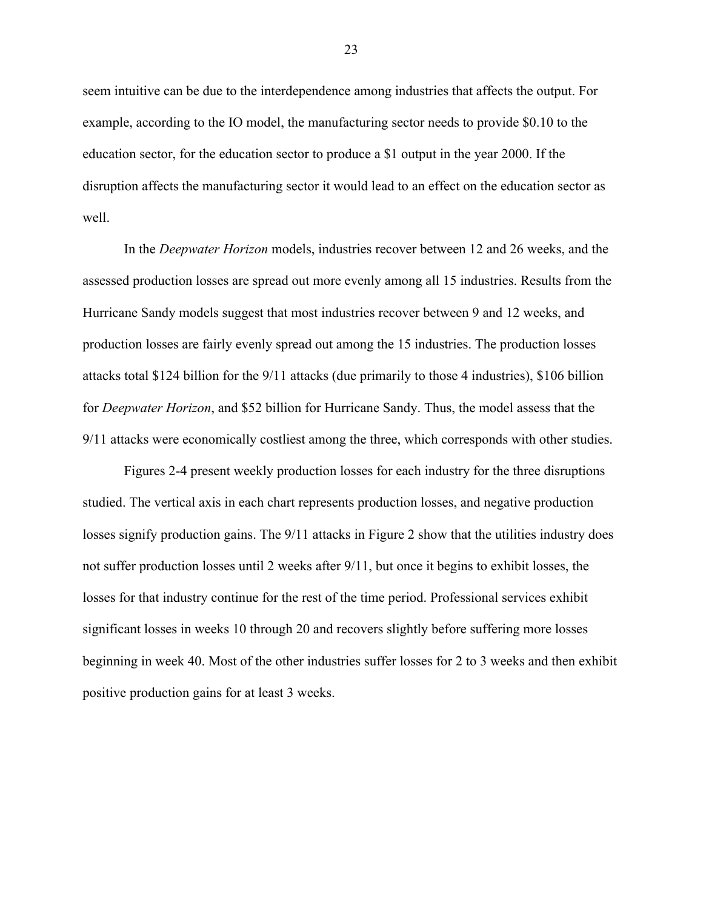seem intuitive can be due to the interdependence among industries that affects the output. For example, according to the IO model, the manufacturing sector needs to provide $0.10 to the education sector, for the education sector to produce a $1 output in the year 2000. If the disruption affects the manufacturing sector it would lead to an effect on the education sector as well.

In the *Deepwater Horizon* models, industries recover between 12 and 26 weeks, and the assessed production losses are spread out more evenly among all 15 industries. Results from the Hurricane Sandy models suggest that most industries recover between 9 and 12 weeks, and production losses are fairly evenly spread out among the 15 industries. The production losses attacks total $124 billion for the 9/11 attacks (due primarily to those 4 industries), $106 billion for *Deepwater Horizon*, and $52 billion for Hurricane Sandy. Thus, the model assess that the 9/11 attacks were economically costliest among the three, which corresponds with other studies.

Figures 2-4 present weekly production losses for each industry for the three disruptions studied. The vertical axis in each chart represents production losses, and negative production losses signify production gains. The 9/11 attacks in Figure 2 show that the utilities industry does not suffer production losses until 2 weeks after 9/11, but once it begins to exhibit losses, the losses for that industry continue for the rest of the time period. Professional services exhibit significant losses in weeks 10 through 20 and recovers slightly before suffering more losses beginning in week 40. Most of the other industries suffer losses for 2 to 3 weeks and then exhibit positive production gains for at least 3 weeks.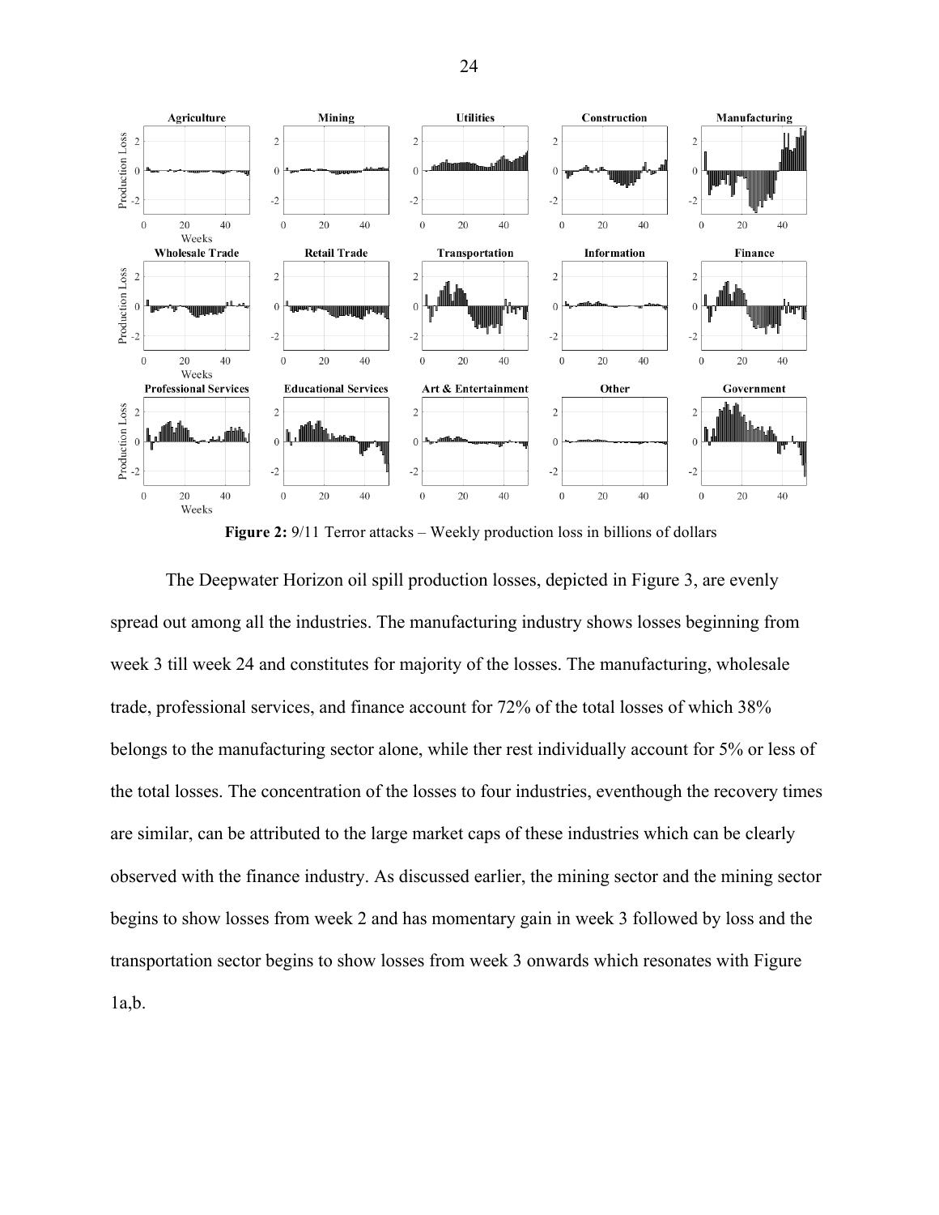**Figure 2:** 9/11 Terror attacks – Weekly production loss in billions of dollars

The Deepwater Horizon oil spill production losses, depicted in Figure 3, are evenly spread out among all the industries. The manufacturing industry shows losses beginning from week 3 till week 24 and constitutes for majority of the losses. The manufacturing, wholesale trade, professional services, and finance account for 72% of the total losses of which 38% belongs to the manufacturing sector alone, while ther rest individually account for 5% or less of the total losses. The concentration of the losses to four industries, eventhough the recovery times are similar, can be attributed to the large market caps of these industries which can be clearly observed with the finance industry. As discussed earlier, the mining sector and the mining sector begins to show losses from week 2 and has momentary gain in week 3 followed by loss and the transportation sector begins to show losses from week 3 onwards which resonates with Figure 1a,b.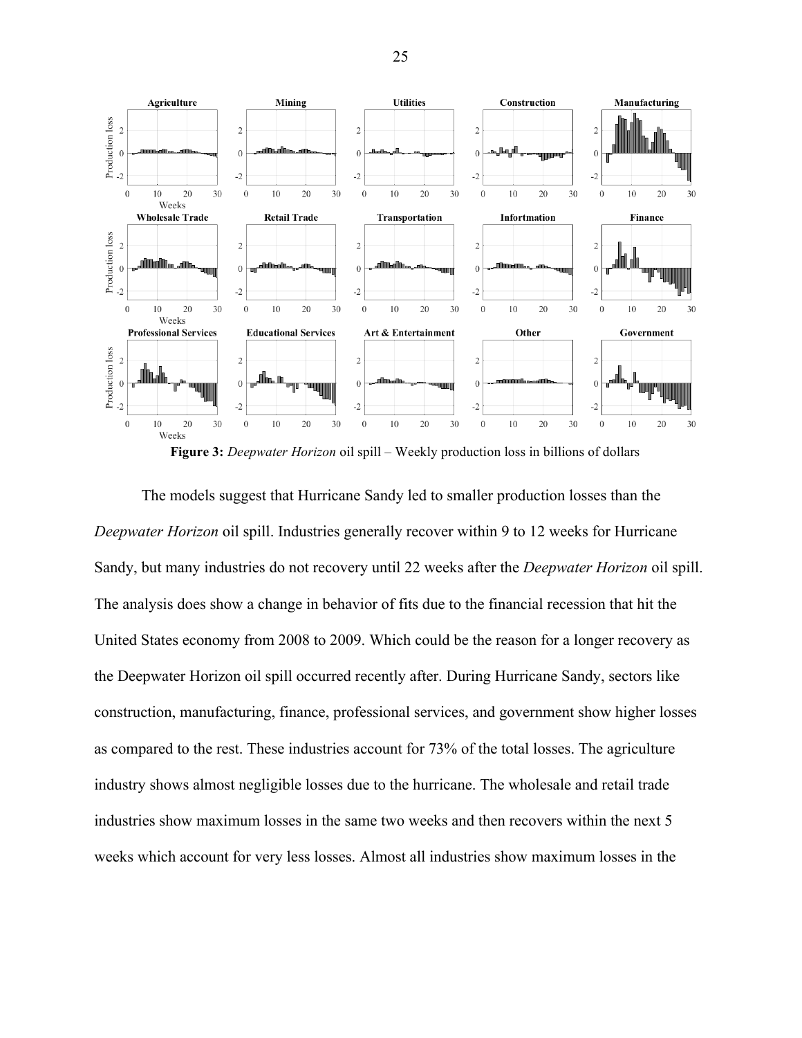**Figure 3:** *Deepwater Horizon* oil spill – Weekly production loss in billions of dollars

The models suggest that Hurricane Sandy led to smaller production losses than the *Deepwater Horizon* oil spill. Industries generally recover within 9 to 12 weeks for Hurricane Sandy, but many industries do not recovery until 22 weeks after the *Deepwater Horizon* oil spill. The analysis does show a change in behavior of fits due to the financial recession that hit the United States economy from 2008 to 2009. Which could be the reason for a longer recovery as the Deepwater Horizon oil spill occurred recently after. During Hurricane Sandy, sectors like construction, manufacturing, finance, professional services, and government show higher losses as compared to the rest. These industries account for 73% of the total losses. The agriculture industry shows almost negligible losses due to the hurricane. The wholesale and retail trade industries show maximum losses in the same two weeks and then recovers within the next 5 weeks which account for very less losses. Almost all industries show maximum losses in the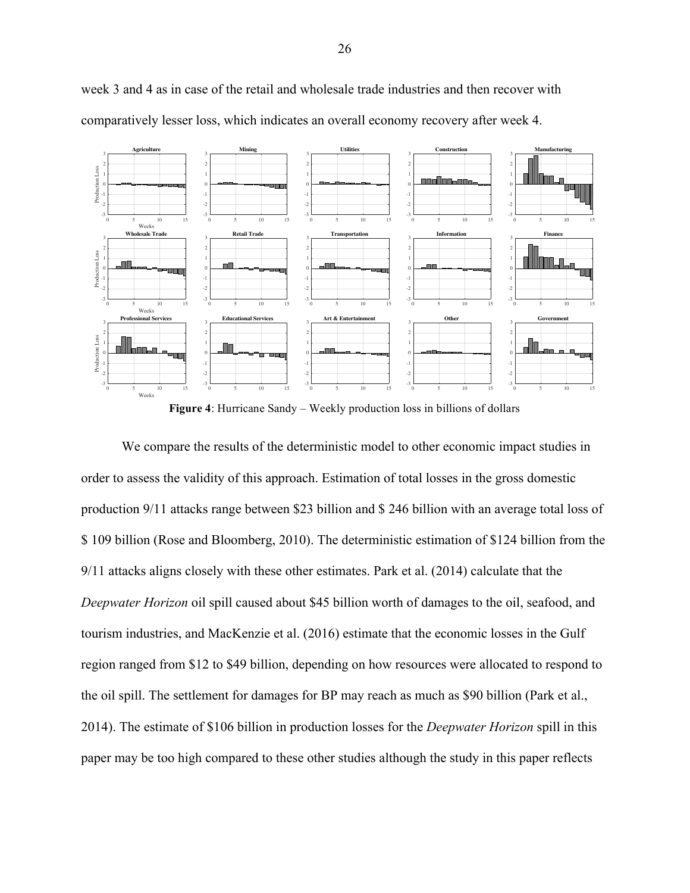week 3 and 4 as in case of the retail and wholesale trade industries and then recover with comparatively lesser loss, which indicates an overall economy recovery after week 4.

**Figure 4**: Hurricane Sandy – Weekly production loss in billions of dollars

We compare the results of the deterministic model to other economic impact studies in order to assess the validity of this approach. Estimation of total losses in the gross domestic production 9/11 attacks range between $23 billion and $ 246 billion with an average total loss of $ 109 billion (Rose and Bloomberg, 2010). The deterministic estimation of $124 billion from the 9/11 attacks aligns closely with these other estimates. Park et al. (2014) calculate that the *Deepwater Horizon* oil spill caused about $45 billion worth of damages to the oil, seafood, and tourism industries, and MacKenzie et al. (2016) estimate that the economic losses in the Gulf region ranged from $12 to $49 billion, depending on how resources were allocated to respond to the oil spill. The settlement for damages for BP may reach as much as $90 billion (Park et al., 2014). The estimate of $106 billion in production losses for the *Deepwater Horizon* spill in this paper may be too high compared to these other studies although the study in this paper reflects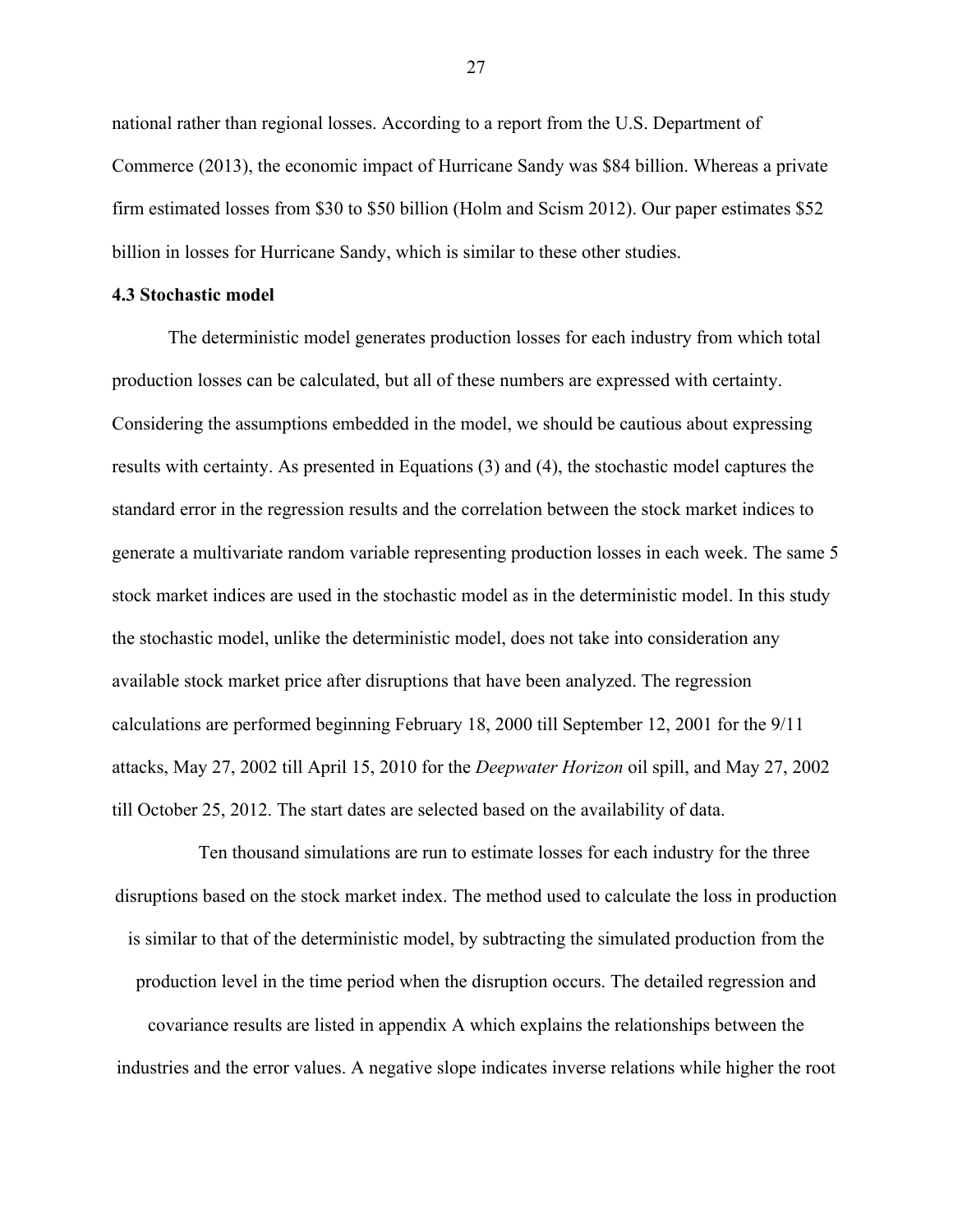national rather than regional losses. According to a report from the U.S. Department of Commerce (2013), the economic impact of Hurricane Sandy was $84 billion. Whereas a private firm estimated losses from $30 to $50 billion (Holm and Scism 2012). Our paper estimates $52 billion in losses for Hurricane Sandy, which is similar to these other studies.

### 4.3 Stochastic model

The deterministic model generates production losses for each industry from which total production losses can be calculated, but all of these numbers are expressed with certainty. Considering the assumptions embedded in the model, we should be cautious about expressing results with certainty. As presented in Equations (3) and (4), the stochastic model captures the standard error in the regression results and the correlation between the stock market indices to generate a multivariate random variable representing production losses in each week. The same 5 stock market indices are used in the stochastic model as in the deterministic model. In this study the stochastic model, unlike the deterministic model, does not take into consideration any available stock market price after disruptions that have been analyzed. The regression calculations are performed beginning February 18, 2000 till September 12, 2001 for the 9/11 attacks, May 27, 2002 till April 15, 2010 for the *Deepwater Horizon* oil spill, and May 27, 2002 till October 25, 2012. The start dates are selected based on the availability of data.

Ten thousand simulations are run to estimate losses for each industry for the three disruptions based on the stock market index. The method used to calculate the loss in production is similar to that of the deterministic model, by subtracting the simulated production from the production level in the time period when the disruption occurs. The detailed regression and covariance results are listed in appendix A which explains the relationships between the industries and the error values. A negative slope indicates inverse relations while higher the root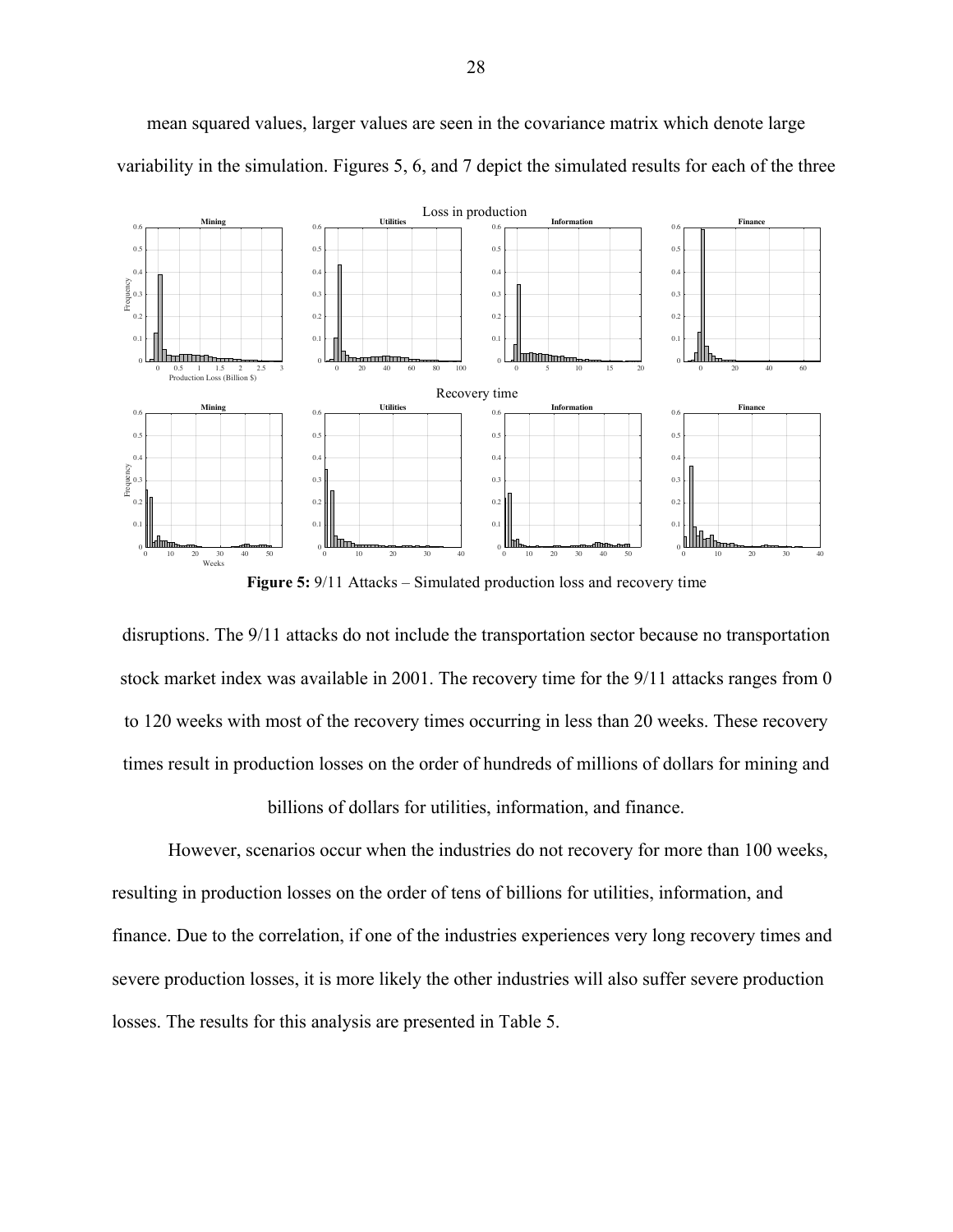mean squared values, larger values are seen in the covariance matrix which denote large variability in the simulation. Figures 5, 6, and 7 depict the simulated results for each of the three

**Figure 5:** 9/11 Attacks – Simulated production loss and recovery time

disruptions. The 9/11 attacks do not include the transportation sector because no transportation stock market index was available in 2001. The recovery time for the 9/11 attacks ranges from 0 to 120 weeks with most of the recovery times occurring in less than 20 weeks. These recovery times result in production losses on the order of hundreds of millions of dollars for mining and billions of dollars for utilities, information, and finance.

However, scenarios occur when the industries do not recovery for more than 100 weeks, resulting in production losses on the order of tens of billions for utilities, information, and finance. Due to the correlation, if one of the industries experiences very long recovery times and severe production losses, it is more likely the other industries will also suffer severe production losses. The results for this analysis are presented in Table 5.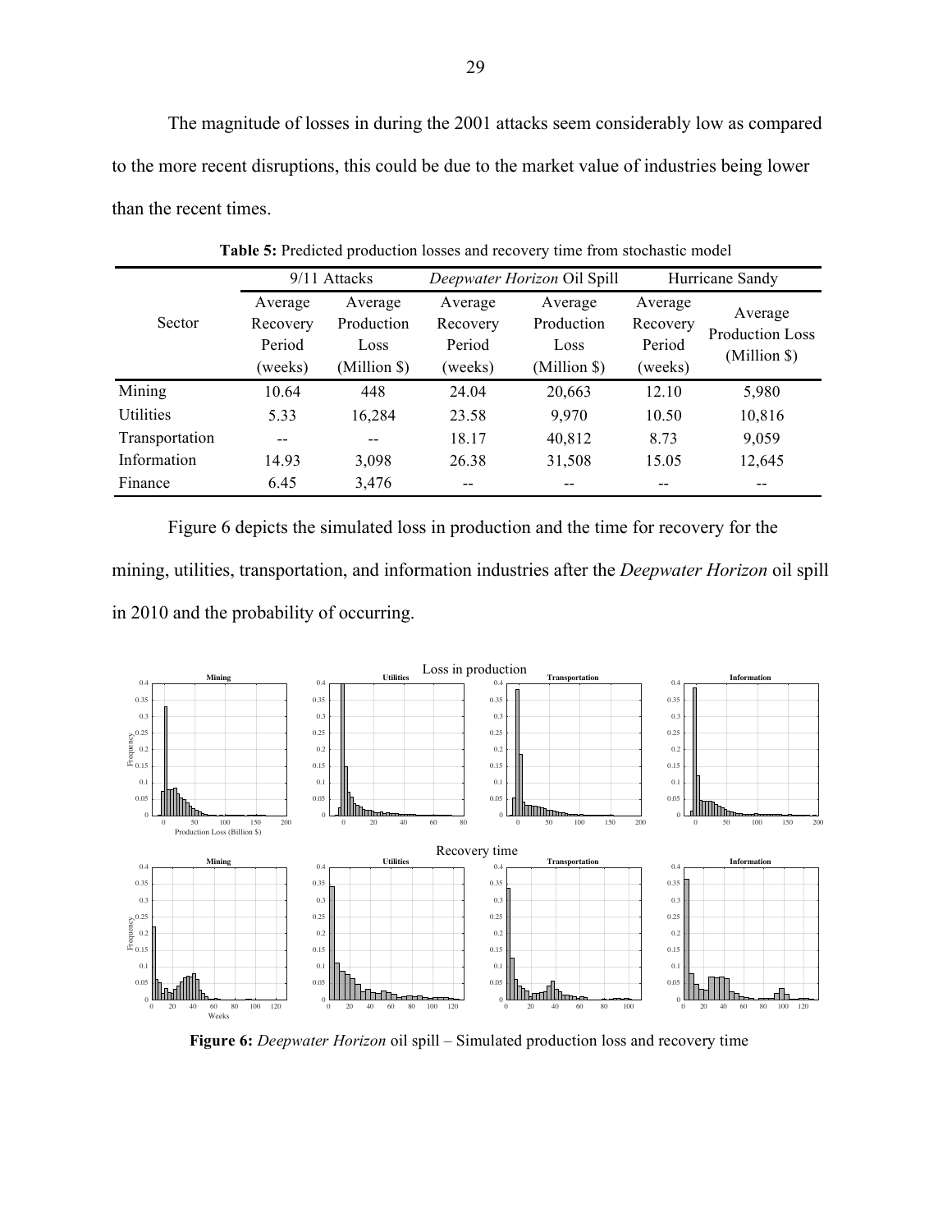The magnitude of losses in during the 2001 attacks seem considerably low as compared to the more recent disruptions, this could be due to the market value of industries being lower than the recent times.

**Table 5:** Predicted production losses and recovery time from stochastic model

| Sector | 9/11 Attacks | | *Deepwater Horizon* Oil Spill | | Hurricane Sandy | |
|---|---|---|---|---|---|---|
| | Average Recovery Period (weeks) | Average Production Loss (Million $) | Average Recovery Period (weeks) | Average Production Loss (Million $) | Average Recovery Period (weeks) | Average Production Loss (Million $) |
| Mining | 10.64 | 448 | 24.04 | 20,663 | 12.10 | 5,980 |
| Utilities | 5.33 | 16,284 | 23.58 | 9,970 | 10.50 | 10,816 |
| Transportation | -- | -- | 18.17 | 40,812 | 8.73 | 9,059 |
| Information | 14.93 | 3,098 | 26.38 | 31,508 | 15.05 | 12,645 |
| Finance | 6.45 | 3,476 | -- | -- | -- | -- |

Figure 6 depicts the simulated loss in production and the time for recovery for the mining, utilities, transportation, and information industries after the *Deepwater Horizon* oil spill in 2010 and the probability of occurring.

**Figure 6:** *Deepwater Horizon* oil spill – Simulated production loss and recovery time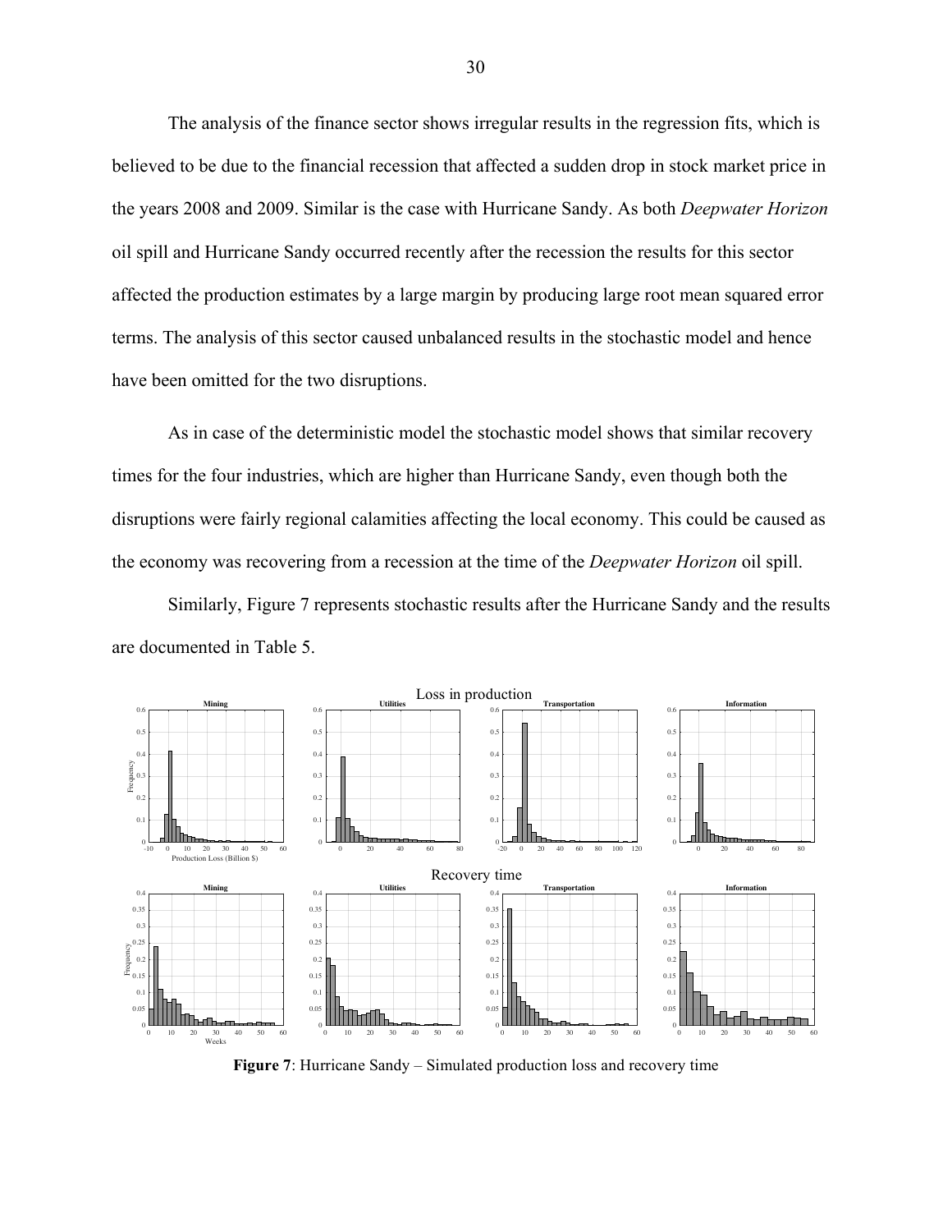The analysis of the finance sector shows irregular results in the regression fits, which is believed to be due to the financial recession that affected a sudden drop in stock market price in the years 2008 and 2009. Similar is the case with Hurricane Sandy. As both *Deepwater Horizon* oil spill and Hurricane Sandy occurred recently after the recession the results for this sector affected the production estimates by a large margin by producing large root mean squared error terms. The analysis of this sector caused unbalanced results in the stochastic model and hence have been omitted for the two disruptions.

As in case of the deterministic model the stochastic model shows that similar recovery times for the four industries, which are higher than Hurricane Sandy, even though both the disruptions were fairly regional calamities affecting the local economy. This could be caused as the economy was recovering from a recession at the time of the *Deepwater Horizon* oil spill.

Similarly, Figure 7 represents stochastic results after the Hurricane Sandy and the results are documented in Table 5.

**Figure 7**: Hurricane Sandy – Simulated production loss and recovery time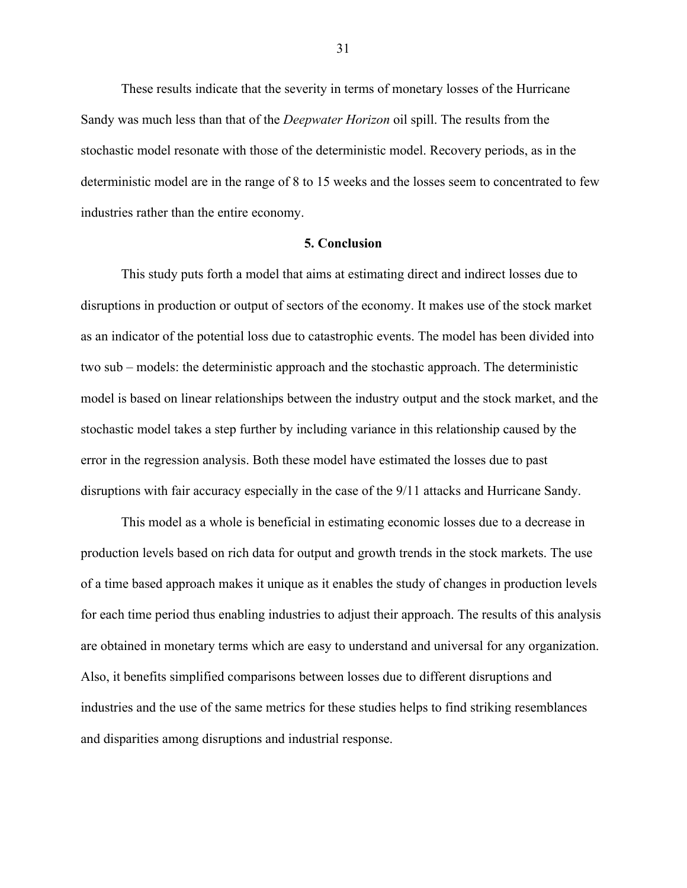These results indicate that the severity in terms of monetary losses of the Hurricane Sandy was much less than that of the *Deepwater Horizon* oil spill. The results from the stochastic model resonate with those of the deterministic model. Recovery periods, as in the deterministic model are in the range of 8 to 15 weeks and the losses seem to concentrated to few industries rather than the entire economy.

## 5. Conclusion

This study puts forth a model that aims at estimating direct and indirect losses due to disruptions in production or output of sectors of the economy. It makes use of the stock market as an indicator of the potential loss due to catastrophic events. The model has been divided into two sub – models: the deterministic approach and the stochastic approach. The deterministic model is based on linear relationships between the industry output and the stock market, and the stochastic model takes a step further by including variance in this relationship caused by the error in the regression analysis. Both these model have estimated the losses due to past disruptions with fair accuracy especially in the case of the 9/11 attacks and Hurricane Sandy.

This model as a whole is beneficial in estimating economic losses due to a decrease in production levels based on rich data for output and growth trends in the stock markets. The use of a time based approach makes it unique as it enables the study of changes in production levels for each time period thus enabling industries to adjust their approach. The results of this analysis are obtained in monetary terms which are easy to understand and universal for any organization. Also, it benefits simplified comparisons between losses due to different disruptions and industries and the use of the same metrics for these studies helps to find striking resemblances and disparities among disruptions and industrial response.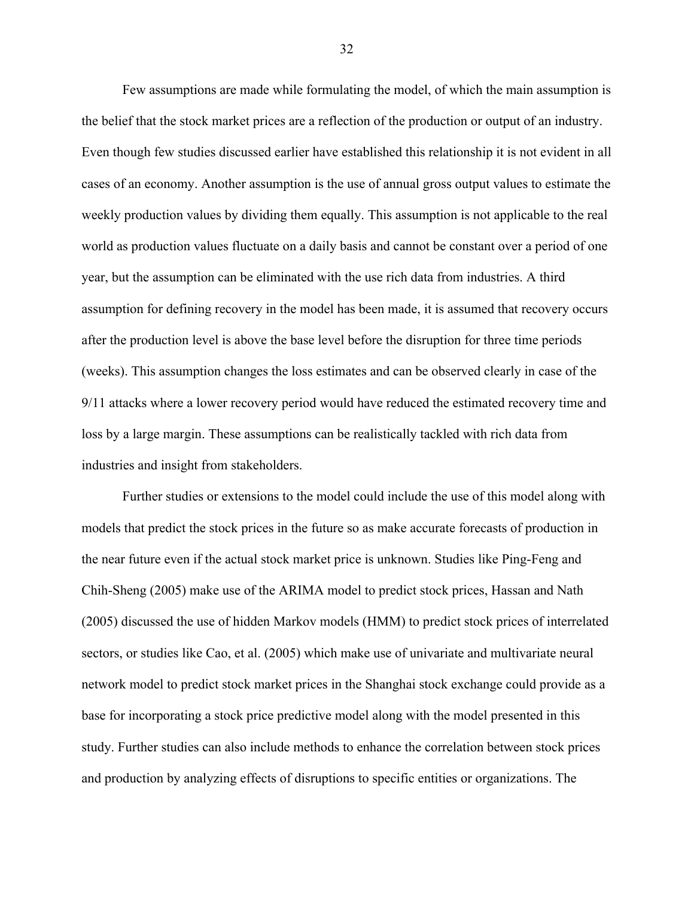Few assumptions are made while formulating the model, of which the main assumption is the belief that the stock market prices are a reflection of the production or output of an industry. Even though few studies discussed earlier have established this relationship it is not evident in all cases of an economy. Another assumption is the use of annual gross output values to estimate the weekly production values by dividing them equally. This assumption is not applicable to the real world as production values fluctuate on a daily basis and cannot be constant over a period of one year, but the assumption can be eliminated with the use rich data from industries. A third assumption for defining recovery in the model has been made, it is assumed that recovery occurs after the production level is above the base level before the disruption for three time periods (weeks). This assumption changes the loss estimates and can be observed clearly in case of the 9/11 attacks where a lower recovery period would have reduced the estimated recovery time and loss by a large margin. These assumptions can be realistically tackled with rich data from industries and insight from stakeholders.

Further studies or extensions to the model could include the use of this model along with models that predict the stock prices in the future so as make accurate forecasts of production in the near future even if the actual stock market price is unknown. Studies like Ping-Feng and Chih-Sheng (2005) make use of the ARIMA model to predict stock prices, Hassan and Nath (2005) discussed the use of hidden Markov models (HMM) to predict stock prices of interrelated sectors, or studies like Cao, et al. (2005) which make use of univariate and multivariate neural network model to predict stock market prices in the Shanghai stock exchange could provide as a base for incorporating a stock price predictive model along with the model presented in this study. Further studies can also include methods to enhance the correlation between stock prices and production by analyzing effects of disruptions to specific entities or organizations. The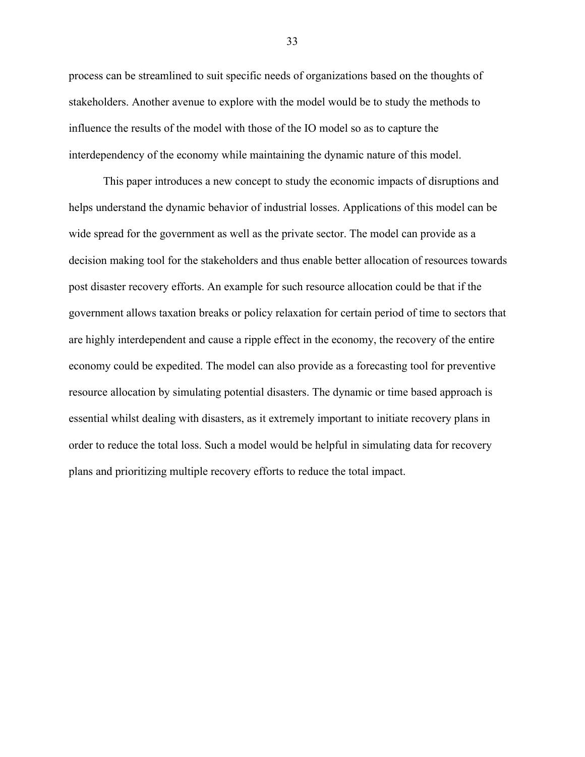process can be streamlined to suit specific needs of organizations based on the thoughts of stakeholders. Another avenue to explore with the model would be to study the methods to influence the results of the model with those of the IO model so as to capture the interdependency of the economy while maintaining the dynamic nature of this model.

This paper introduces a new concept to study the economic impacts of disruptions and helps understand the dynamic behavior of industrial losses. Applications of this model can be wide spread for the government as well as the private sector. The model can provide as a decision making tool for the stakeholders and thus enable better allocation of resources towards post disaster recovery efforts. An example for such resource allocation could be that if the government allows taxation breaks or policy relaxation for certain period of time to sectors that are highly interdependent and cause a ripple effect in the economy, the recovery of the entire economy could be expedited. The model can also provide as a forecasting tool for preventive resource allocation by simulating potential disasters. The dynamic or time based approach is essential whilst dealing with disasters, as it extremely important to initiate recovery plans in order to reduce the total loss. Such a model would be helpful in simulating data for recovery plans and prioritizing multiple recovery efforts to reduce the total impact.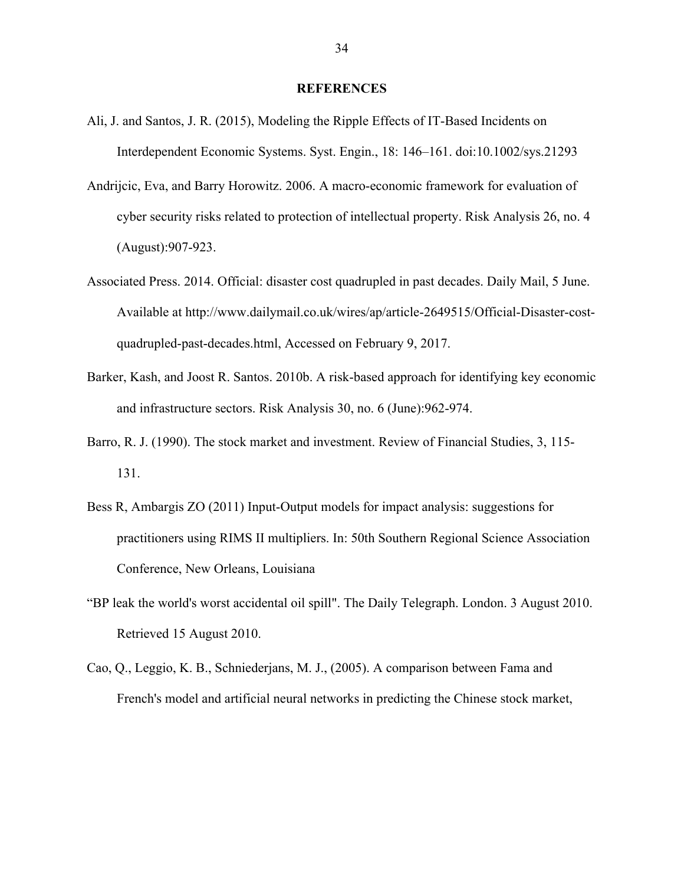## REFERENCES

Ali, J. and Santos, J. R. (2015), Modeling the Ripple Effects of IT-Based Incidents on Interdependent Economic Systems. Syst. Engin., 18: 146–161. doi:10.1002/sys.21293

Andrijcic, Eva, and Barry Horowitz. 2006. A macro-economic framework for evaluation of cyber security risks related to protection of intellectual property. Risk Analysis 26, no. 4 (August):907-923.

Associated Press. 2014. Official: disaster cost quadrupled in past decades. Daily Mail, 5 June. Available at http://www.dailymail.co.uk/wires/ap/article-2649515/Official-Disaster-cost-quadrupled-past-decades.html, Accessed on February 9, 2017.

Barker, Kash, and Joost R. Santos. 2010b. A risk-based approach for identifying key economic and infrastructure sectors. Risk Analysis 30, no. 6 (June):962-974.

Barro, R. J. (1990). The stock market and investment. Review of Financial Studies, 3, 115-131.

Bess R, Ambargis ZO (2011) Input-Output models for impact analysis: suggestions for practitioners using RIMS II multipliers. In: 50th Southern Regional Science Association Conference, New Orleans, Louisiana

"BP leak the world's worst accidental oil spill". The Daily Telegraph. London. 3 August 2010. Retrieved 15 August 2010.

Cao, Q., Leggio, K. B., Schniederjans, M. J., (2005). A comparison between Fama and French's model and artificial neural networks in predicting the Chinese stock market,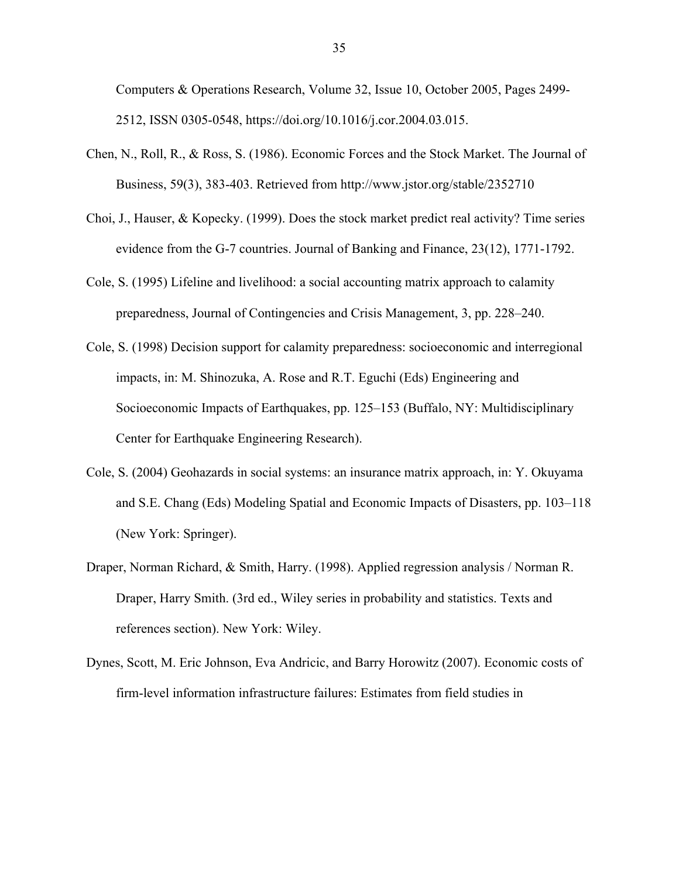Computers & Operations Research, Volume 32, Issue 10, October 2005, Pages 2499-2512, ISSN 0305-0548, https://doi.org/10.1016/j.cor.2004.03.015.

Chen, N., Roll, R., & Ross, S. (1986). Economic Forces and the Stock Market. The Journal of Business, 59(3), 383-403. Retrieved from http://www.jstor.org/stable/2352710

Choi, J., Hauser, & Kopecky. (1999). Does the stock market predict real activity? Time series evidence from the G-7 countries. Journal of Banking and Finance, 23(12), 1771-1792.

Cole, S. (1995) Lifeline and livelihood: a social accounting matrix approach to calamity preparedness, Journal of Contingencies and Crisis Management, 3, pp. 228–240.

Cole, S. (1998) Decision support for calamity preparedness: socioeconomic and interregional impacts, in: M. Shinozuka, A. Rose and R.T. Eguchi (Eds) Engineering and Socioeconomic Impacts of Earthquakes, pp. 125–153 (Buffalo, NY: Multidisciplinary Center for Earthquake Engineering Research).

Cole, S. (2004) Geohazards in social systems: an insurance matrix approach, in: Y. Okuyama and S.E. Chang (Eds) Modeling Spatial and Economic Impacts of Disasters, pp. 103–118 (New York: Springer).

Draper, Norman Richard, & Smith, Harry. (1998). Applied regression analysis / Norman R. Draper, Harry Smith. (3rd ed., Wiley series in probability and statistics. Texts and references section). New York: Wiley.

Dynes, Scott, M. Eric Johnson, Eva Andricic, and Barry Horowitz (2007). Economic costs of firm-level information infrastructure failures: Estimates from field studies in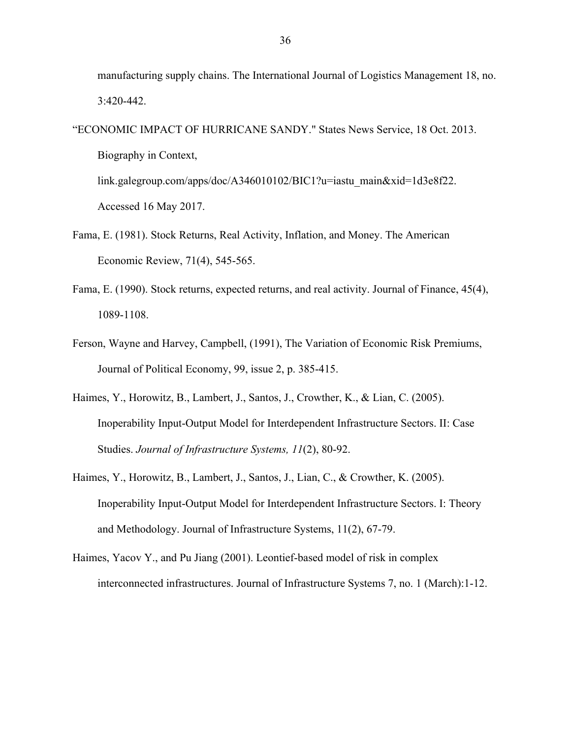manufacturing supply chains. The International Journal of Logistics Management 18, no. 3:420-442.

“ECONOMIC IMPACT OF HURRICANE SANDY." States News Service, 18 Oct. 2013. Biography in Context, link.galegroup.com/apps/doc/A346010102/BIC1?u=iastu_main&xid=1d3e8f22. Accessed 16 May 2017.

Fama, E. (1981). Stock Returns, Real Activity, Inflation, and Money. The American Economic Review, 71(4), 545-565.

Fama, E. (1990). Stock returns, expected returns, and real activity. Journal of Finance, 45(4), 1089-1108.

Ferson, Wayne and Harvey, Campbell, (1991), The Variation of Economic Risk Premiums, Journal of Political Economy, 99, issue 2, p. 385-415.

Haimes, Y., Horowitz, B., Lambert, J., Santos, J., Crowther, K., & Lian, C. (2005). Inoperability Input-Output Model for Interdependent Infrastructure Sectors. II: Case Studies. *Journal of Infrastructure Systems, 11*(2), 80-92.

Haimes, Y., Horowitz, B., Lambert, J., Santos, J., Lian, C., & Crowther, K. (2005). Inoperability Input-Output Model for Interdependent Infrastructure Sectors. I: Theory and Methodology. Journal of Infrastructure Systems, 11(2), 67-79.

Haimes, Yacov Y., and Pu Jiang (2001). Leontief-based model of risk in complex interconnected infrastructures. Journal of Infrastructure Systems 7, no. 1 (March):1-12.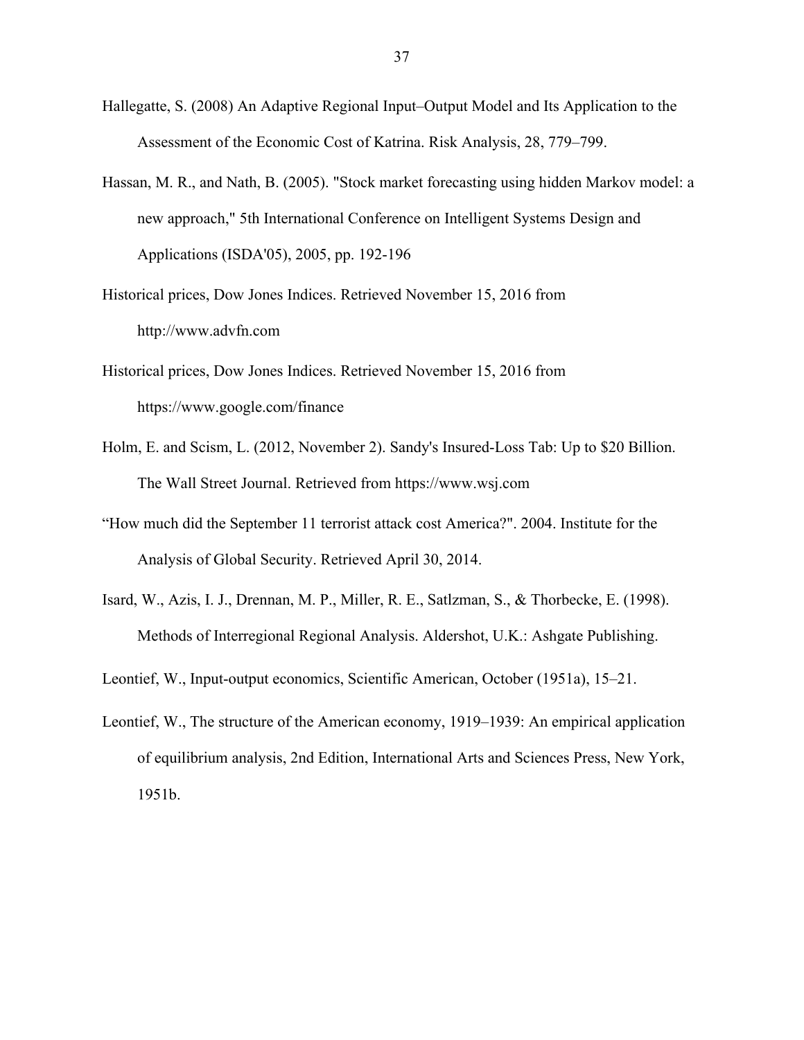Hallegatte, S. (2008) An Adaptive Regional Input–Output Model and Its Application to the Assessment of the Economic Cost of Katrina. Risk Analysis, 28, 779–799.

Hassan, M. R., and Nath, B. (2005). "Stock market forecasting using hidden Markov model: a new approach," 5th International Conference on Intelligent Systems Design and Applications (ISDA'05), 2005, pp. 192-196

Historical prices, Dow Jones Indices. Retrieved November 15, 2016 from http://www.advfn.com

Historical prices, Dow Jones Indices. Retrieved November 15, 2016 from https://www.google.com/finance

Holm, E. and Scism, L. (2012, November 2). Sandy's Insured-Loss Tab: Up to $20 Billion. The Wall Street Journal. Retrieved from https://www.wsj.com

"How much did the September 11 terrorist attack cost America?". 2004. Institute for the Analysis of Global Security. Retrieved April 30, 2014.

Isard, W., Azis, I. J., Drennan, M. P., Miller, R. E., Satlzman, S., & Thorbecke, E. (1998). Methods of Interregional Regional Analysis. Aldershot, U.K.: Ashgate Publishing.

Leontief, W., Input-output economics, Scientific American, October (1951a), 15–21.

Leontief, W., The structure of the American economy, 1919–1939: An empirical application of equilibrium analysis, 2nd Edition, International Arts and Sciences Press, New York, 1951b.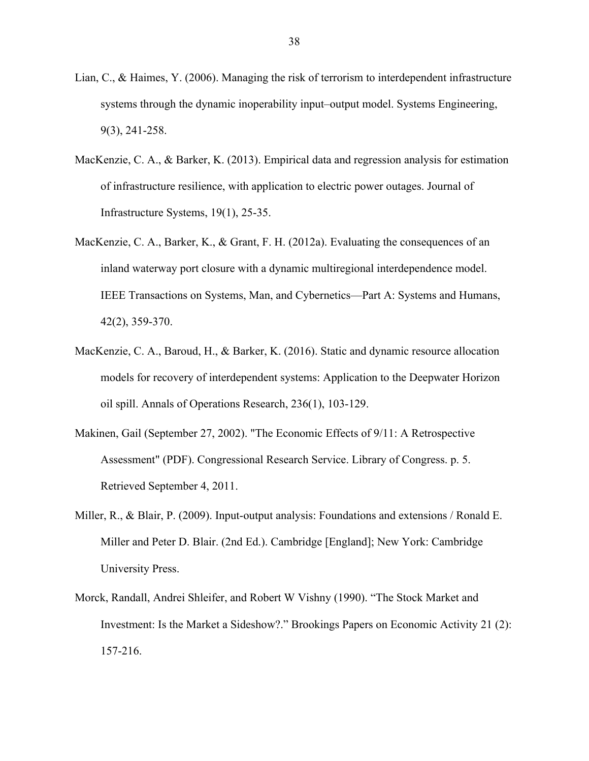Lian, C., & Haimes, Y. (2006). Managing the risk of terrorism to interdependent infrastructure systems through the dynamic inoperability input–output model. Systems Engineering, 9(3), 241-258.

MacKenzie, C. A., & Barker, K. (2013). Empirical data and regression analysis for estimation of infrastructure resilience, with application to electric power outages. Journal of Infrastructure Systems, 19(1), 25-35.

MacKenzie, C. A., Barker, K., & Grant, F. H. (2012a). Evaluating the consequences of an inland waterway port closure with a dynamic multiregional interdependence model. IEEE Transactions on Systems, Man, and Cybernetics—Part A: Systems and Humans, 42(2), 359-370.

MacKenzie, C. A., Baroud, H., & Barker, K. (2016). Static and dynamic resource allocation models for recovery of interdependent systems: Application to the Deepwater Horizon oil spill. Annals of Operations Research, 236(1), 103-129.

Makinen, Gail (September 27, 2002). "The Economic Effects of 9/11: A Retrospective Assessment" (PDF). Congressional Research Service. Library of Congress. p. 5. Retrieved September 4, 2011.

Miller, R., & Blair, P. (2009). Input-output analysis: Foundations and extensions / Ronald E. Miller and Peter D. Blair. (2nd Ed.). Cambridge [England]; New York: Cambridge University Press.

Morck, Randall, Andrei Shleifer, and Robert W Vishny (1990). "The Stock Market and Investment: Is the Market a Sideshow?." Brookings Papers on Economic Activity 21 (2): 157-216.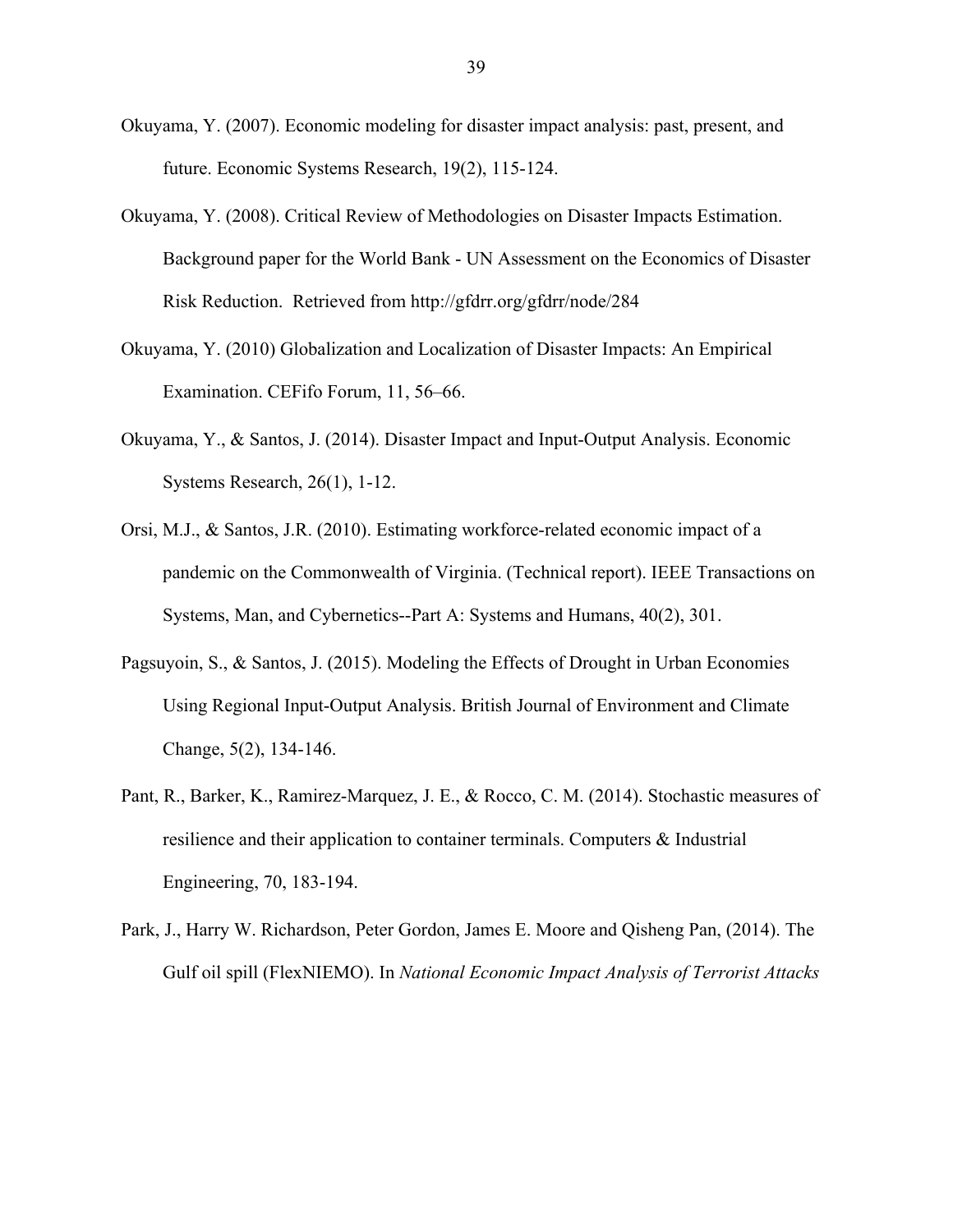Okuyama, Y. (2007). Economic modeling for disaster impact analysis: past, present, and future. Economic Systems Research, 19(2), 115-124.

Okuyama, Y. (2008). Critical Review of Methodologies on Disaster Impacts Estimation. Background paper for the World Bank - UN Assessment on the Economics of Disaster Risk Reduction. Retrieved from http://gfdrr.org/gfdrr/node/284

Okuyama, Y. (2010) Globalization and Localization of Disaster Impacts: An Empirical Examination. CEFifo Forum, 11, 56–66.

Okuyama, Y., & Santos, J. (2014). Disaster Impact and Input-Output Analysis. Economic Systems Research, 26(1), 1-12.

Orsi, M.J., & Santos, J.R. (2010). Estimating workforce-related economic impact of a pandemic on the Commonwealth of Virginia. (Technical report). IEEE Transactions on Systems, Man, and Cybernetics--Part A: Systems and Humans, 40(2), 301.

Pagsuyoin, S., & Santos, J. (2015). Modeling the Effects of Drought in Urban Economies Using Regional Input-Output Analysis. British Journal of Environment and Climate Change, 5(2), 134-146.

Pant, R., Barker, K., Ramirez-Marquez, J. E., & Rocco, C. M. (2014). Stochastic measures of resilience and their application to container terminals. Computers & Industrial Engineering, 70, 183-194.

Park, J., Harry W. Richardson, Peter Gordon, James E. Moore and Qisheng Pan, (2014). The Gulf oil spill (FlexNIEMO). In *National Economic Impact Analysis of Terrorist Attacks*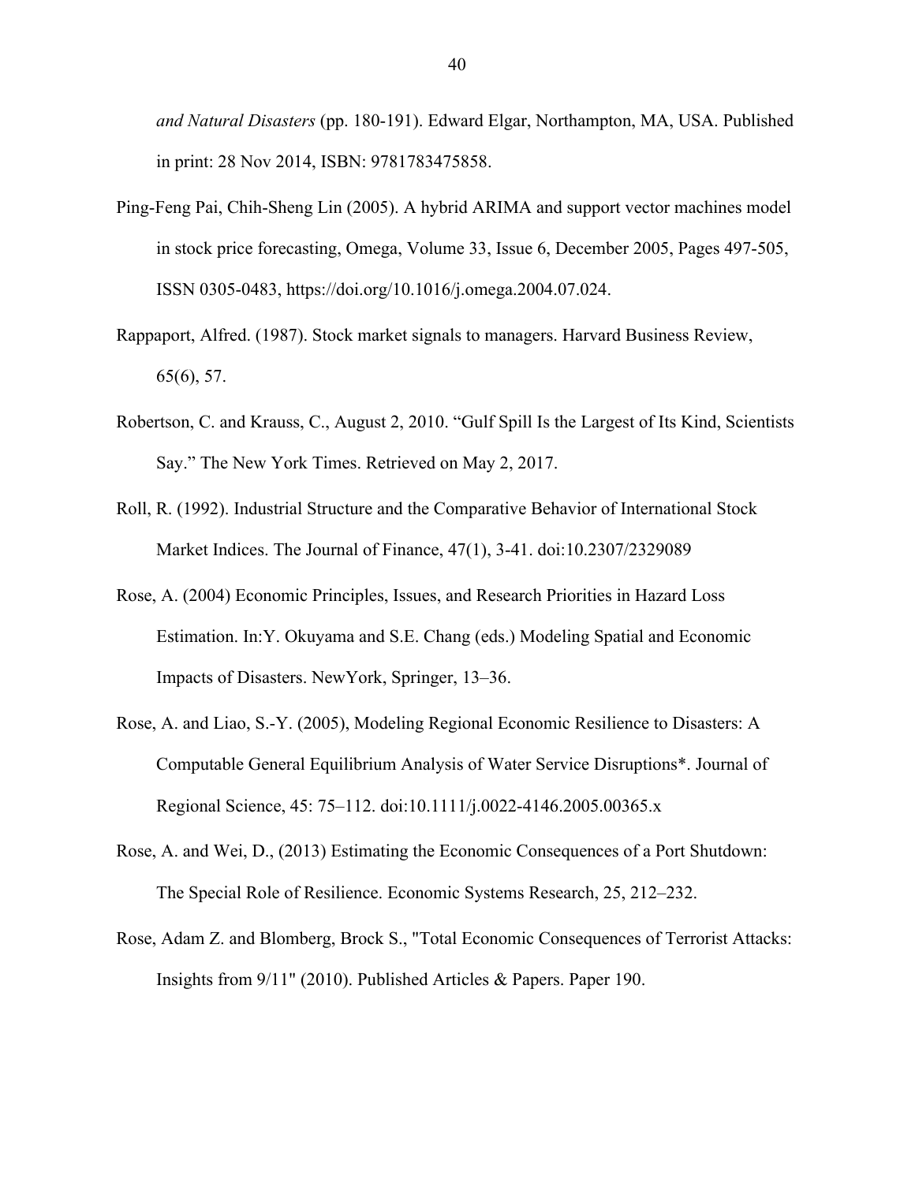*and Natural Disasters* (pp. 180-191). Edward Elgar, Northampton, MA, USA. Published in print: 28 Nov 2014, ISBN: 9781783475858.

Ping-Feng Pai, Chih-Sheng Lin (2005). A hybrid ARIMA and support vector machines model in stock price forecasting, Omega, Volume 33, Issue 6, December 2005, Pages 497-505, ISSN 0305-0483, https://doi.org/10.1016/j.omega.2004.07.024.

Rappaport, Alfred. (1987). Stock market signals to managers. Harvard Business Review, 65(6), 57.

Robertson, C. and Krauss, C., August 2, 2010. "Gulf Spill Is the Largest of Its Kind, Scientists Say." The New York Times. Retrieved on May 2, 2017.

Roll, R. (1992). Industrial Structure and the Comparative Behavior of International Stock Market Indices. The Journal of Finance, 47(1), 3-41. doi:10.2307/2329089

Rose, A. (2004) Economic Principles, Issues, and Research Priorities in Hazard Loss Estimation. In:Y. Okuyama and S.E. Chang (eds.) Modeling Spatial and Economic Impacts of Disasters. NewYork, Springer, 13–36.

Rose, A. and Liao, S.-Y. (2005), Modeling Regional Economic Resilience to Disasters: A Computable General Equilibrium Analysis of Water Service Disruptions*. Journal of Regional Science, 45: 75–112. doi:10.1111/j.0022-4146.2005.00365.x

Rose, A. and Wei, D., (2013) Estimating the Economic Consequences of a Port Shutdown: The Special Role of Resilience. Economic Systems Research, 25, 212–232.

Rose, Adam Z. and Blomberg, Brock S., "Total Economic Consequences of Terrorist Attacks: Insights from 9/11" (2010). Published Articles & Papers. Paper 190.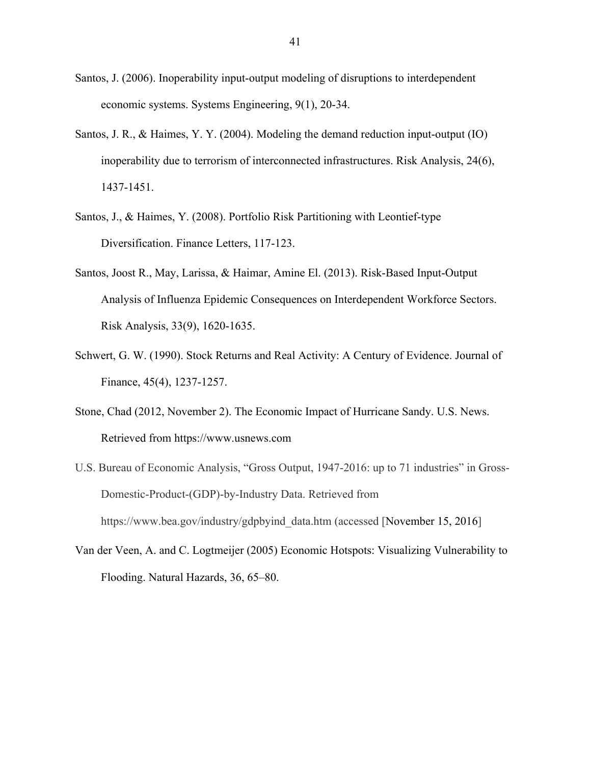Santos, J. (2006). Inoperability input-output modeling of disruptions to interdependent economic systems. Systems Engineering, 9(1), 20-34.

Santos, J. R., & Haimes, Y. Y. (2004). Modeling the demand reduction input-output (IO) inoperability due to terrorism of interconnected infrastructures. Risk Analysis, 24(6), 1437-1451.

Santos, J., & Haimes, Y. (2008). Portfolio Risk Partitioning with Leontief-type Diversification. Finance Letters, 117-123.

Santos, Joost R., May, Larissa, & Haimar, Amine El. (2013). Risk-Based Input-Output Analysis of Influenza Epidemic Consequences on Interdependent Workforce Sectors. Risk Analysis, 33(9), 1620-1635.

Schwert, G. W. (1990). Stock Returns and Real Activity: A Century of Evidence. Journal of Finance, 45(4), 1237-1257.

Stone, Chad (2012, November 2). The Economic Impact of Hurricane Sandy. U.S. News. Retrieved from https://www.usnews.com

U.S. Bureau of Economic Analysis, "Gross Output, 1947-2016: up to 71 industries" in Gross-Domestic-Product-(GDP)-by-Industry Data. Retrieved from https://www.bea.gov/industry/gdpbyind_data.htm (accessed [November 15, 2016]

Van der Veen, A. and C. Logtmeijer (2005) Economic Hotspots: Visualizing Vulnerability to Flooding. Natural Hazards, 36, 65–80.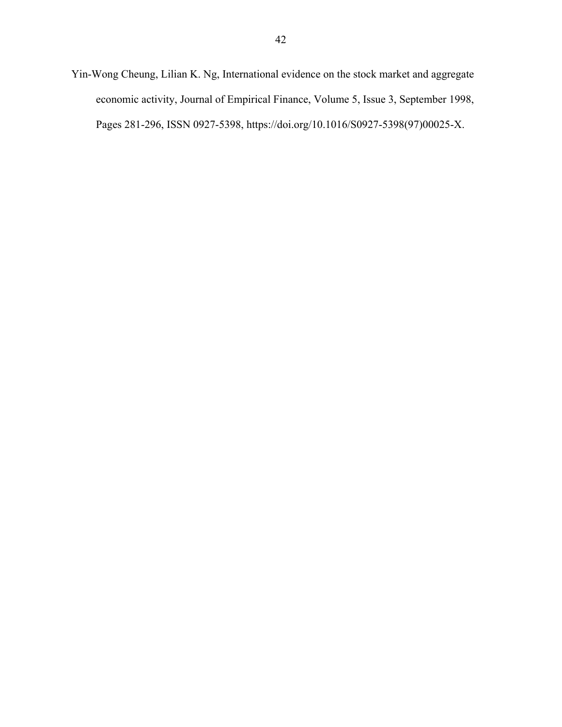Yin-Wong Cheung, Lilian K. Ng, International evidence on the stock market and aggregate economic activity, Journal of Empirical Finance, Volume 5, Issue 3, September 1998, Pages 281-296, ISSN 0927-5398, https://doi.org/10.1016/S0927-5398(97)00025-X.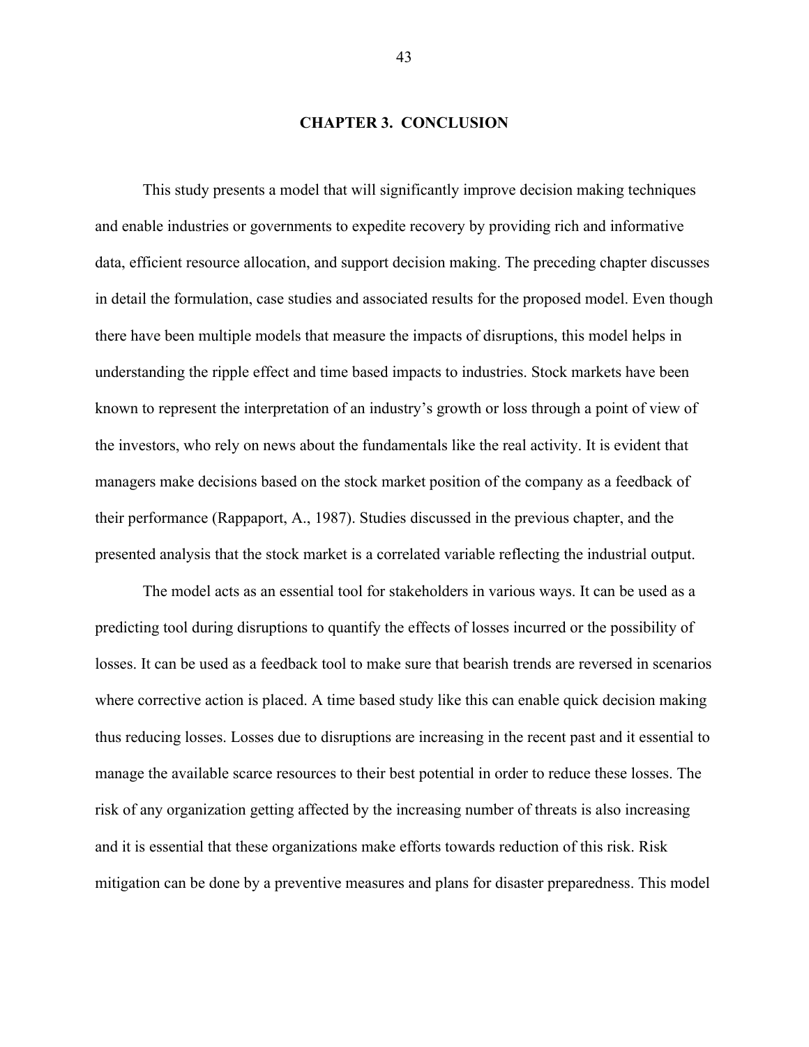# CHAPTER 3. CONCLUSION

This study presents a model that will significantly improve decision making techniques and enable industries or governments to expedite recovery by providing rich and informative data, efficient resource allocation, and support decision making. The preceding chapter discusses in detail the formulation, case studies and associated results for the proposed model. Even though there have been multiple models that measure the impacts of disruptions, this model helps in understanding the ripple effect and time based impacts to industries. Stock markets have been known to represent the interpretation of an industry's growth or loss through a point of view of the investors, who rely on news about the fundamentals like the real activity. It is evident that managers make decisions based on the stock market position of the company as a feedback of their performance (Rappaport, A., 1987). Studies discussed in the previous chapter, and the presented analysis that the stock market is a correlated variable reflecting the industrial output.

The model acts as an essential tool for stakeholders in various ways. It can be used as a predicting tool during disruptions to quantify the effects of losses incurred or the possibility of losses. It can be used as a feedback tool to make sure that bearish trends are reversed in scenarios where corrective action is placed. A time based study like this can enable quick decision making thus reducing losses. Losses due to disruptions are increasing in the recent past and it essential to manage the available scarce resources to their best potential in order to reduce these losses. The risk of any organization getting affected by the increasing number of threats is also increasing and it is essential that these organizations make efforts towards reduction of this risk. Risk mitigation can be done by a preventive measures and plans for disaster preparedness. This model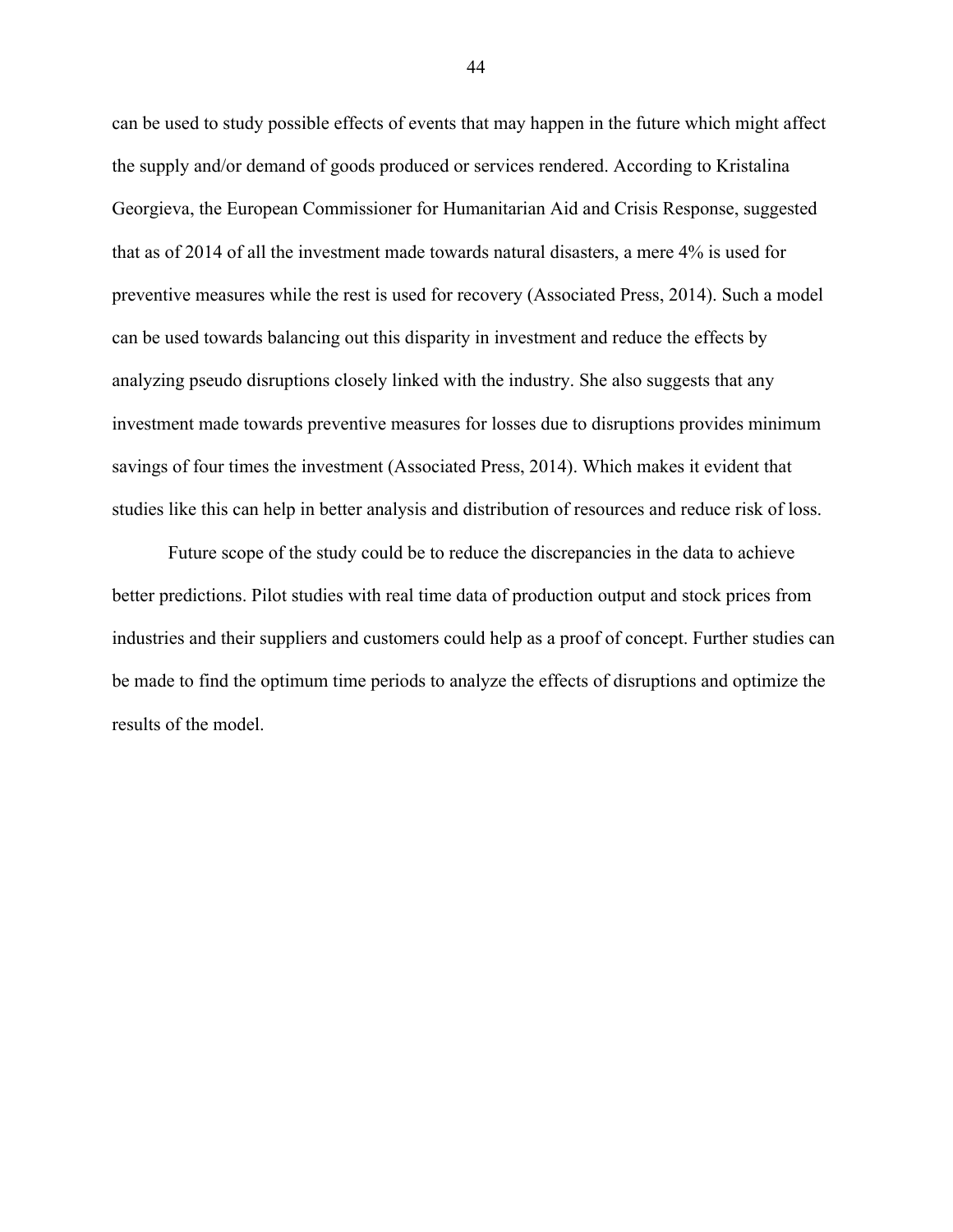can be used to study possible effects of events that may happen in the future which might affect the supply and/or demand of goods produced or services rendered. According to Kristalina Georgieva, the European Commissioner for Humanitarian Aid and Crisis Response, suggested that as of 2014 of all the investment made towards natural disasters, a mere 4% is used for preventive measures while the rest is used for recovery (Associated Press, 2014). Such a model can be used towards balancing out this disparity in investment and reduce the effects by analyzing pseudo disruptions closely linked with the industry. She also suggests that any investment made towards preventive measures for losses due to disruptions provides minimum savings of four times the investment (Associated Press, 2014). Which makes it evident that studies like this can help in better analysis and distribution of resources and reduce risk of loss.

Future scope of the study could be to reduce the discrepancies in the data to achieve better predictions. Pilot studies with real time data of production output and stock prices from industries and their suppliers and customers could help as a proof of concept. Further studies can be made to find the optimum time periods to analyze the effects of disruptions and optimize the results of the model.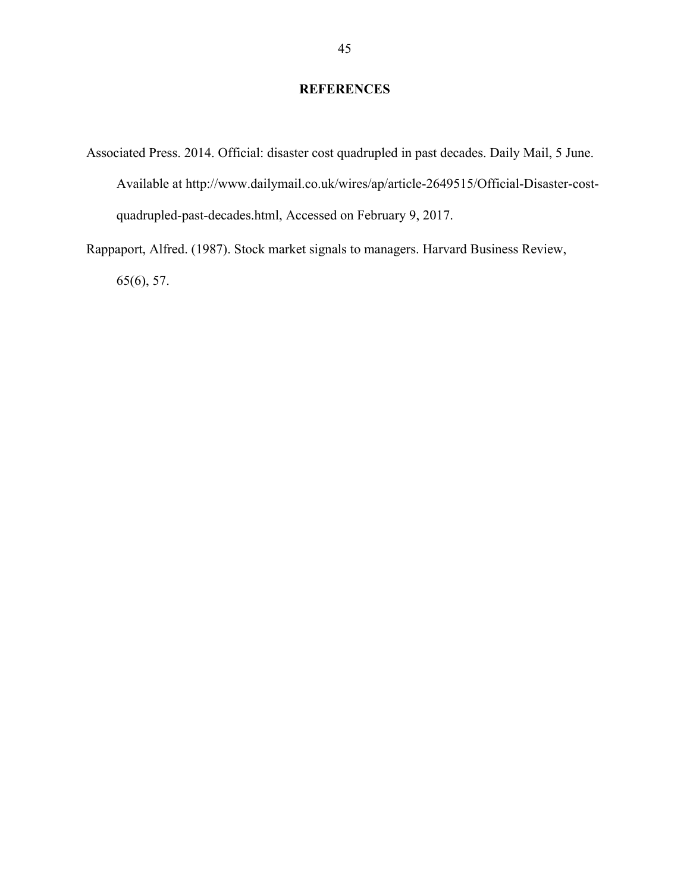# REFERENCES

Associated Press. 2014. Official: disaster cost quadrupled in past decades. Daily Mail, 5 June. Available at http://www.dailymail.co.uk/wires/ap/article-2649515/Official-Disaster-cost-quadrupled-past-decades.html, Accessed on February 9, 2017.

Rappaport, Alfred. (1987). Stock market signals to managers. Harvard Business Review, 65(6), 57.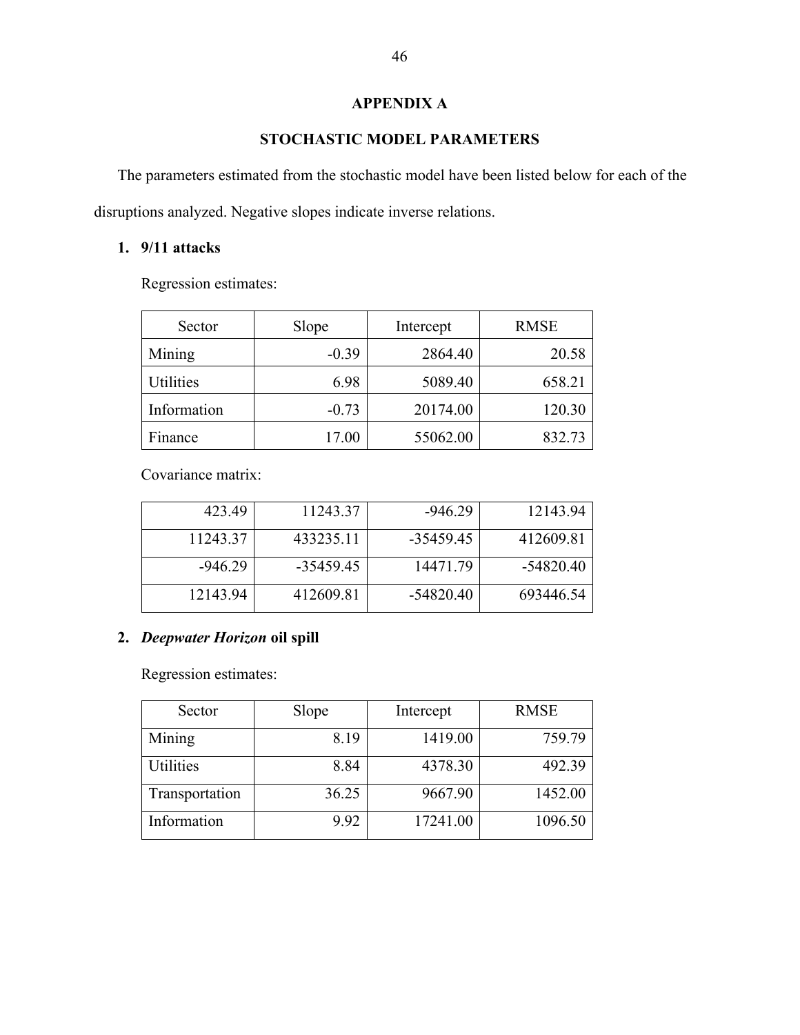# APPENDIX A

## STOCHASTIC MODEL PARAMETERS

The parameters estimated from the stochastic model have been listed below for each of the disruptions analyzed. Negative slopes indicate inverse relations.

### 1. 9/11 attacks

Regression estimates:

| Sector | Slope | Intercept | RMSE |
|---|---|---|---|
| Mining | -0.39 | 2864.40 | 20.58 |
| Utilities | 6.98 | 5089.40 | 658.21 |
| Information | -0.73 | 20174.00 | 120.30 |
| Finance | 17.00 | 55062.00 | 832.73 |

Covariance matrix:

| | | | |
|---|---|---|---|
| 423.49 | 11243.37 | -946.29 | 12143.94 |
| 11243.37 | 433235.11 | -35459.45 | 412609.81 |
| -946.29 | -35459.45 | 14471.79 | -54820.40 |
| 12143.94 | 412609.81 | -54820.40 | 693446.54 |

### 2. *Deepwater Horizon* oil spill

Regression estimates:

| Sector | Slope | Intercept | RMSE |
|---|---|---|---|
| Mining | 8.19 | 1419.00 | 759.79 |
| Utilities | 8.84 | 4378.30 | 492.39 |
| Transportation | 36.25 | 9667.90 | 1452.00 |
| Information | 9.92 | 17241.00 | 1096.50 |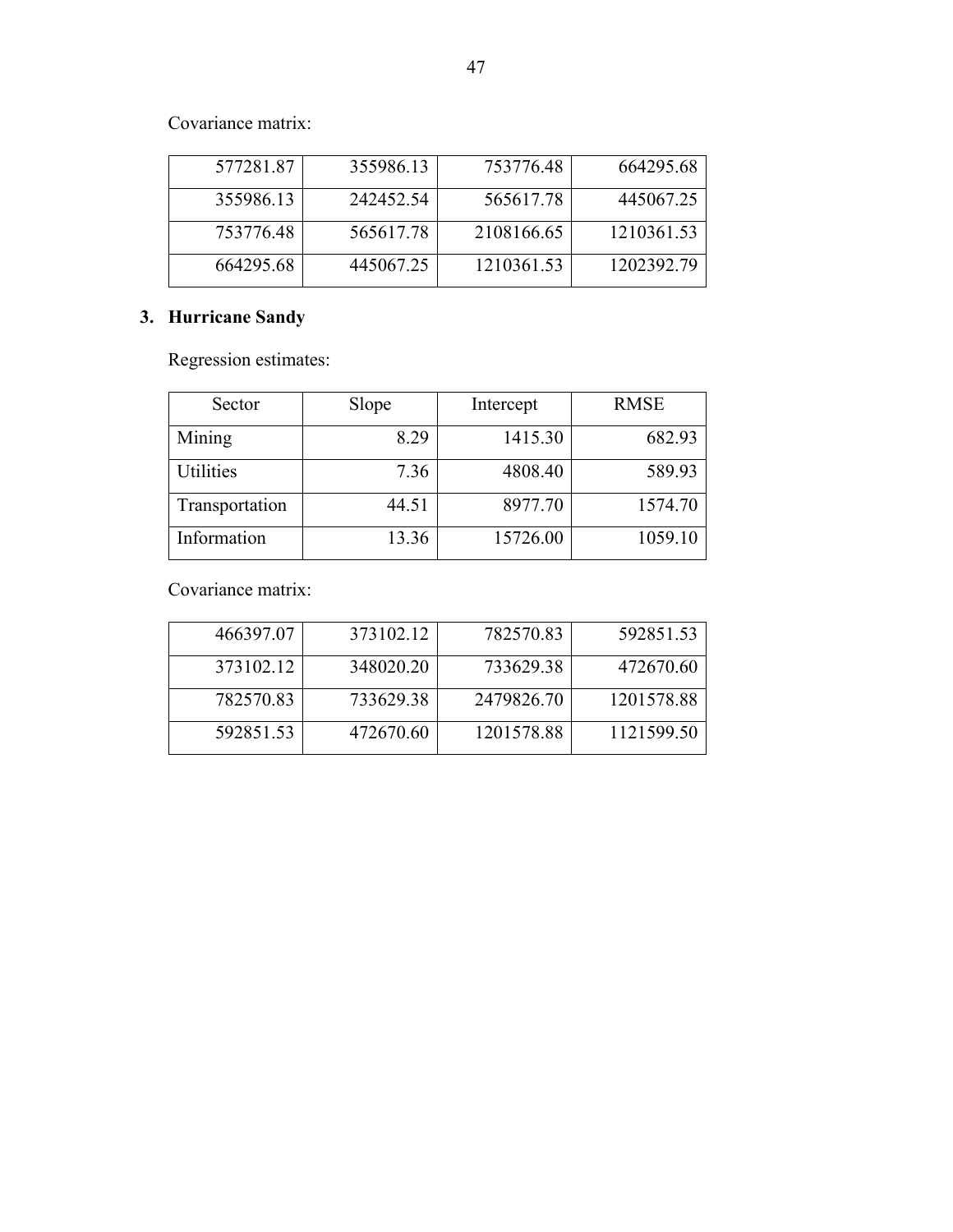Covariance matrix:

| | | | |
|---|---|---|---|
| 577281.87 | 355986.13 | 753776.48 | 664295.68 |
| 355986.13 | 242452.54 | 565617.78 | 445067.25 |
| 753776.48 | 565617.78 | 2108166.65 | 1210361.53 |
| 664295.68 | 445067.25 | 1210361.53 | 1202392.79 |

### 3. Hurricane Sandy

Regression estimates:

| Sector | Slope | Intercept | RMSE |
|---|---|---|---|
| Mining | 8.29 | 1415.30 | 682.93 |
| Utilities | 7.36 | 4808.40 | 589.93 |
| Transportation | 44.51 | 8977.70 | 1574.70 |
| Information | 13.36 | 15726.00 | 1059.10 |

Covariance matrix:

| | | | |
|---|---|---|---|
| 466397.07 | 373102.12 | 782570.83 | 592851.53 |
| 373102.12 | 348020.20 | 733629.38 | 472670.60 |
| 782570.83 | 733629.38 | 2479826.70 | 1201578.88 |
| 592851.53 | 472670.60 | 1201578.88 | 1121599.50 |